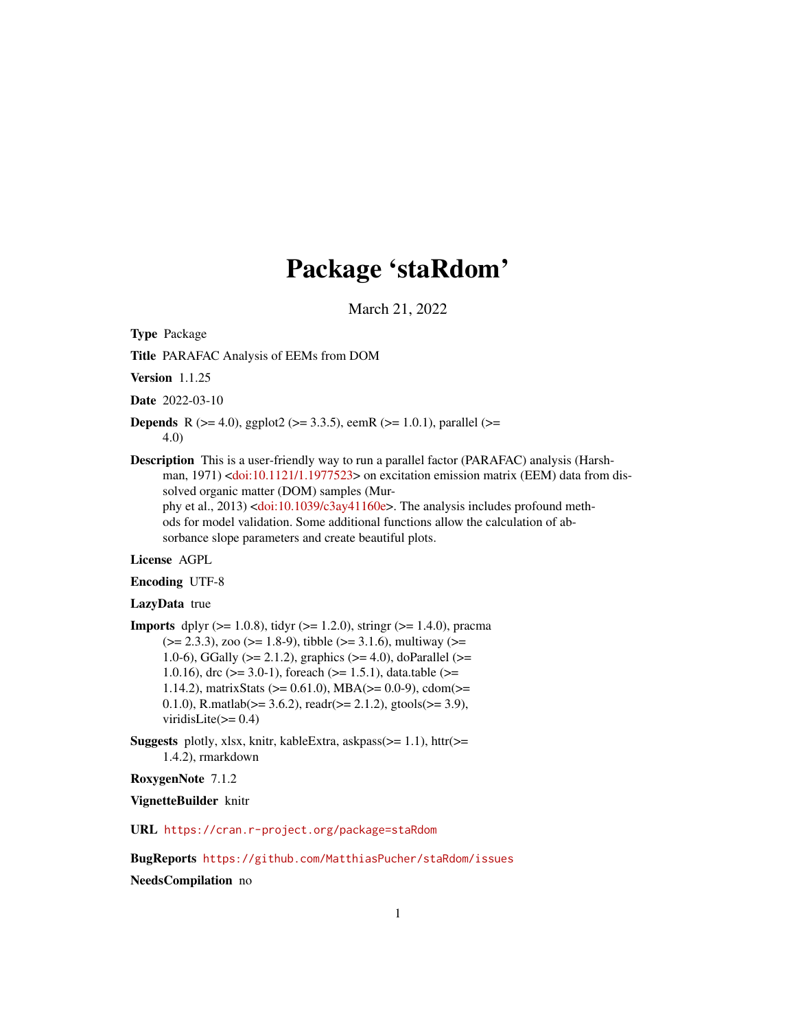# Package 'staRdom'

March 21, 2022

**Type** Package

**Title** PARAFAC Analysis of EEMs from DOM

**Version** 1.1.25

**Date** 2022-03-10

**Depends** R (>= 4.0), ggplot2 (>= 3.3.5), eemR (>= 1.0.1), parallel (>= 4.0)

**Description** This is a user-friendly way to run a parallel factor (PARAFAC) analysis (Harshman, 1971) <doi:10.1121/1.1977523> on excitation emission matrix (EEM) data from dissolved organic matter (DOM) samples (Murphy et al., 2013) <doi:10.1039/c3ay41160e>. The analysis includes profound methods for model validation. Some additional functions allow the calculation of absorbance slope parameters and create beautiful plots.

**License** AGPL

**Encoding** UTF-8

**LazyData** true

**Imports** dplyr (>= 1.0.8), tidyr (>= 1.2.0), stringr (>= 1.4.0), pracma (>= 2.3.3), zoo (>= 1.8-9), tibble (>= 3.1.6), multiway (>= 1.0-6), GGally (>= 2.1.2), graphics (>= 4.0), doParallel (>= 1.0.16), drc (>= 3.0-1), foreach (>= 1.5.1), data.table (>= 1.14.2), matrixStats (>= 0.61.0), MBA(>= 0.0-9), cdom(>= 0.1.0), R.matlab(>= 3.6.2), readr(>= 2.1.2), gtools(>= 3.9), viridisLite(>= 0.4)

**Suggests** plotly, xlsx, knitr, kableExtra, askpass(>= 1.1), httr(>= 1.4.2), rmarkdown

**RoxygenNote** 7.1.2

**VignetteBuilder** knitr

**URL** https://cran.r-project.org/package=staRdom

**BugReports** https://github.com/MatthiasPucher/staRdom/issues

**NeedsCompilation** no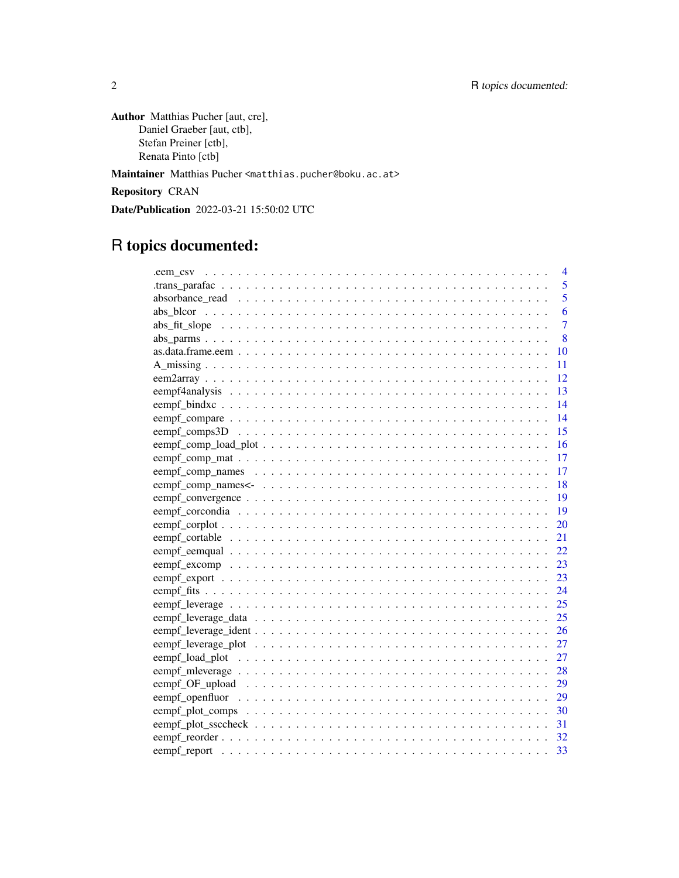**Author** Matthias Pucher [aut, cre],
Daniel Graeber [aut, ctb],
Stefan Preiner [ctb],
Renata Pinto [ctb]

**Maintainer** Matthias Pucher <matthias.pucher@boku.ac.at>

**Repository** CRAN

**Date/Publication** 2022-03-21 15:50:02 UTC

# R topics documented:

| | |
|---|---|
| .eem_csv | 4 |
| .trans_parafac | 5 |
| absorbance_read | 5 |
| abs_blcor | 6 |
| abs_fit_slope | 7 |
| abs_parms | 8 |
| as.data.frame.eem | 10 |
| A_missing | 11 |
| eem2array | 12 |
| eempf4analysis | 13 |
| eempf_bindxc | 14 |
| eempf_compare | 14 |
| eempf_comps3D | 15 |
| eempf_comp_load_plot | 16 |
| eempf_comp_mat | 17 |
| eempf_comp_names | 17 |
| eempf_comp_names<- | 18 |
| eempf_convergence | 19 |
| eempf_corcondia | 19 |
| eempf_corplot | 20 |
| eempf_cortable | 21 |
| eempf_eemqual | 22 |
| eempf_excomp | 23 |
| eempf_export | 23 |
| eempf_fits | 24 |
| eempf_leverage | 25 |
| eempf_leverage_data | 25 |
| eempf_leverage_ident | 26 |
| eempf_leverage_plot | 27 |
| eempf_load_plot | 27 |
| eempf_mleverage | 28 |
| eempf_OF_upload | 29 |
| eempf_openfluor | 29 |
| eempf_plot_comps | 30 |
| eempf_plot_ssccheck | 31 |
| eempf_reorder | 32 |
| eempf_report | 33 |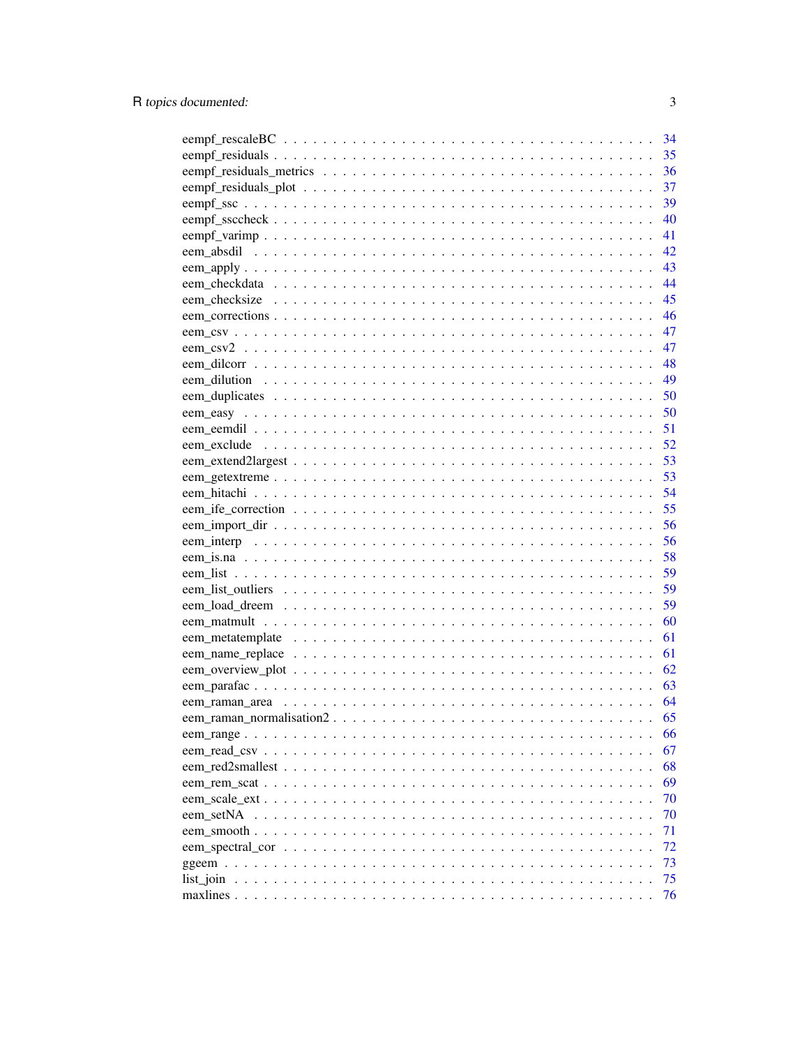| | |
|---|---|
| eempf_rescaleBC | 34 |
| eempf_residuals | 35 |
| eempf_residuals_metrics | 36 |
| eempf_residuals_plot | 37 |
| eempf_ssc | 39 |
| eempf_ssccheck | 40 |
| eempf_varimp | 41 |
| eem_absdil | 42 |
| eem_apply | 43 |
| eem_checkdata | 44 |
| eem_checksize | 45 |
| eem_corrections | 46 |
| eem_csv | 47 |
| eem_csv2 | 47 |
| eem_dilcorr | 48 |
| eem_dilution | 49 |
| eem_duplicates | 50 |
| eem_easy | 50 |
| eem_eemdil | 51 |
| eem_exclude | 52 |
| eem_extend2largest | 53 |
| eem_getextreme | 53 |
| eem_hitachi | 54 |
| eem_ife_correction | 55 |
| eem_import_dir | 56 |
| eem_interp | 56 |
| eem_is.na | 58 |
| eem_list | 59 |
| eem_list_outliers | 59 |
| eem_load_dreem | 59 |
| eem_matmult | 60 |
| eem_metatemplate | 61 |
| eem_name_replace | 61 |
| eem_overview_plot | 62 |
| eem_parafac | 63 |
| eem_raman_area | 64 |
| eem_raman_normalisation2 | 65 |
| eem_range | 66 |
| eem_read_csv | 67 |
| eem_red2smallest | 68 |
| eem_rem_scat | 69 |
| eem_scale_ext | 70 |
| eem_setNA | 70 |
| eem_smooth | 71 |
| eem_spectral_cor | 72 |
| ggeem | 73 |
| list_join | 75 |
| maxlines | 76 |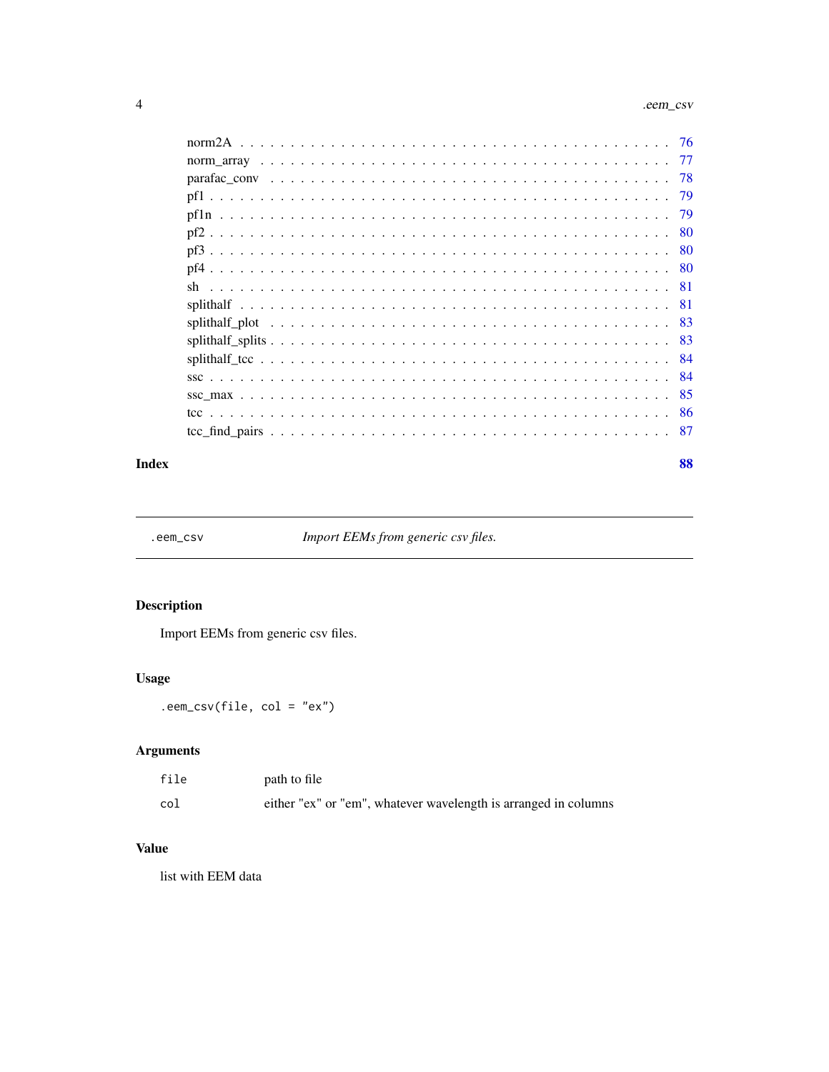norm2A . . . . . . . . . . . . . . . . . . . . . . . . . . . . . . . . . . . . 76
norm_array . . . . . . . . . . . . . . . . . . . . . . . . . . . . . . . . . . 77
parafac_conv . . . . . . . . . . . . . . . . . . . . . . . . . . . . . . . . . 78
pf1 . . . . . . . . . . . . . . . . . . . . . . . . . . . . . . . . . . . . . . 79
pf1n . . . . . . . . . . . . . . . . . . . . . . . . . . . . . . . . . . . . . 79
pf2 . . . . . . . . . . . . . . . . . . . . . . . . . . . . . . . . . . . . . . 80
pf3 . . . . . . . . . . . . . . . . . . . . . . . . . . . . . . . . . . . . . . 80
pf4 . . . . . . . . . . . . . . . . . . . . . . . . . . . . . . . . . . . . . . 80
sh . . . . . . . . . . . . . . . . . . . . . . . . . . . . . . . . . . . . . . 81
splithalf . . . . . . . . . . . . . . . . . . . . . . . . . . . . . . . . . . . 81
splithalf_plot . . . . . . . . . . . . . . . . . . . . . . . . . . . . . . . . 83
splithalf_splits . . . . . . . . . . . . . . . . . . . . . . . . . . . . . . . 83
splithalf_tcc . . . . . . . . . . . . . . . . . . . . . . . . . . . . . . . . . 84
ssc . . . . . . . . . . . . . . . . . . . . . . . . . . . . . . . . . . . . . . 84
ssc_max . . . . . . . . . . . . . . . . . . . . . . . . . . . . . . . . . . . . 85
tcc . . . . . . . . . . . . . . . . . . . . . . . . . . . . . . . . . . . . . . 86
tcc_find_pairs . . . . . . . . . . . . . . . . . . . . . . . . . . . . . . . . 87

**Index** **88**

---

`.eem_csv` *Import EEMs from generic csv files.*

---

### Description

Import EEMs from generic csv files.

### Usage

```
.eem_csv(file, col = "ex")
```

### Arguments

| | |
|---|---|
| `file` | path to file |
| `col` | either "ex" or "em", whatever wavelength is arranged in columns |

### Value

list with EEM data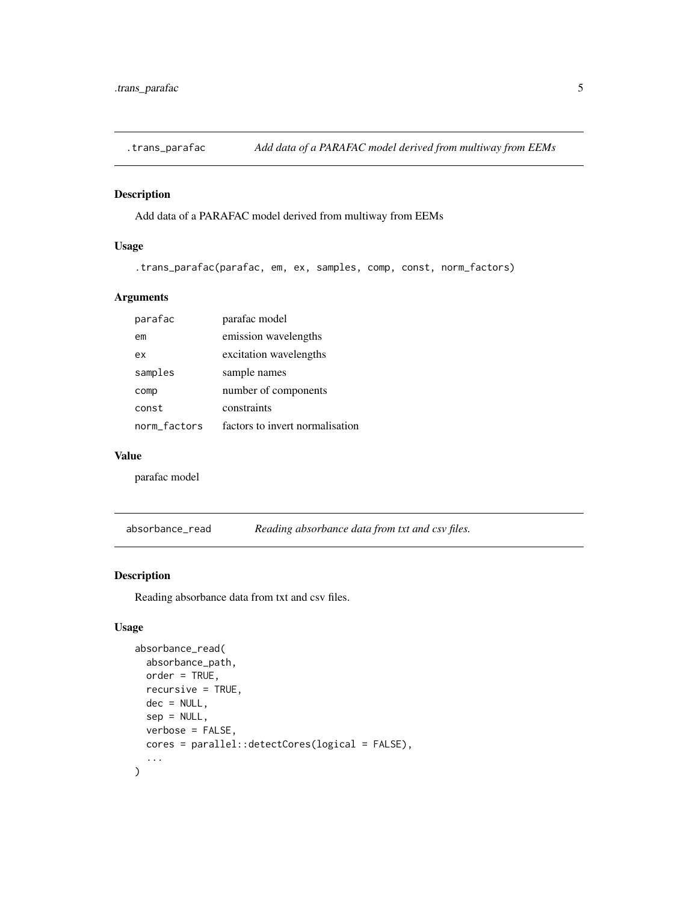## .trans_parafac — *Add data of a PARAFAC model derived from multiway from EEMs*

### Description

Add data of a PARAFAC model derived from multiway from EEMs

### Usage

```
.trans_parafac(parafac, em, ex, samples, comp, const, norm_factors)
```

### Arguments

| | |
|---|---|
| parafac | parafac model |
| em | emission wavelengths |
| ex | excitation wavelengths |
| samples | sample names |
| comp | number of components |
| const | constraints |
| norm_factors | factors to invert normalisation |

### Value

parafac model

## absorbance_read — *Reading absorbance data from txt and csv files.*

### Description

Reading absorbance data from txt and csv files.

### Usage

```
absorbance_read(
  absorbance_path,
  order = TRUE,
  recursive = TRUE,
  dec = NULL,
  sep = NULL,
  verbose = FALSE,
  cores = parallel::detectCores(logical = FALSE),
  ...
)
```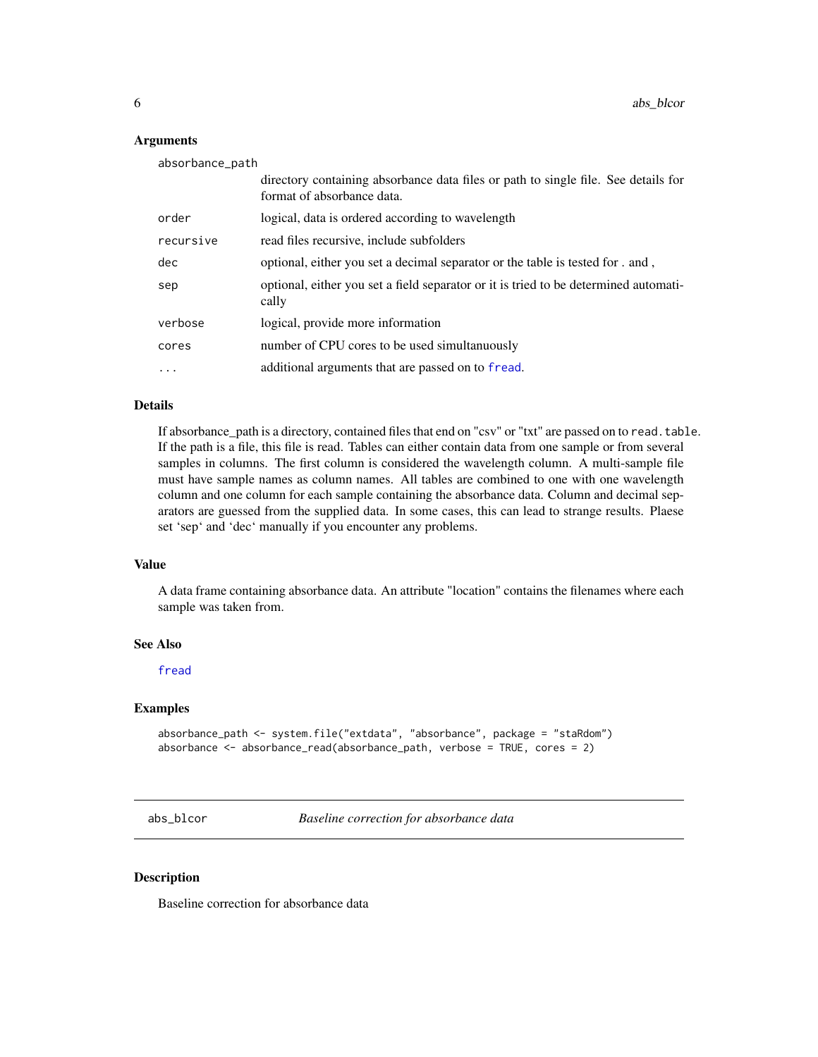### Arguments

| | |
|---|---|
| absorbance_path | directory containing absorbance data files or path to single file. See details for format of absorbance data. |
| order | logical, data is ordered according to wavelength |
| recursive | read files recursive, include subfolders |
| dec | optional, either you set a decimal separator or the table is tested for . and , |
| sep | optional, either you set a field separator or it is tried to be determined automatically |
| verbose | logical, provide more information |
| cores | number of CPU cores to be used simultanuously |
| ... | additional arguments that are passed on to fread. |

### Details

If absorbance_path is a directory, contained files that end on "csv" or "txt" are passed on to `read.table`. If the path is a file, this file is read. Tables can either contain data from one sample or from several samples in columns. The first column is considered the wavelength column. A multi-sample file must have sample names as column names. All tables are combined to one with one wavelength column and one column for each sample containing the absorbance data. Column and decimal separators are guessed from the supplied data. In some cases, this can lead to strange results. Plaese set 'sep' and 'dec' manually if you encounter any problems.

### Value

A data frame containing absorbance data. An attribute "location" contains the filenames where each sample was taken from.

### See Also

fread

### Examples

```
absorbance_path <- system.file("extdata", "absorbance", package = "staRdom")
absorbance <- absorbance_read(absorbance_path, verbose = TRUE, cores = 2)
```

## abs_blcor    *Baseline correction for absorbance data*

### Description

Baseline correction for absorbance data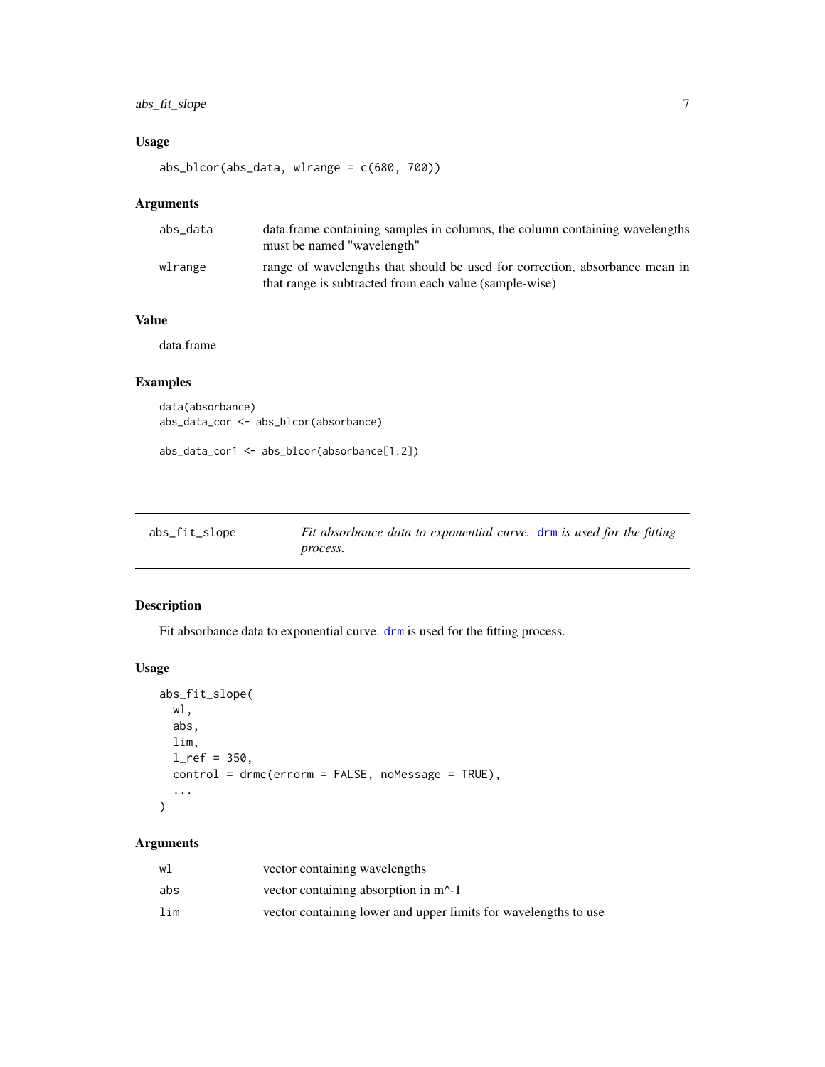## Usage

```
abs_blcor(abs_data, wlrange = c(680, 700))
```

## Arguments

| | |
|---|---|
| abs_data | data.frame containing samples in columns, the column containing wavelengths must be named "wavelength" |
| wlrange | range of wavelengths that should be used for correction, absorbance mean in that range is subtracted from each value (sample-wise) |

## Value

data.frame

## Examples

```
data(absorbance)
abs_data_cor <- abs_blcor(absorbance)

abs_data_cor1 <- abs_blcor(absorbance[1:2])
```

---

# abs_fit_slope — *Fit absorbance data to exponential curve.* drm *is used for the fitting process.*

---

## Description

Fit absorbance data to exponential curve. drm is used for the fitting process.

## Usage

```
abs_fit_slope(
  wl,
  abs,
  lim,
  l_ref = 350,
  control = drmc(errorm = FALSE, noMessage = TRUE),
  ...
)
```

## Arguments

| | |
|---|---|
| wl | vector containing wavelengths |
| abs | vector containing absorption in m^-1 |
| lim | vector containing lower and upper limits for wavelengths to use |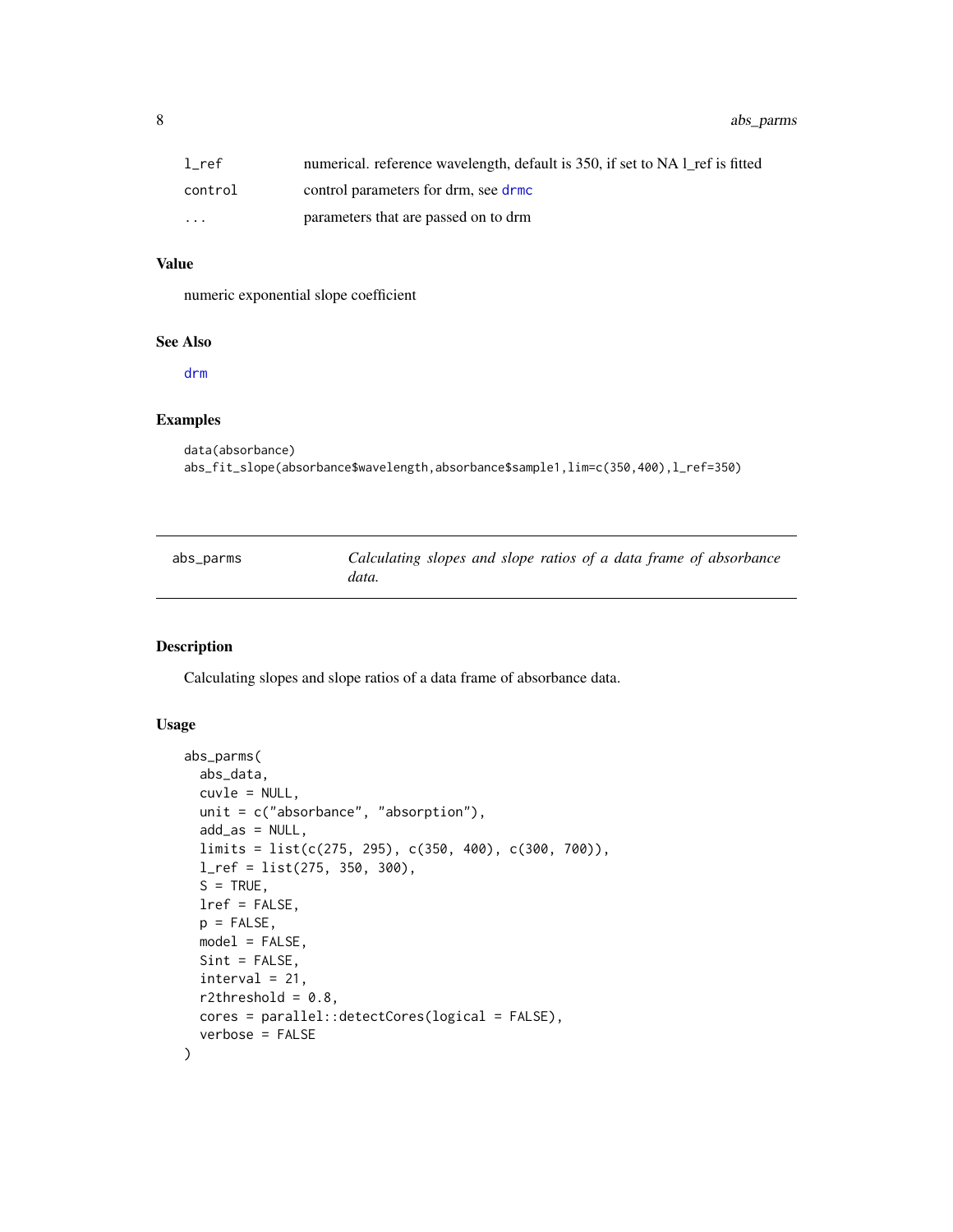| | |
|---|---|
| l_ref | numerical. reference wavelength, default is 350, if set to NA l_ref is fitted |
| control | control parameters for drm, see drmc |
| ... | parameters that are passed on to drm |

### Value

numeric exponential slope coefficient

### See Also

drm

### Examples

```
data(absorbance)
abs_fit_slope(absorbance$wavelength,absorbance$sample1,lim=c(350,400),l_ref=350)
```

---

## abs_parms — *Calculating slopes and slope ratios of a data frame of absorbance data.*

### Description

Calculating slopes and slope ratios of a data frame of absorbance data.

### Usage

```
abs_parms(
  abs_data,
  cuvle = NULL,
  unit = c("absorbance", "absorption"),
  add_as = NULL,
  limits = list(c(275, 295), c(350, 400), c(300, 700)),
  l_ref = list(275, 350, 300),
  S = TRUE,
  lref = FALSE,
  p = FALSE,
  model = FALSE,
  Sint = FALSE,
  interval = 21,
  r2threshold = 0.8,
  cores = parallel::detectCores(logical = FALSE),
  verbose = FALSE
)
```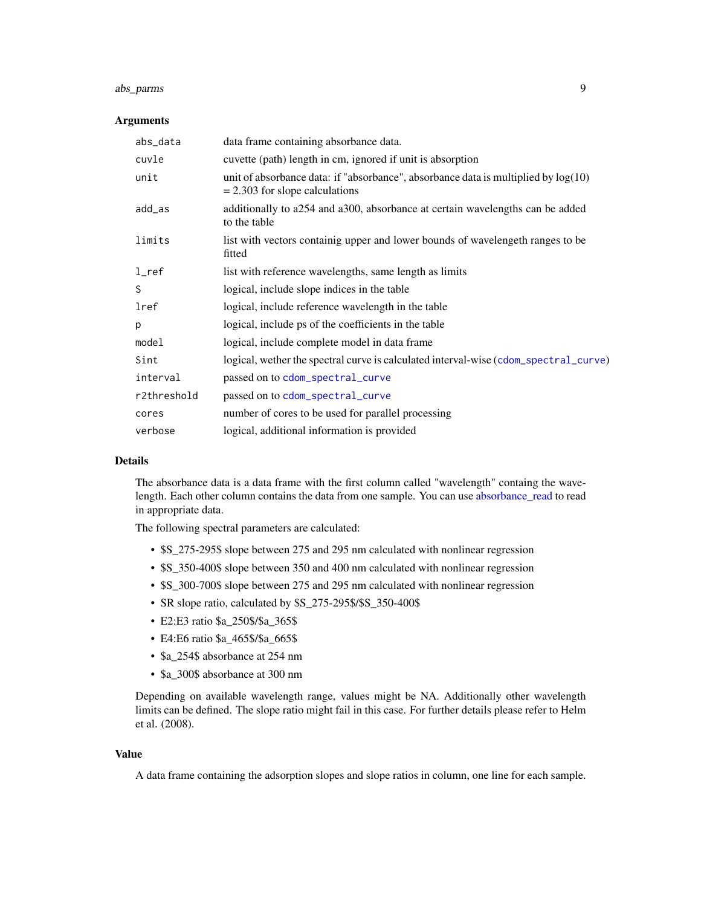### Arguments

| | |
|---|---|
| `abs_data` | data frame containing absorbance data. |
| `cuvle` | cuvette (path) length in cm, ignored if unit is absorption |
| `unit` | unit of absorbance data: if "absorbance", absorbance data is multiplied by log(10) = 2.303 for slope calculations |
| `add_as` | additionally to a254 and a300, absorbance at certain wavelengths can be added to the table |
| `limits` | list with vectors containig upper and lower bounds of wavelengeth ranges to be fitted |
| `l_ref` | list with reference wavelengths, same length as limits |
| `S` | logical, include slope indices in the table |
| `lref` | logical, include reference wavelength in the table |
| `p` | logical, include ps of the coefficients in the table |
| `model` | logical, include complete model in data frame |
| `Sint` | logical, wether the spectral curve is calculated interval-wise (`cdom_spectral_curve`) |
| `interval` | passed on to `cdom_spectral_curve` |
| `r2threshold` | passed on to `cdom_spectral_curve` |
| `cores` | number of cores to be used for parallel processing |
| `verbose` | logical, additional information is provided |

### Details

The absorbance data is a data frame with the first column called "wavelength" containg the wavelength. Each other column contains the data from one sample. You can use absorbance_read to read in appropriate data.

The following spectral parameters are calculated:

- $S_275-295$ slope between 275 and 295 nm calculated with nonlinear regression
- $S_350-400$ slope between 350 and 400 nm calculated with nonlinear regression
- $S_300-700$ slope between 275 and 295 nm calculated with nonlinear regression
- SR slope ratio, calculated by $S_275-295$/$S_350-400$
- E2:E3 ratio $a_250$/$a_365$
- E4:E6 ratio $a_465$/$a_665$
- $a_254$ absorbance at 254 nm
- $a_300$ absorbance at 300 nm

Depending on available wavelength range, values might be NA. Additionally other wavelength limits can be defined. The slope ratio might fail in this case. For further details please refer to Helm et al. (2008).

### Value

A data frame containing the adsorption slopes and slope ratios in column, one line for each sample.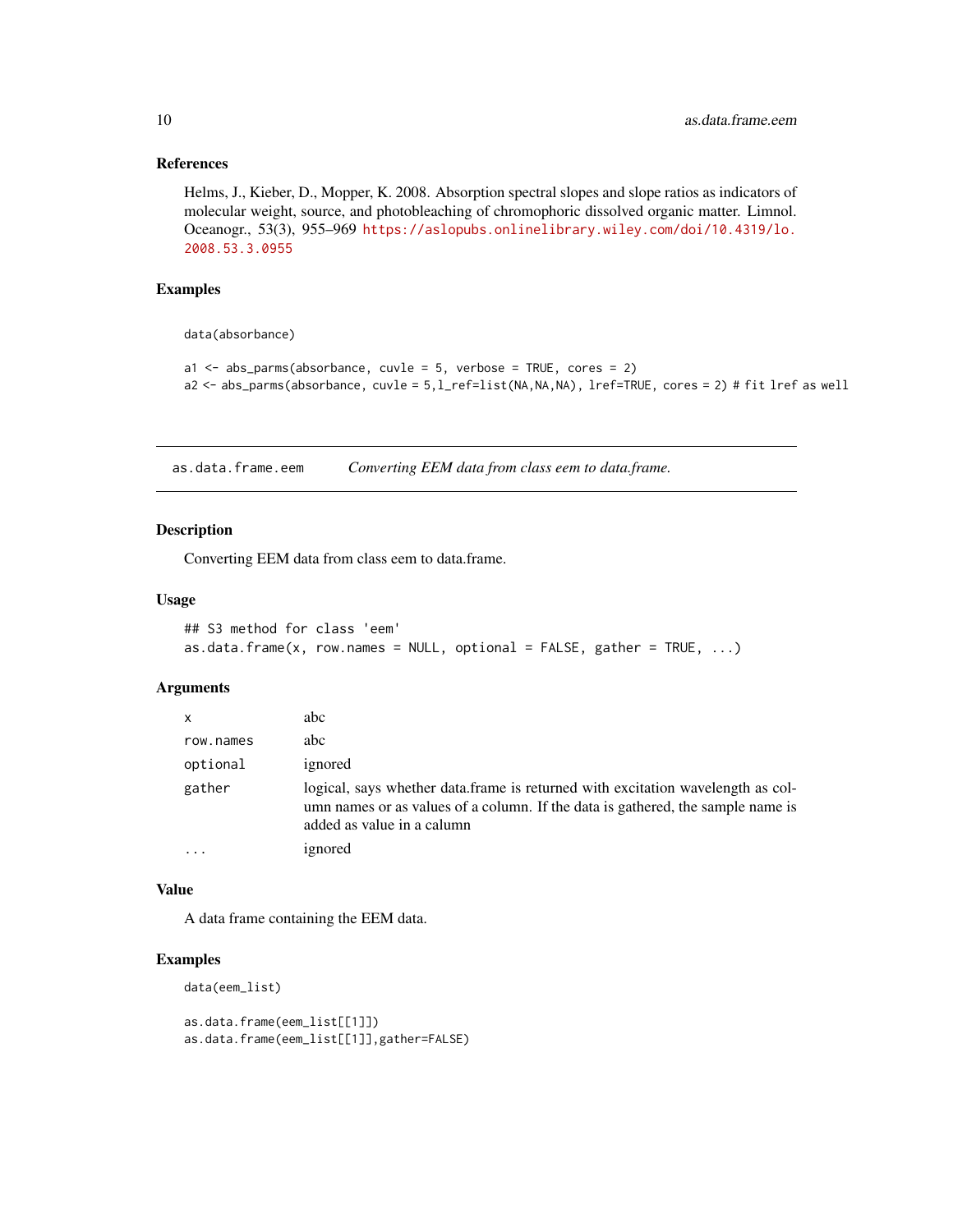### References

Helms, J., Kieber, D., Mopper, K. 2008. Absorption spectral slopes and slope ratios as indicators of molecular weight, source, and photobleaching of chromophoric dissolved organic matter. Limnol. Oceanogr., 53(3), 955–969 https://aslopubs.onlinelibrary.wiley.com/doi/10.4319/lo.2008.53.3.0955

### Examples

```
data(absorbance)

a1 <- abs_parms(absorbance, cuvle = 5, verbose = TRUE, cores = 2)
a2 <- abs_parms(absorbance, cuvle = 5,l_ref=list(NA,NA,NA), lref=TRUE, cores = 2) # fit lref as well
```

---

## as.data.frame.eem — *Converting EEM data from class eem to data.frame.*

### Description

Converting EEM data from class eem to data.frame.

### Usage

```
## S3 method for class 'eem'
as.data.frame(x, row.names = NULL, optional = FALSE, gather = TRUE, ...)
```

### Arguments

| | |
|---|---|
| `x` | abc |
| `row.names` | abc |
| `optional` | ignored |
| `gather` | logical, says whether data.frame is returned with excitation wavelength as column names or as values of a column. If the data is gathered, the sample name is added as value in a calumn |
| `...` | ignored |

### Value

A data frame containing the EEM data.

### Examples

```
data(eem_list)

as.data.frame(eem_list[[1]])
as.data.frame(eem_list[[1]],gather=FALSE)
```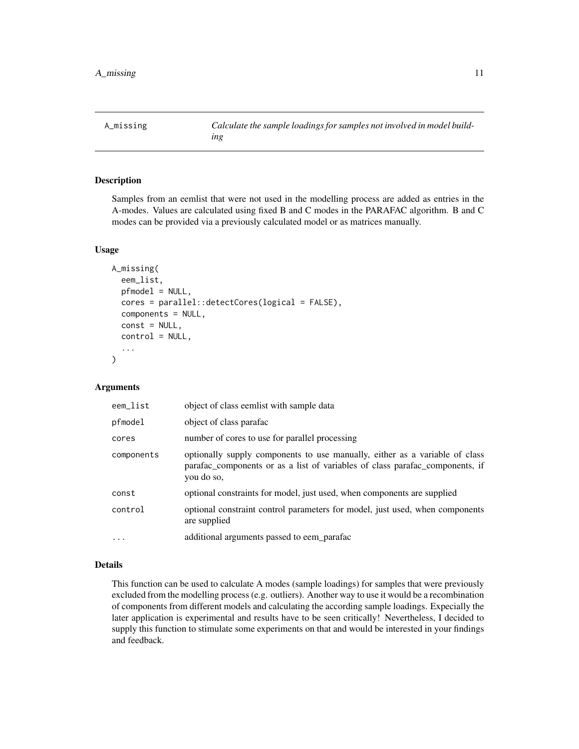# A_missing — *Calculate the sample loadings for samples not involved in model building*

## Description

Samples from an eemlist that were not used in the modelling process are added as entries in the A-modes. Values are calculated using fixed B and C modes in the PARAFAC algorithm. B and C modes can be provided via a previously calculated model or as matrices manually.

## Usage

```
A_missing(
  eem_list,
  pfmodel = NULL,
  cores = parallel::detectCores(logical = FALSE),
  components = NULL,
  const = NULL,
  control = NULL,
  ...
)
```

## Arguments

| | |
|---|---|
| eem_list | object of class eemlist with sample data |
| pfmodel | object of class parafac |
| cores | number of cores to use for parallel processing |
| components | optionally supply components to use manually, either as a variable of class parafac_components or as a list of variables of class parafac_components, if you do so, |
| const | optional constraints for model, just used, when components are supplied |
| control | optional constraint control parameters for model, just used, when components are supplied |
| ... | additional arguments passed to eem_parafac |

## Details

This function can be used to calculate A modes (sample loadings) for samples that were previously excluded from the modelling process (e.g. outliers). Another way to use it would be a recombination of components from different models and calculating the according sample loadings. Expecially the later application is experimental and results have to be seen critically! Nevertheless, I decided to supply this function to stimulate some experiments on that and would be interested in your findings and feedback.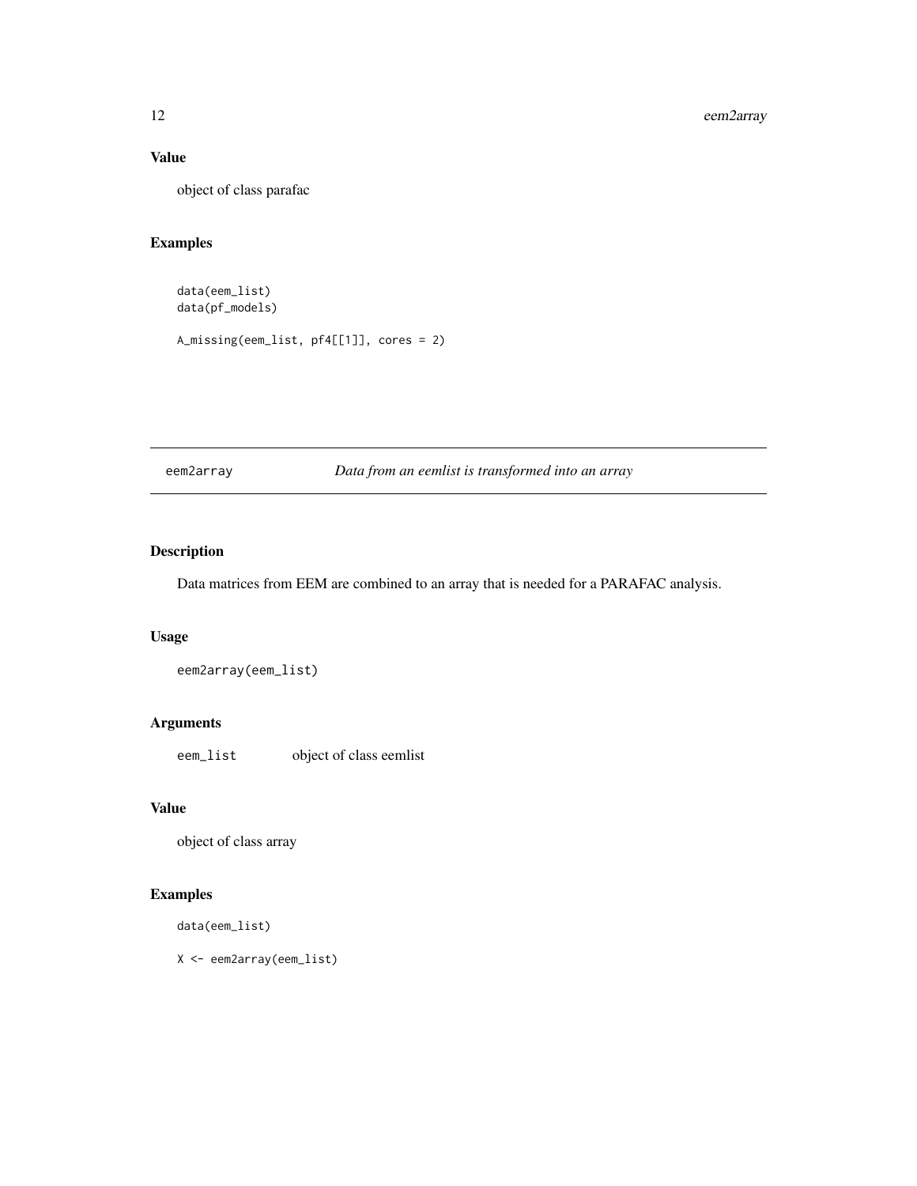### Value

object of class parafac

### Examples

```
data(eem_list)
data(pf_models)

A_missing(eem_list, pf4[[1]], cores = 2)
```

---

## eem2array — *Data from an eemlist is transformed into an array*

### Description

Data matrices from EEM are combined to an array that is needed for a PARAFAC analysis.

### Usage

```
eem2array(eem_list)
```

### Arguments

| | |
|---|---|
| eem_list | object of class eemlist |

### Value

object of class array

### Examples

```
data(eem_list)

X <- eem2array(eem_list)
```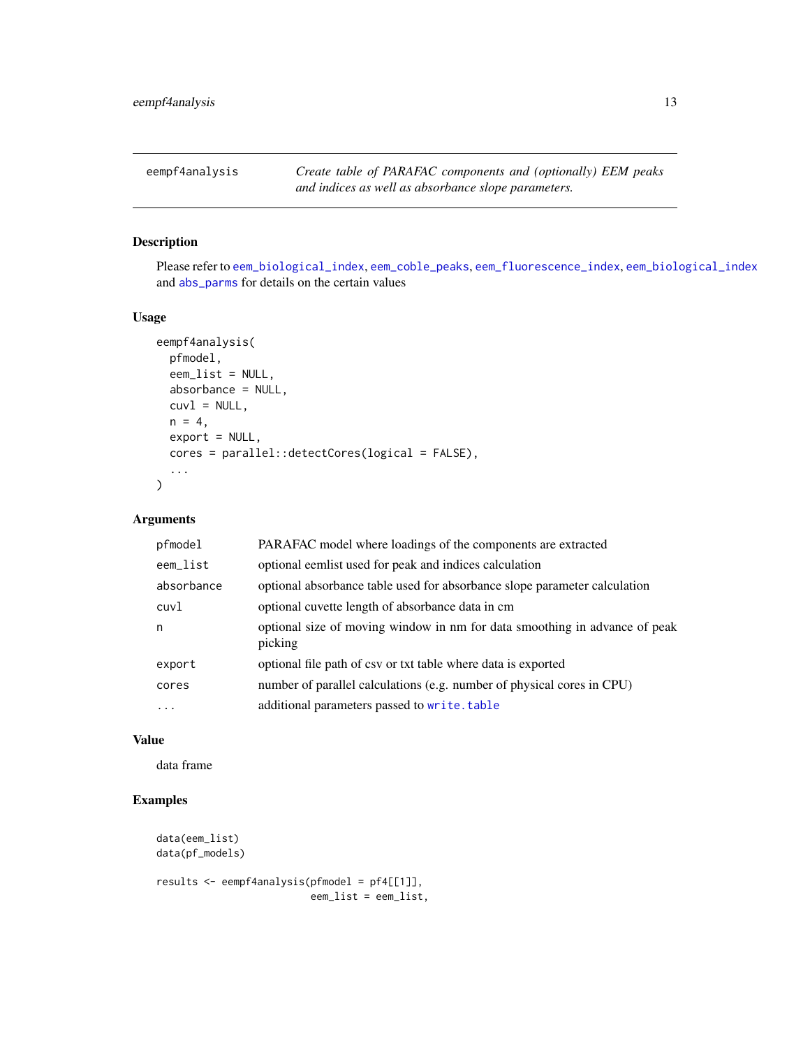## eempf4analysis

*Create table of PARAFAC components and (optionally) EEM peaks and indices as well as absorbance slope parameters.*

### Description

Please refer to `eem_biological_index`, `eem_coble_peaks`, `eem_fluorescence_index`, `eem_biological_index` and `abs_parms` for details on the certain values

### Usage

```
eempf4analysis(
  pfmodel,
  eem_list = NULL,
  absorbance = NULL,
  cuvl = NULL,
  n = 4,
  export = NULL,
  cores = parallel::detectCores(logical = FALSE),
  ...
)
```

### Arguments

| | |
|---|---|
| `pfmodel` | PARAFAC model where loadings of the components are extracted |
| `eem_list` | optional eemlist used for peak and indices calculation |
| `absorbance` | optional absorbance table used for absorbance slope parameter calculation |
| `cuvl` | optional cuvette length of absorbance data in cm |
| `n` | optional size of moving window in nm for data smoothing in advance of peak picking |
| `export` | optional file path of csv or txt table where data is exported |
| `cores` | number of parallel calculations (e.g. number of physical cores in CPU) |
| `...` | additional parameters passed to `write.table` |

### Value

data frame

### Examples

```
data(eem_list)
data(pf_models)

results <- eempf4analysis(pfmodel = pf4[[1]],
                          eem_list = eem_list,
```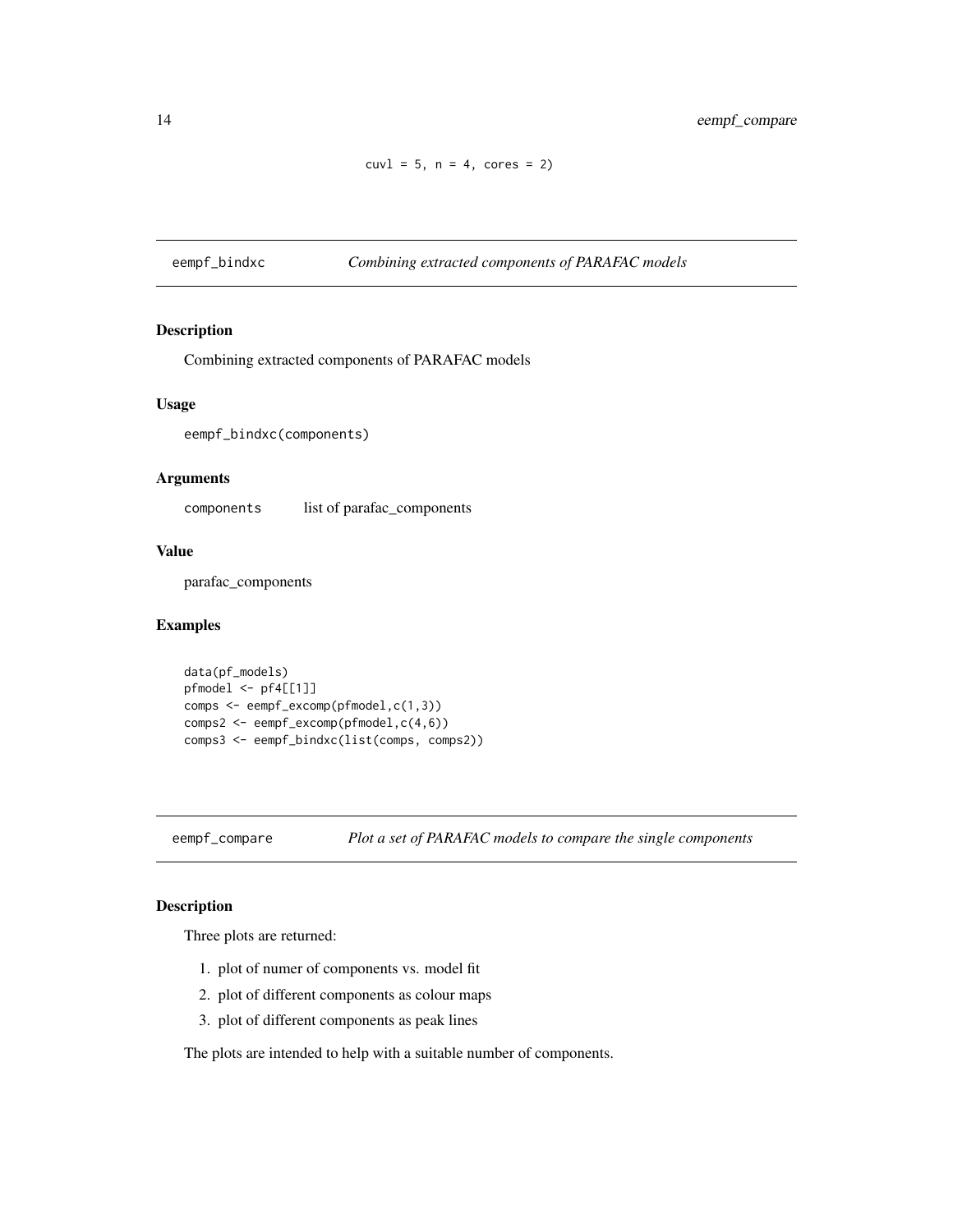```
cuvl = 5, n = 4, cores = 2)
```

## eempf_bindxc — *Combining extracted components of PARAFAC models*

### Description

Combining extracted components of PARAFAC models

### Usage

```
eempf_bindxc(components)
```

### Arguments

| | |
|---|---|
| components | list of parafac_components |

### Value

parafac_components

### Examples

```
data(pf_models)
pfmodel <- pf4[[1]]
comps <- eempf_excomp(pfmodel,c(1,3))
comps2 <- eempf_excomp(pfmodel,c(4,6))
comps3 <- eempf_bindxc(list(comps, comps2))
```

## eempf_compare — *Plot a set of PARAFAC models to compare the single components*

### Description

Three plots are returned:

1. plot of numer of components vs. model fit
2. plot of different components as colour maps
3. plot of different components as peak lines

The plots are intended to help with a suitable number of components.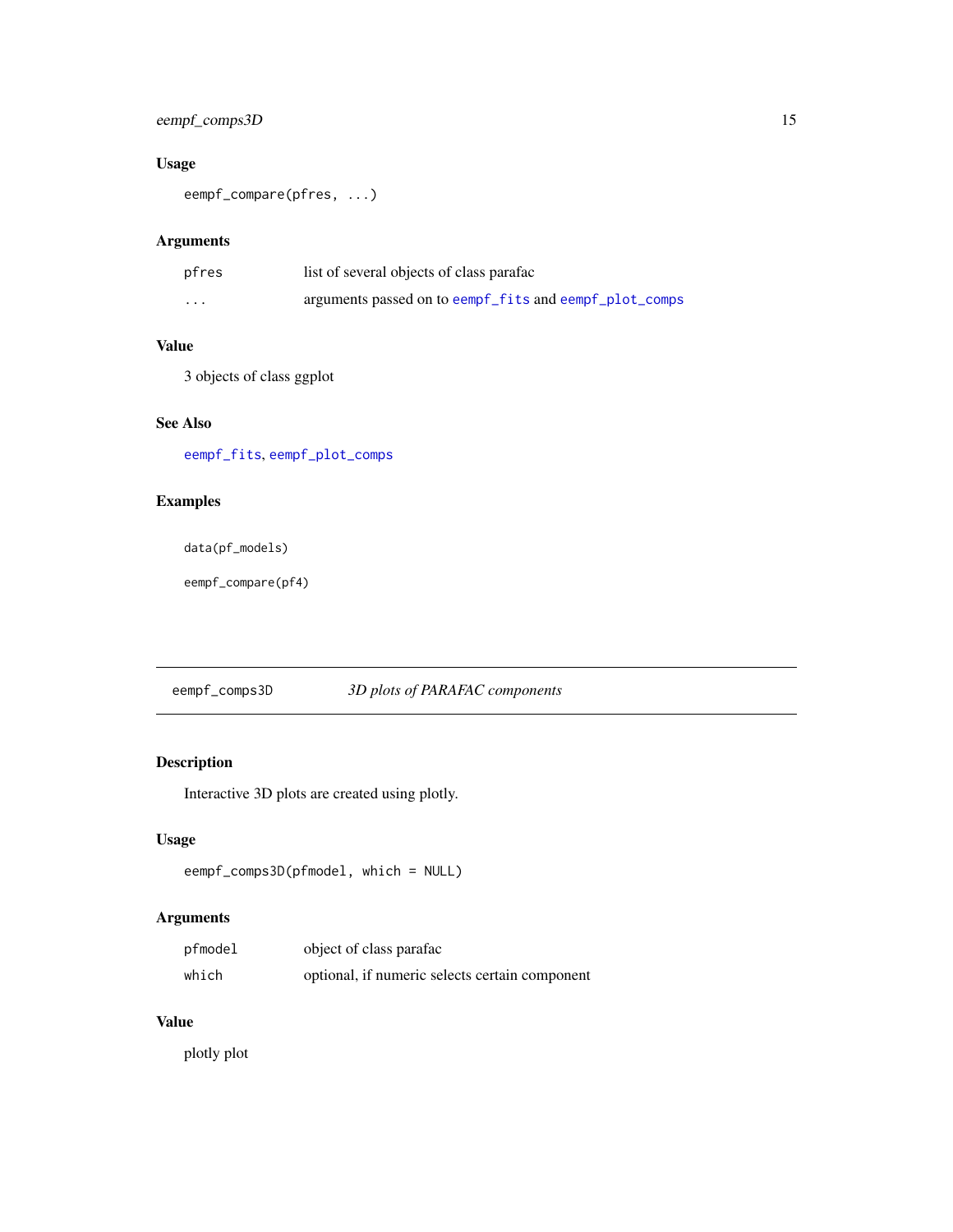## Usage

```
eempf_compare(pfres, ...)
```

## Arguments

| | |
|---|---|
| pfres | list of several objects of class parafac |
| ... | arguments passed on to eempf_fits and eempf_plot_comps |

## Value

3 objects of class ggplot

## See Also

eempf_fits, eempf_plot_comps

## Examples

```
data(pf_models)

eempf_compare(pf4)
```

---

# eempf_comps3D *3D plots of PARAFAC components*

---

## Description

Interactive 3D plots are created using plotly.

## Usage

```
eempf_comps3D(pfmodel, which = NULL)
```

## Arguments

| | |
|---|---|
| pfmodel | object of class parafac |
| which | optional, if numeric selects certain component |

## Value

plotly plot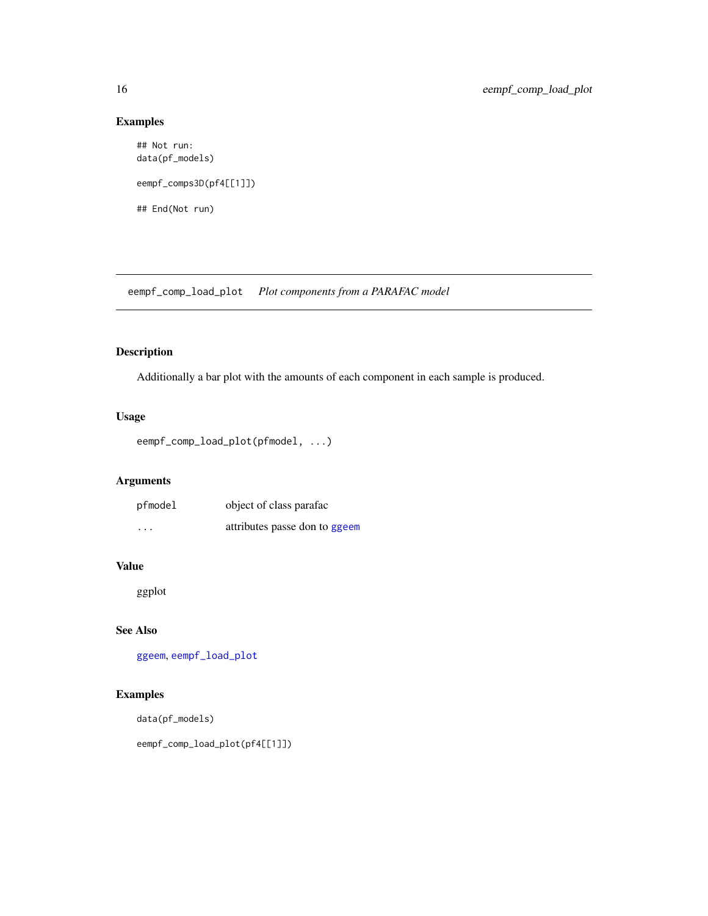## Examples

```
## Not run:
data(pf_models)

eempf_comps3D(pf4[[1]])

## End(Not run)
```

---

# eempf_comp_load_plot    *Plot components from a PARAFAC model*

---

## Description

Additionally a bar plot with the amounts of each component in each sample is produced.

## Usage

```
eempf_comp_load_plot(pfmodel, ...)
```

## Arguments

| | |
|---|---|
| pfmodel | object of class parafac |
| ... | attributes passe don to ggeem |

## Value

ggplot

## See Also

ggeem, eempf_load_plot

## Examples

```
data(pf_models)

eempf_comp_load_plot(pf4[[1]])
```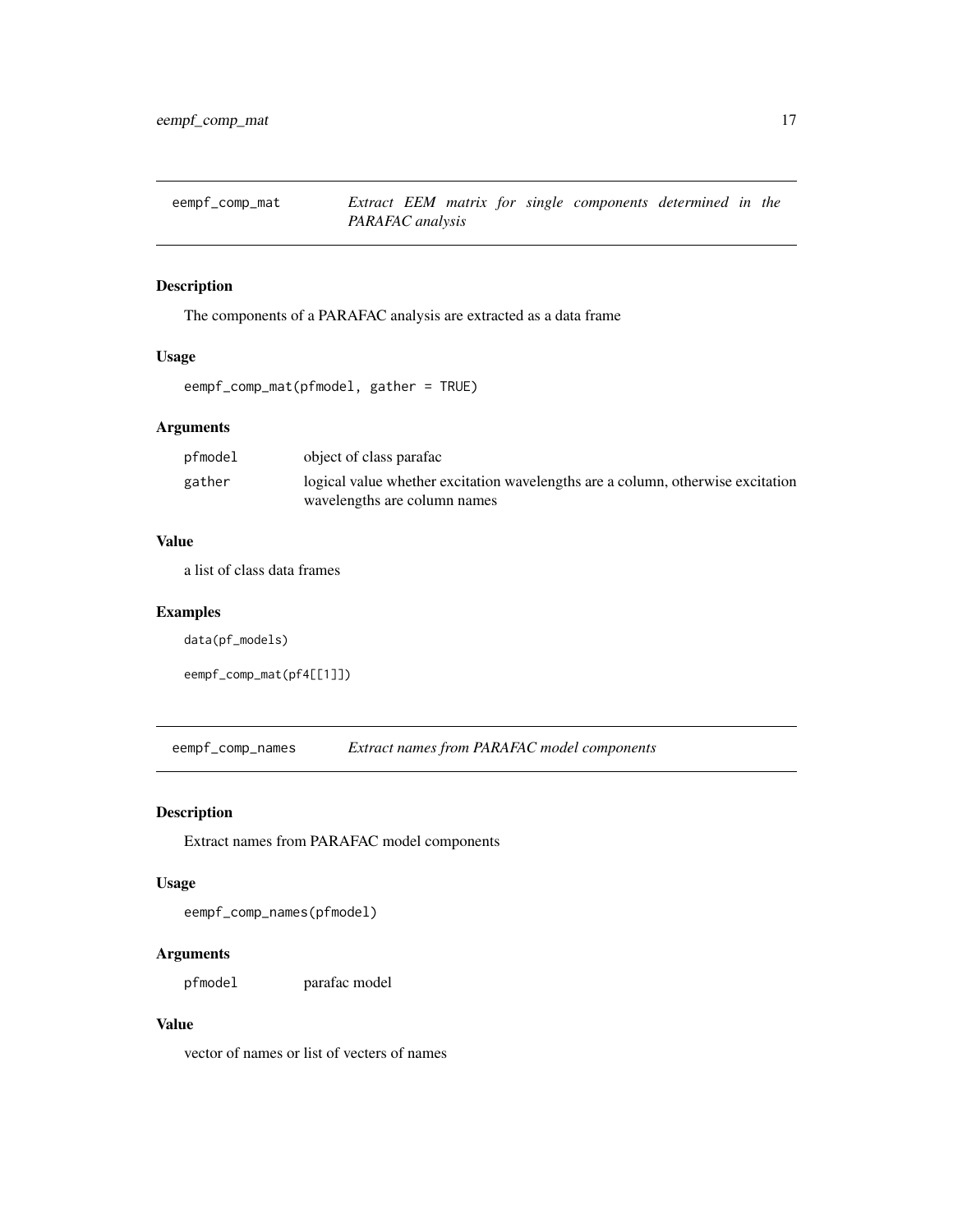## eempf_comp_mat — *Extract EEM matrix for single components determined in the PARAFAC analysis*

### Description

The components of a PARAFAC analysis are extracted as a data frame

### Usage

```
eempf_comp_mat(pfmodel, gather = TRUE)
```

### Arguments

| | |
|---|---|
| pfmodel | object of class parafac |
| gather | logical value whether excitation wavelengths are a column, otherwise excitation wavelengths are column names |

### Value

a list of class data frames

### Examples

```
data(pf_models)

eempf_comp_mat(pf4[[1]])
```

## eempf_comp_names — *Extract names from PARAFAC model components*

### Description

Extract names from PARAFAC model components

### Usage

```
eempf_comp_names(pfmodel)
```

### Arguments

| | |
|---|---|
| pfmodel | parafac model |

### Value

vector of names or list of vecters of names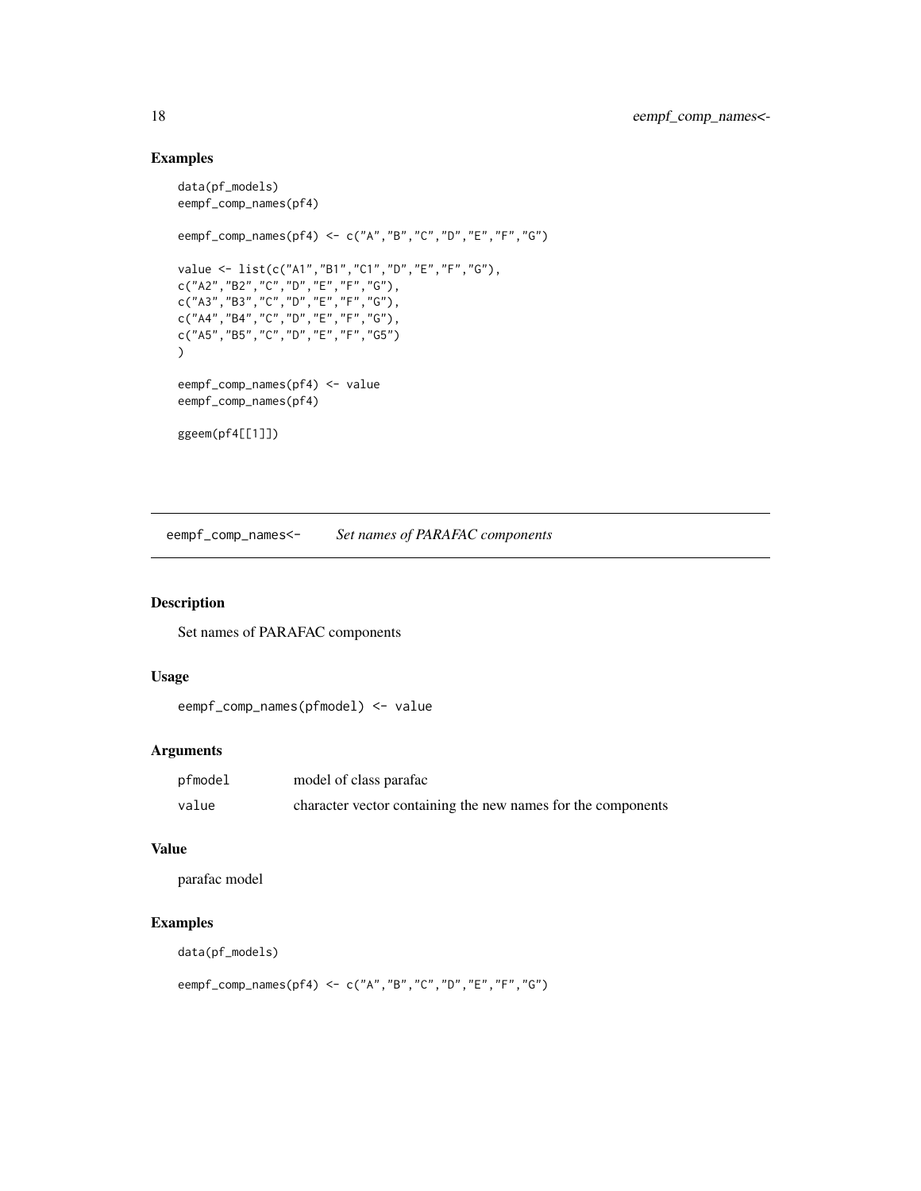## Examples

```
data(pf_models)
eempf_comp_names(pf4)

eempf_comp_names(pf4) <- c("A","B","C","D","E","F","G")

value <- list(c("A1","B1","C1","D","E","F","G"),
c("A2","B2","C","D","E","F","G"),
c("A3","B3","C","D","E","F","G"),
c("A4","B4","C","D","E","F","G"),
c("A5","B5","C","D","E","F","G5")
)

eempf_comp_names(pf4) <- value
eempf_comp_names(pf4)

ggeem(pf4[[1]])
```

---

# eempf_comp_names<- *Set names of PARAFAC components*

## Description

Set names of PARAFAC components

## Usage

```
eempf_comp_names(pfmodel) <- value
```

## Arguments

| | |
|---|---|
| pfmodel | model of class parafac |
| value | character vector containing the new names for the components |

## Value

parafac model

## Examples

```
data(pf_models)

eempf_comp_names(pf4) <- c("A","B","C","D","E","F","G")
```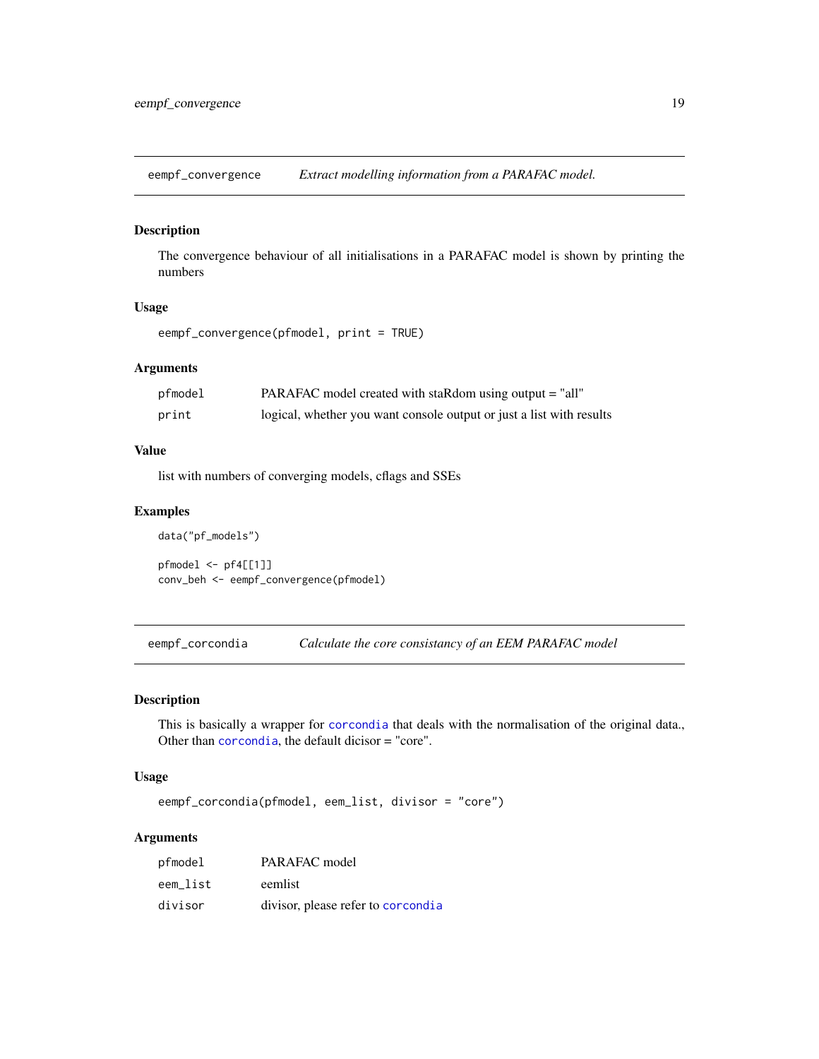## eempf_convergence *Extract modelling information from a PARAFAC model.*

### Description

The convergence behaviour of all initialisations in a PARAFAC model is shown by printing the numbers

### Usage

```
eempf_convergence(pfmodel, print = TRUE)
```

### Arguments

| | |
|---|---|
| pfmodel | PARAFAC model created with staRdom using output = "all" |
| print | logical, whether you want console output or just a list with results |

### Value

list with numbers of converging models, cflags and SSEs

### Examples

```
data("pf_models")

pfmodel <- pf4[[1]]
conv_beh <- eempf_convergence(pfmodel)
```

## eempf_corcondia *Calculate the core consistancy of an EEM PARAFAC model*

### Description

This is basically a wrapper for corcondia that deals with the normalisation of the original data., Other than corcondia, the default dicisor = "core".

### Usage

```
eempf_corcondia(pfmodel, eem_list, divisor = "core")
```

### Arguments

| | |
|---|---|
| pfmodel | PARAFAC model |
| eem_list | eemlist |
| divisor | divisor, please refer to corcondia |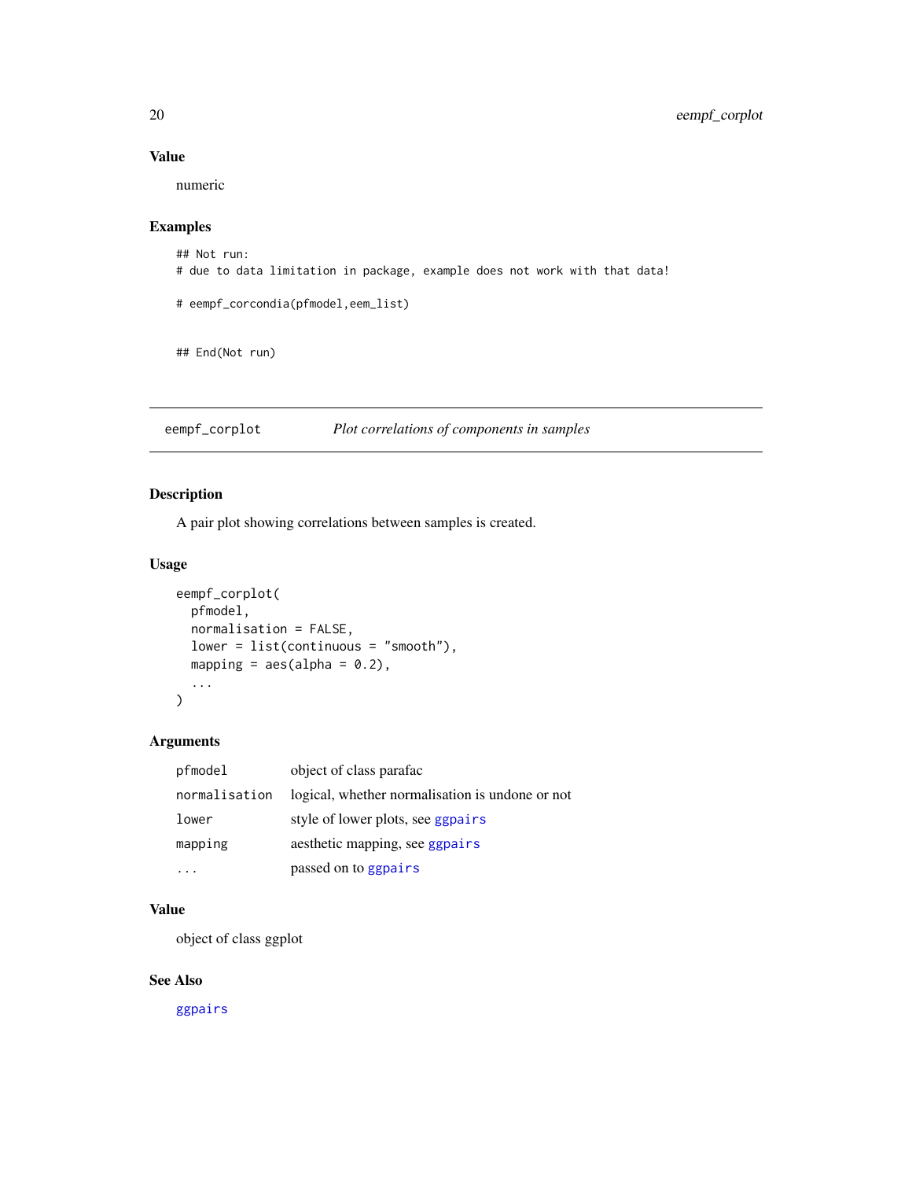### Value

numeric

### Examples

```
## Not run:
# due to data limitation in package, example does not work with that data!

# eempf_corcondia(pfmodel,eem_list)


## End(Not run)
```

---

## eempf_corplot *Plot correlations of components in samples*

### Description

A pair plot showing correlations between samples is created.

### Usage

```
eempf_corplot(
  pfmodel,
  normalisation = FALSE,
  lower = list(continuous = "smooth"),
  mapping = aes(alpha = 0.2),
  ...
)
```

### Arguments

| | |
|---|---|
| `pfmodel` | object of class parafac |
| `normalisation` | logical, whether normalisation is undone or not |
| `lower` | style of lower plots, see `ggpairs` |
| `mapping` | aesthetic mapping, see `ggpairs` |
| `...` | passed on to `ggpairs` |

### Value

object of class ggplot

### See Also

`ggpairs`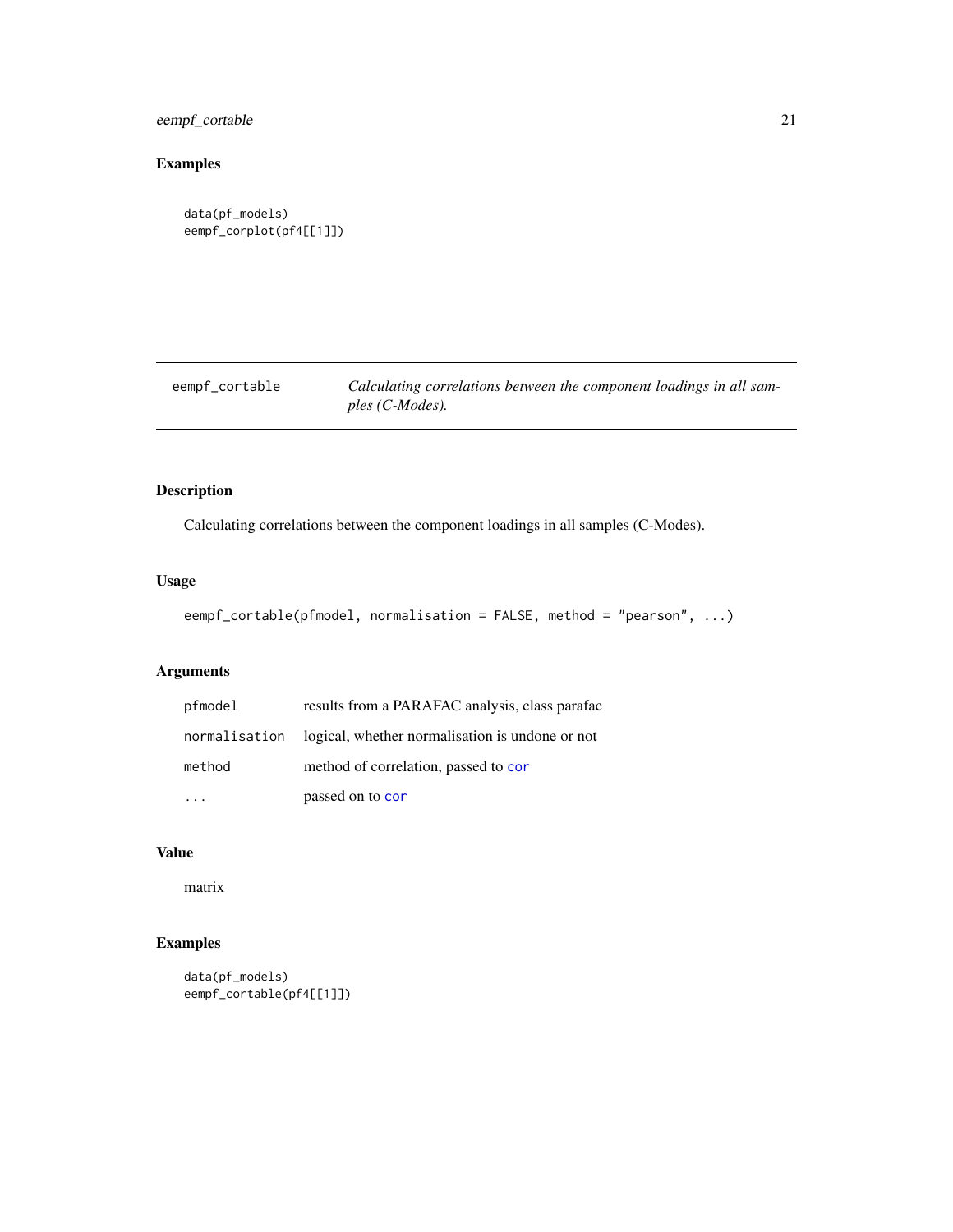## Examples

```
data(pf_models)
eempf_corplot(pf4[[1]])
```

---

## eempf_cortable — *Calculating correlations between the component loadings in all samples (C-Modes).*

---

### Description

Calculating correlations between the component loadings in all samples (C-Modes).

### Usage

```
eempf_cortable(pfmodel, normalisation = FALSE, method = "pearson", ...)
```

### Arguments

| | |
|---|---|
| pfmodel | results from a PARAFAC analysis, class parafac |
| normalisation | logical, whether normalisation is undone or not |
| method | method of correlation, passed to cor |
| ... | passed on to cor |

### Value

matrix

### Examples

```
data(pf_models)
eempf_cortable(pf4[[1]])
```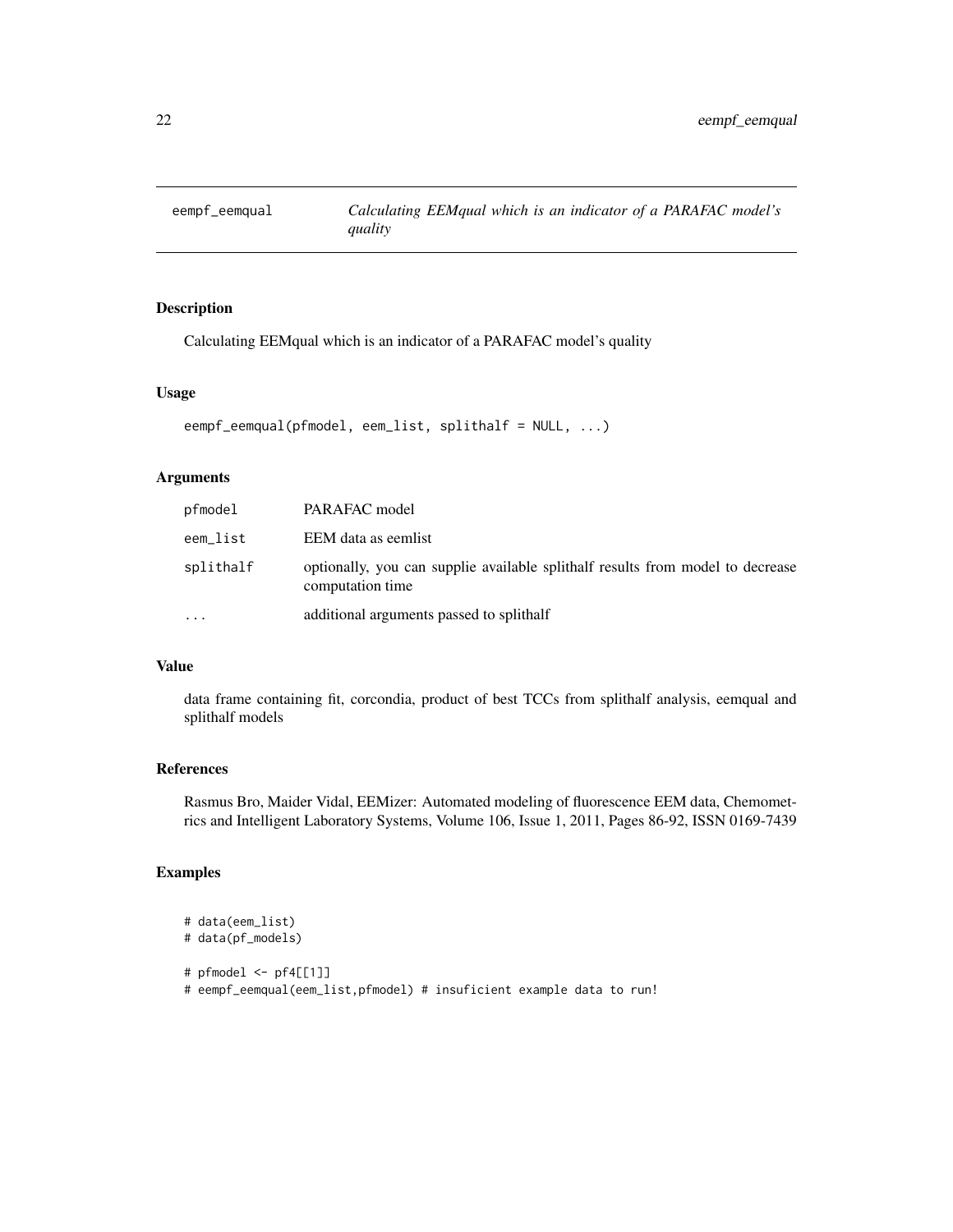# eempf_eemqual

*Calculating EEMqual which is an indicator of a PARAFAC model's quality*

## Description

Calculating EEMqual which is an indicator of a PARAFAC model's quality

## Usage

```
eempf_eemqual(pfmodel, eem_list, splithalf = NULL, ...)
```

## Arguments

| | |
|---|---|
| pfmodel | PARAFAC model |
| eem_list | EEM data as eemlist |
| splithalf | optionally, you can supplie available splithalf results from model to decrease computation time |
| ... | additional arguments passed to splithalf |

## Value

data frame containing fit, corcondia, product of best TCCs from splithalf analysis, eemqual and splithalf models

## References

Rasmus Bro, Maider Vidal, EEMizer: Automated modeling of fluorescence EEM data, Chemometrics and Intelligent Laboratory Systems, Volume 106, Issue 1, 2011, Pages 86-92, ISSN 0169-7439

## Examples

```
# data(eem_list)
# data(pf_models)

# pfmodel <- pf4[[1]]
# eempf_eemqual(eem_list,pfmodel) # insuficient example data to run!
```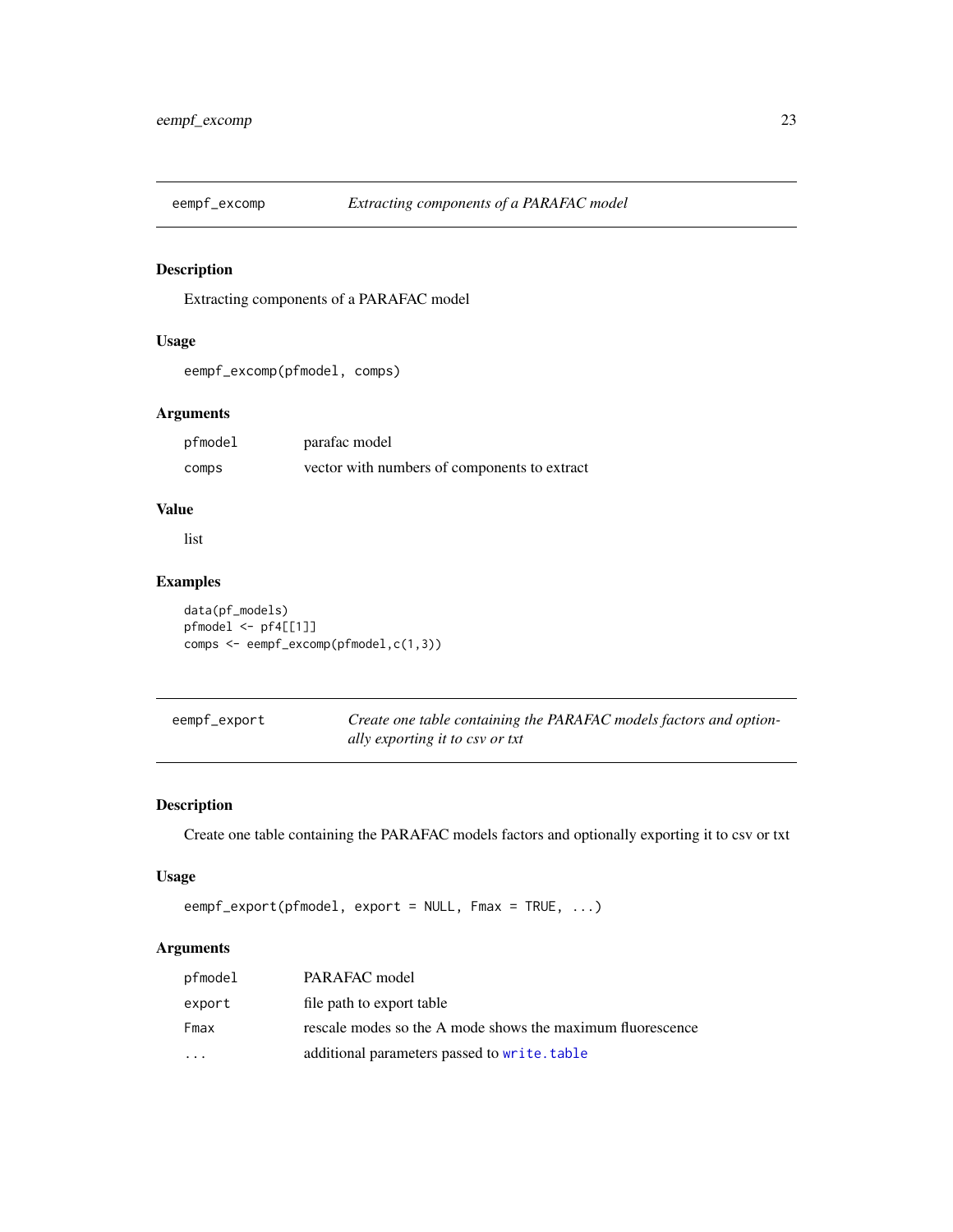## eempf_excomp — *Extracting components of a PARAFAC model*

### Description

Extracting components of a PARAFAC model

### Usage

```
eempf_excomp(pfmodel, comps)
```

### Arguments

| | |
|---|---|
| pfmodel | parafac model |
| comps | vector with numbers of components to extract |

### Value

list

### Examples

```
data(pf_models)
pfmodel <- pf4[[1]]
comps <- eempf_excomp(pfmodel,c(1,3))
```

## eempf_export — *Create one table containing the PARAFAC models factors and optionally exporting it to csv or txt*

### Description

Create one table containing the PARAFAC models factors and optionally exporting it to csv or txt

### Usage

```
eempf_export(pfmodel, export = NULL, Fmax = TRUE, ...)
```

### Arguments

| | |
|---|---|
| pfmodel | PARAFAC model |
| export | file path to export table |
| Fmax | rescale modes so the A mode shows the maximum fluorescence |
| ... | additional parameters passed to write.table |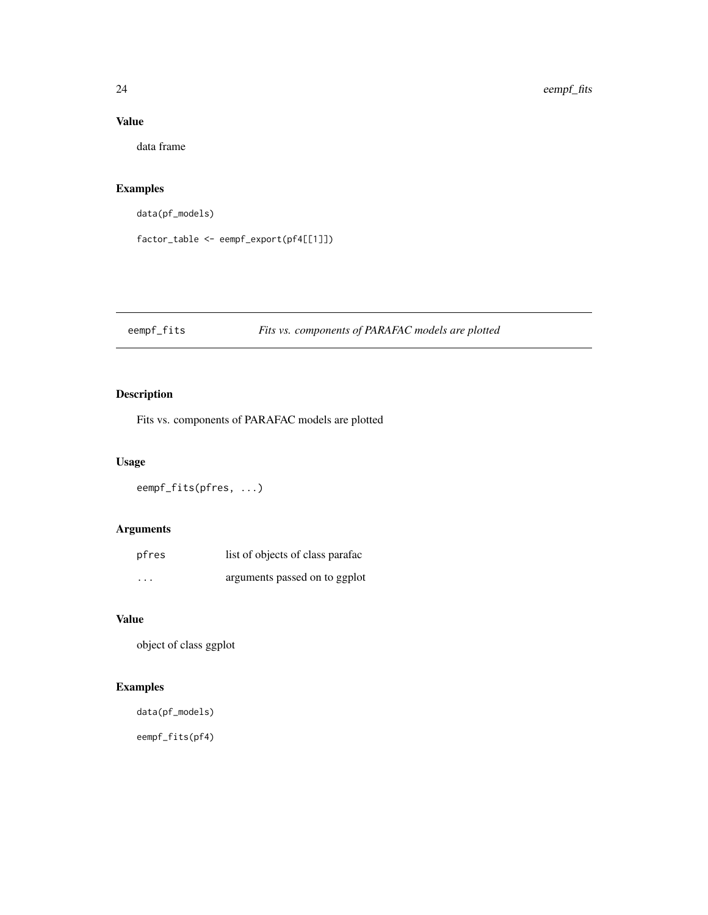## Value

data frame

## Examples

```
data(pf_models)

factor_table <- eempf_export(pf4[[1]])
```

---

# eempf_fits *Fits vs. components of PARAFAC models are plotted*

---

## Description

Fits vs. components of PARAFAC models are plotted

## Usage

```
eempf_fits(pfres, ...)
```

## Arguments

| | |
|---|---|
| pfres | list of objects of class parafac |
| ... | arguments passed on to ggplot |

## Value

object of class ggplot

## Examples

```
data(pf_models)

eempf_fits(pf4)
```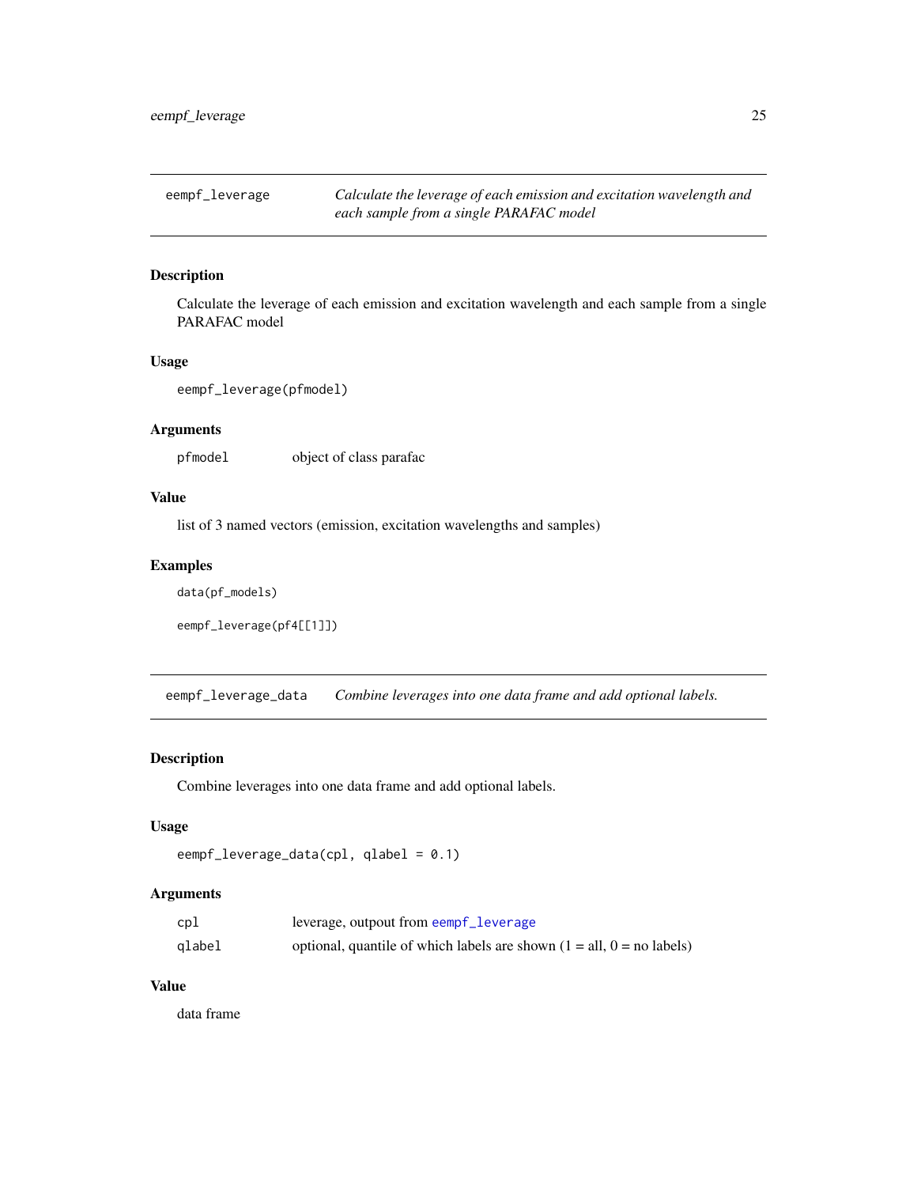## eempf_leverage

*Calculate the leverage of each emission and excitation wavelength and each sample from a single PARAFAC model*

### Description

Calculate the leverage of each emission and excitation wavelength and each sample from a single PARAFAC model

### Usage

```
eempf_leverage(pfmodel)
```

### Arguments

| | |
|---|---|
| pfmodel | object of class parafac |

### Value

list of 3 named vectors (emission, excitation wavelengths and samples)

### Examples

```
data(pf_models)

eempf_leverage(pf4[[1]])
```

## eempf_leverage_data

*Combine leverages into one data frame and add optional labels.*

### Description

Combine leverages into one data frame and add optional labels.

### Usage

```
eempf_leverage_data(cpl, qlabel = 0.1)
```

### Arguments

| | |
|---|---|
| cpl | leverage, outpout from eempf_leverage |
| qlabel | optional, quantile of which labels are shown (1 = all, 0 = no labels) |

### Value

data frame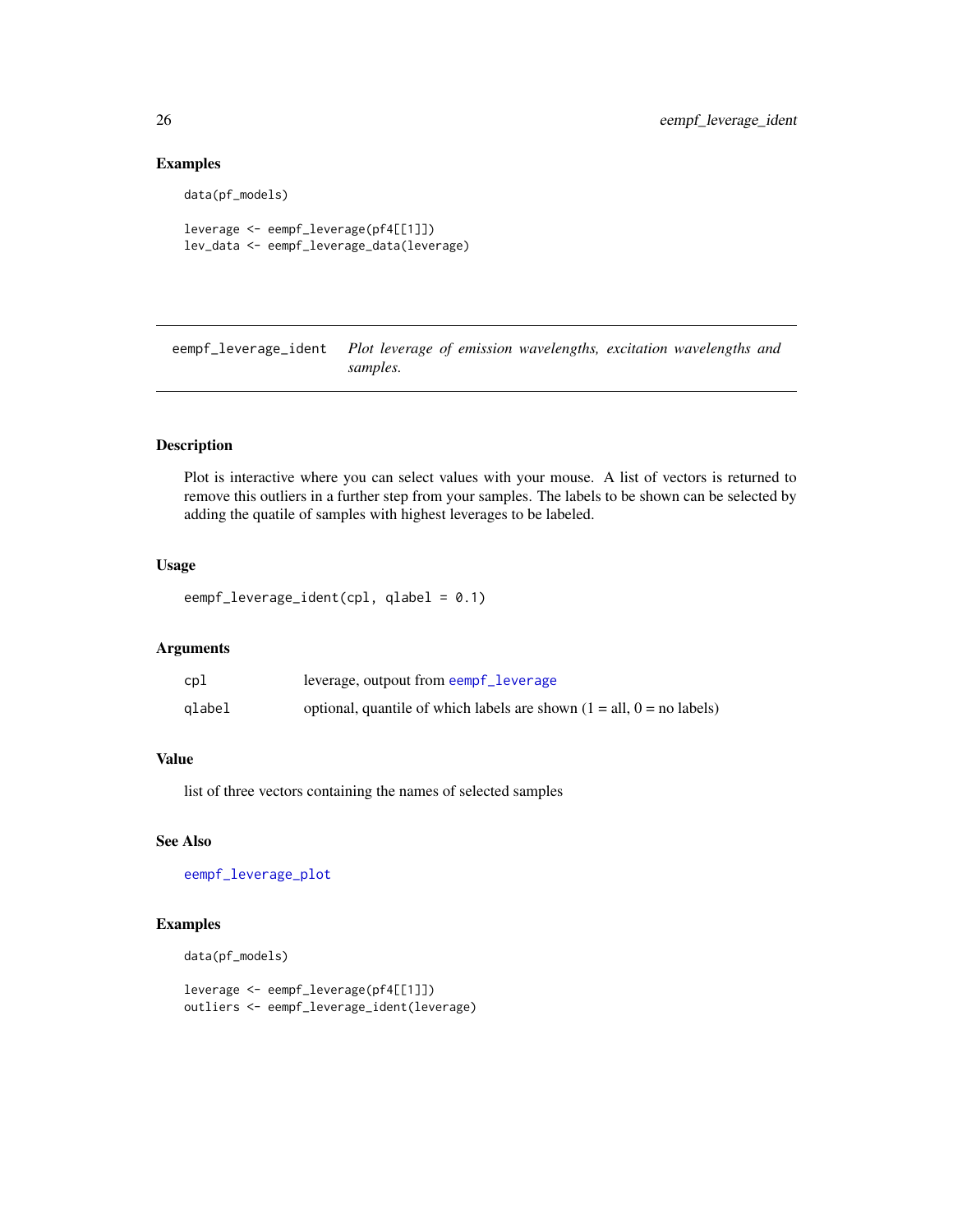## Examples

```
data(pf_models)

leverage <- eempf_leverage(pf4[[1]])
lev_data <- eempf_leverage_data(leverage)
```

---

# eempf_leverage_ident

*Plot leverage of emission wavelengths, excitation wavelengths and samples.*

---

## Description

Plot is interactive where you can select values with your mouse. A list of vectors is returned to remove this outliers in a further step from your samples. The labels to be shown can be selected by adding the quatile of samples with highest leverages to be labeled.

## Usage

```
eempf_leverage_ident(cpl, qlabel = 0.1)
```

## Arguments

| | |
|---|---|
| cpl | leverage, outpout from eempf_leverage |
| qlabel | optional, quantile of which labels are shown (1 = all, 0 = no labels) |

## Value

list of three vectors containing the names of selected samples

## See Also

eempf_leverage_plot

## Examples

```
data(pf_models)

leverage <- eempf_leverage(pf4[[1]])
outliers <- eempf_leverage_ident(leverage)
```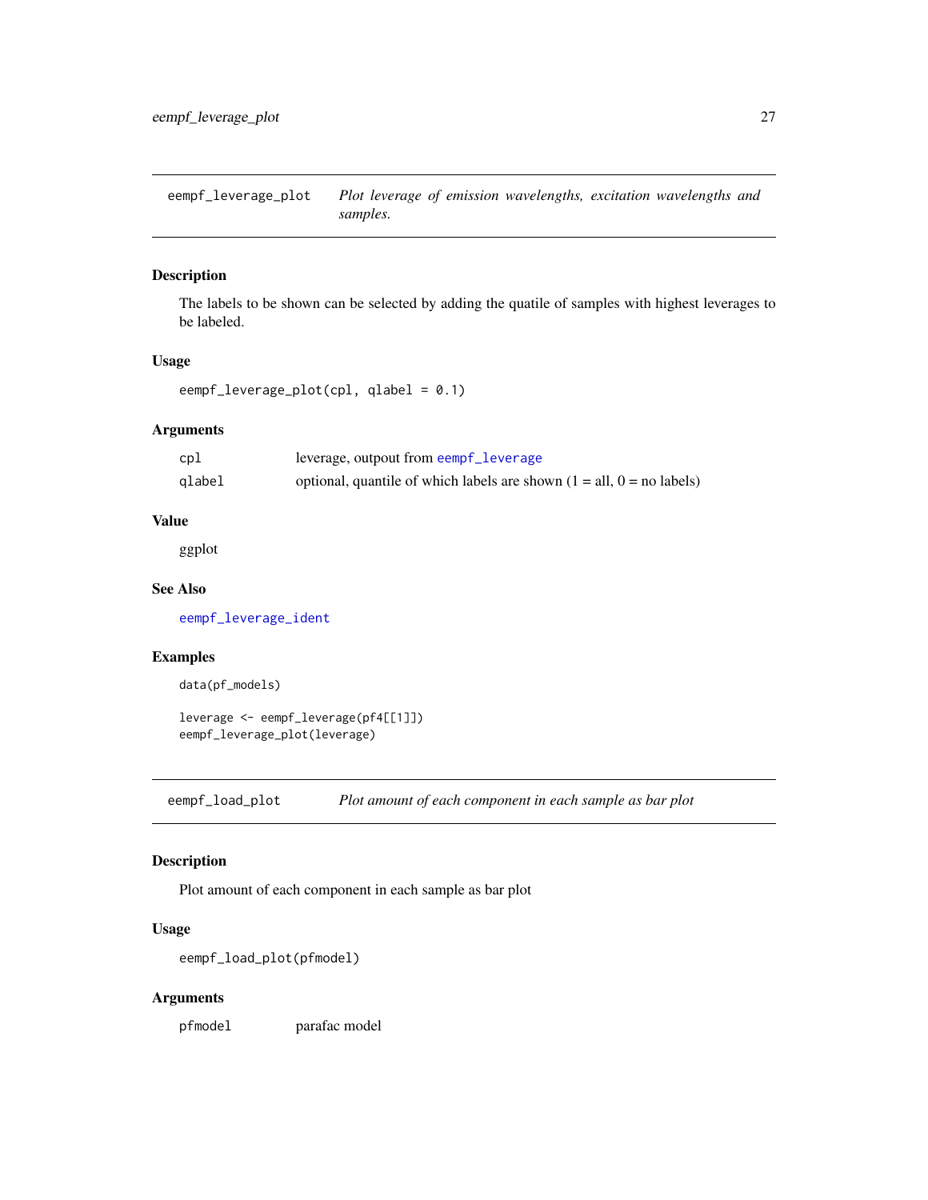## eempf_leverage_plot — *Plot leverage of emission wavelengths, excitation wavelengths and samples.*

### Description

The labels to be shown can be selected by adding the quatile of samples with highest leverages to be labeled.

### Usage

```
eempf_leverage_plot(cpl, qlabel = 0.1)
```

### Arguments

| | |
|---|---|
| cpl | leverage, outpout from eempf_leverage |
| qlabel | optional, quantile of which labels are shown (1 = all, 0 = no labels) |

### Value

ggplot

### See Also

eempf_leverage_ident

### Examples

```
data(pf_models)

leverage <- eempf_leverage(pf4[[1]])
eempf_leverage_plot(leverage)
```

## eempf_load_plot — *Plot amount of each component in each sample as bar plot*

### Description

Plot amount of each component in each sample as bar plot

### Usage

```
eempf_load_plot(pfmodel)
```

### Arguments

| | |
|---|---|
| pfmodel | parafac model |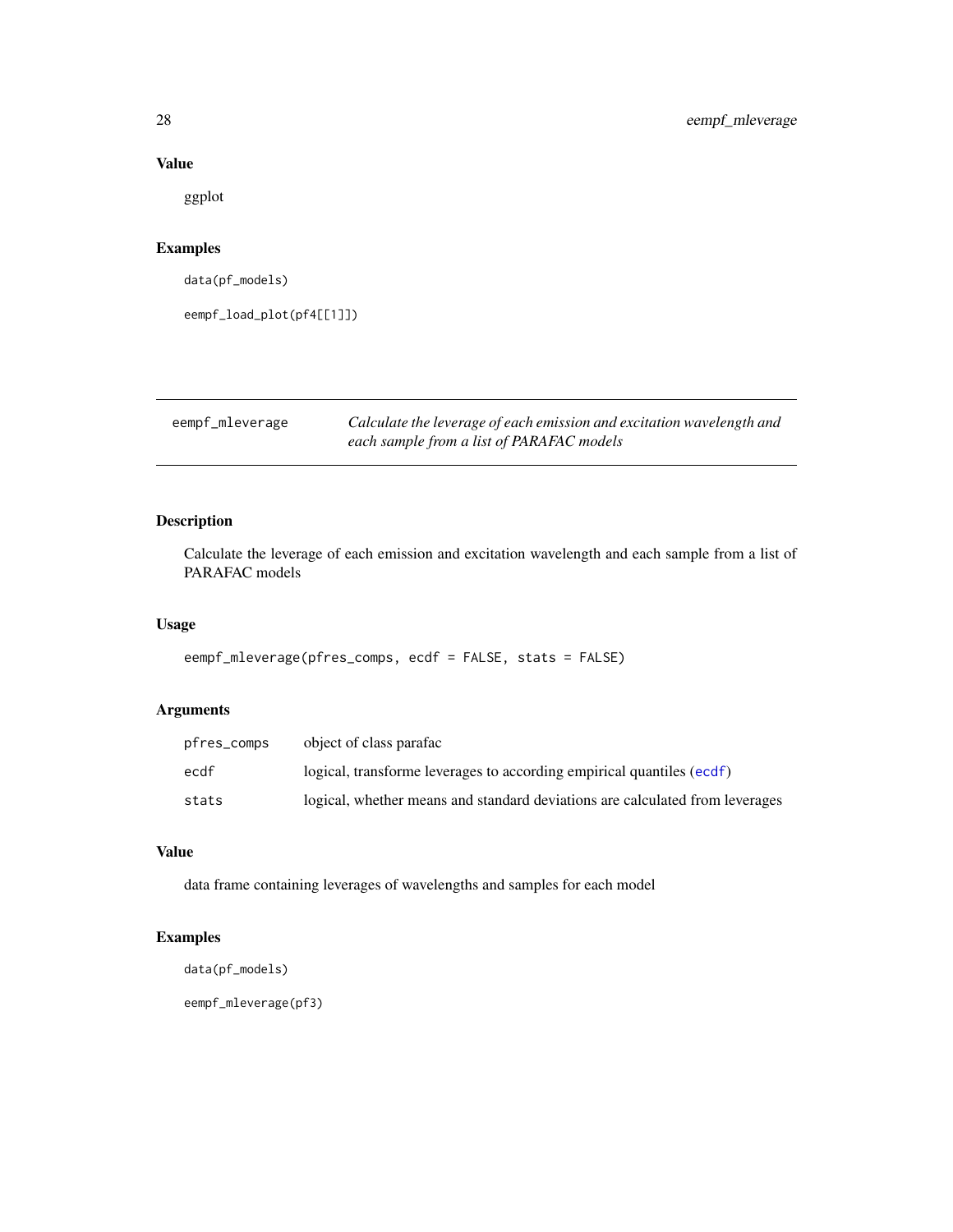## Value

ggplot

## Examples

```
data(pf_models)

eempf_load_plot(pf4[[1]])
```

---

# eempf_mleverage — *Calculate the leverage of each emission and excitation wavelength and each sample from a list of PARAFAC models*

---

## Description

Calculate the leverage of each emission and excitation wavelength and each sample from a list of PARAFAC models

## Usage

```
eempf_mleverage(pfres_comps, ecdf = FALSE, stats = FALSE)
```

## Arguments

| | |
|---|---|
| pfres_comps | object of class parafac |
| ecdf | logical, transforme leverages to according empirical quantiles (ecdf) |
| stats | logical, whether means and standard deviations are calculated from leverages |

## Value

data frame containing leverages of wavelengths and samples for each model

## Examples

```
data(pf_models)

eempf_mleverage(pf3)
```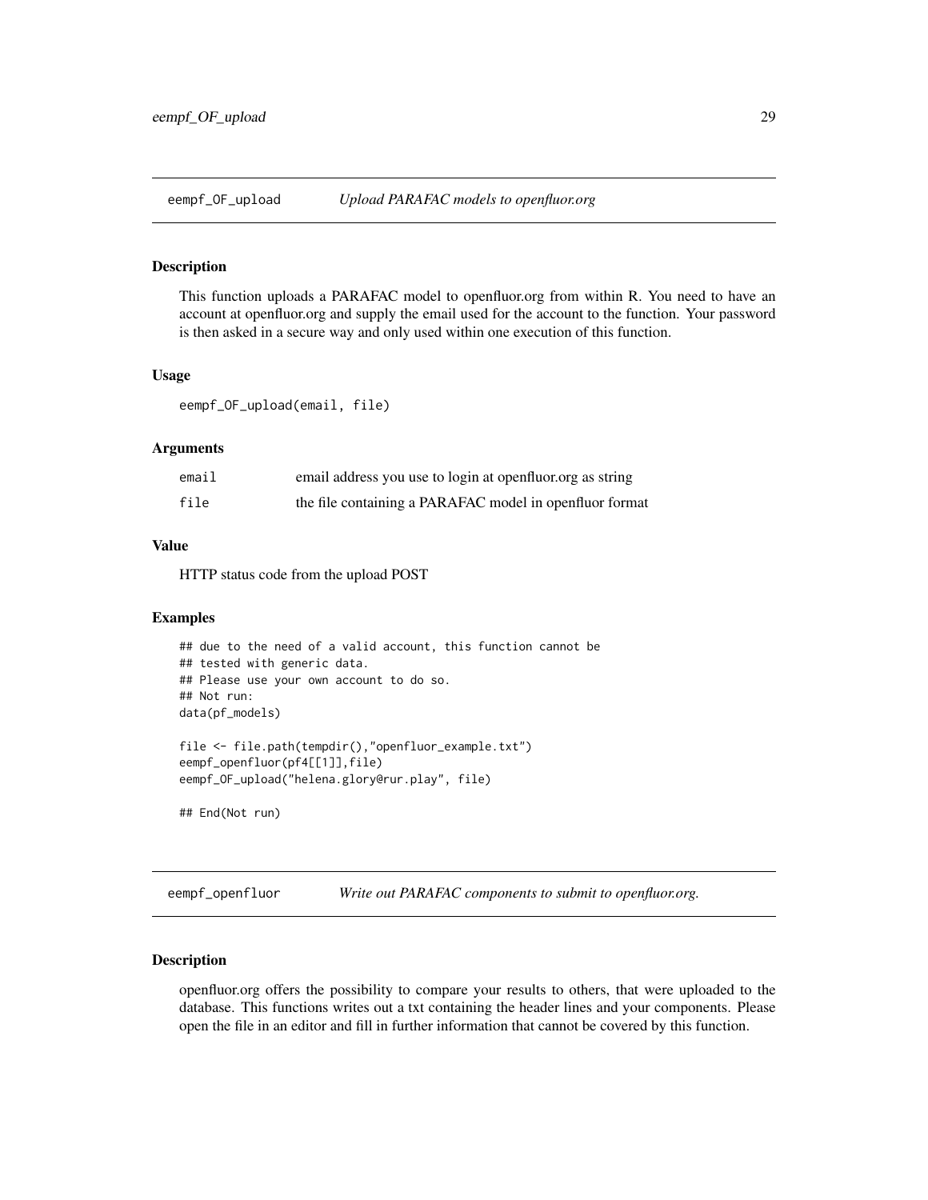## eempf_OF_upload — *Upload PARAFAC models to openfluor.org*

### Description

This function uploads a PARAFAC model to openfluor.org from within R. You need to have an account at openfluor.org and supply the email used for the account to the function. Your password is then asked in a secure way and only used within one execution of this function.

### Usage

```
eempf_OF_upload(email, file)
```

### Arguments

| | |
|---|---|
| `email` | email address you use to login at openfluor.org as string |
| `file` | the file containing a PARAFAC model in openfluor format |

### Value

HTTP status code from the upload POST

### Examples

```
## due to the need of a valid account, this function cannot be
## tested with generic data.
## Please use your own account to do so.
## Not run:
data(pf_models)

file <- file.path(tempdir(),"openfluor_example.txt")
eempf_openfluor(pf4[[1]],file)
eempf_OF_upload("helena.glory@rur.play", file)

## End(Not run)
```

## eempf_openfluor — *Write out PARAFAC components to submit to openfluor.org.*

### Description

openfluor.org offers the possibility to compare your results to others, that were uploaded to the database. This functions writes out a txt containing the header lines and your components. Please open the file in an editor and fill in further information that cannot be covered by this function.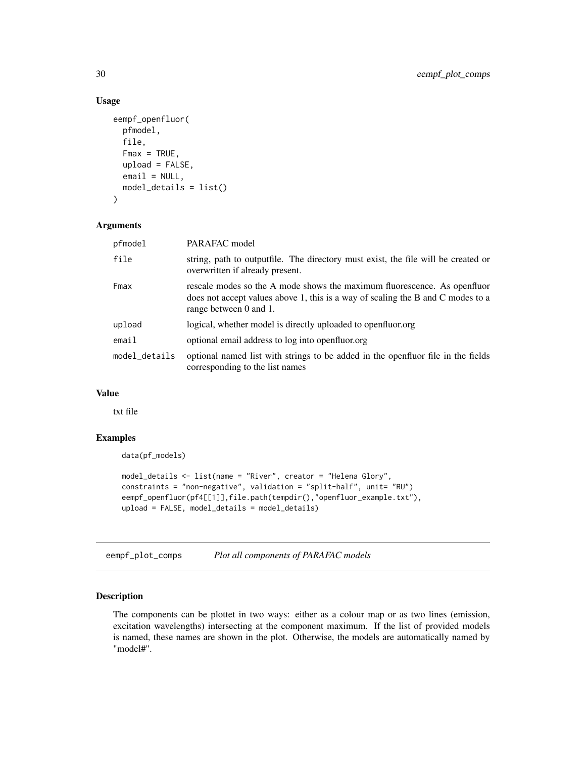## Usage

```
eempf_openfluor(
  pfmodel,
  file,
  Fmax = TRUE,
  upload = FALSE,
  email = NULL,
  model_details = list()
)
```

## Arguments

| | |
|---|---|
| pfmodel | PARAFAC model |
| file | string, path to outputfile. The directory must exist, the file will be created or overwritten if already present. |
| Fmax | rescale modes so the A mode shows the maximum fluorescence. As openfluor does not accept values above 1, this is a way of scaling the B and C modes to a range between 0 and 1. |
| upload | logical, whether model is directly uploaded to openfluor.org |
| email | optional email address to log into openfluor.org |
| model_details | optional named list with strings to be added in the openfluor file in the fields corresponding to the list names |

## Value

txt file

## Examples

```
data(pf_models)

model_details <- list(name = "River", creator = "Helena Glory",
constraints = "non-negative", validation = "split-half", unit= "RU")
eempf_openfluor(pf4[[1]],file.path(tempdir(),"openfluor_example.txt"),
upload = FALSE, model_details = model_details)
```

---

# eempf_plot_comps    *Plot all components of PARAFAC models*

## Description

The components can be plottet in two ways: either as a colour map or as two lines (emission, excitation wavelengths) intersecting at the component maximum. If the list of provided models is named, these names are shown in the plot. Otherwise, the models are automatically named by "model#".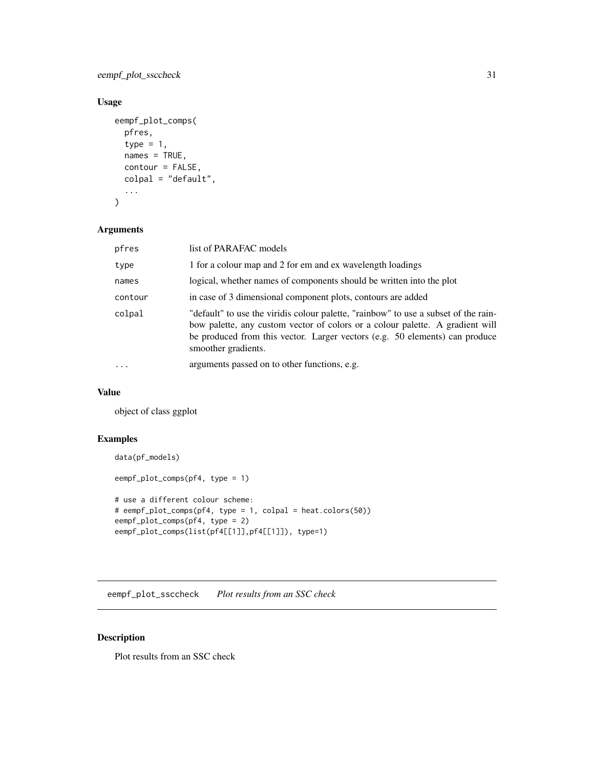### Usage

```
eempf_plot_comps(
  pfres,
  type = 1,
  names = TRUE,
  contour = FALSE,
  colpal = "default",
  ...
)
```

### Arguments

| | |
|---|---|
| pfres | list of PARAFAC models |
| type | 1 for a colour map and 2 for em and ex wavelength loadings |
| names | logical, whether names of components should be written into the plot |
| contour | in case of 3 dimensional component plots, contours are added |
| colpal | "default" to use the viridis colour palette, "rainbow" to use a subset of the rainbow palette, any custom vector of colors or a colour palette. A gradient will be produced from this vector. Larger vectors (e.g. 50 elements) can produce smoother gradients. |
| ... | arguments passed on to other functions, e.g. |

### Value

object of class ggplot

### Examples

```
data(pf_models)

eempf_plot_comps(pf4, type = 1)

# use a different colour scheme:
# eempf_plot_comps(pf4, type = 1, colpal = heat.colors(50))
eempf_plot_comps(pf4, type = 2)
eempf_plot_comps(list(pf4[[1]],pf4[[1]]), type=1)
```

---

## eempf_plot_ssccheck *Plot results from an SSC check*

### Description

Plot results from an SSC check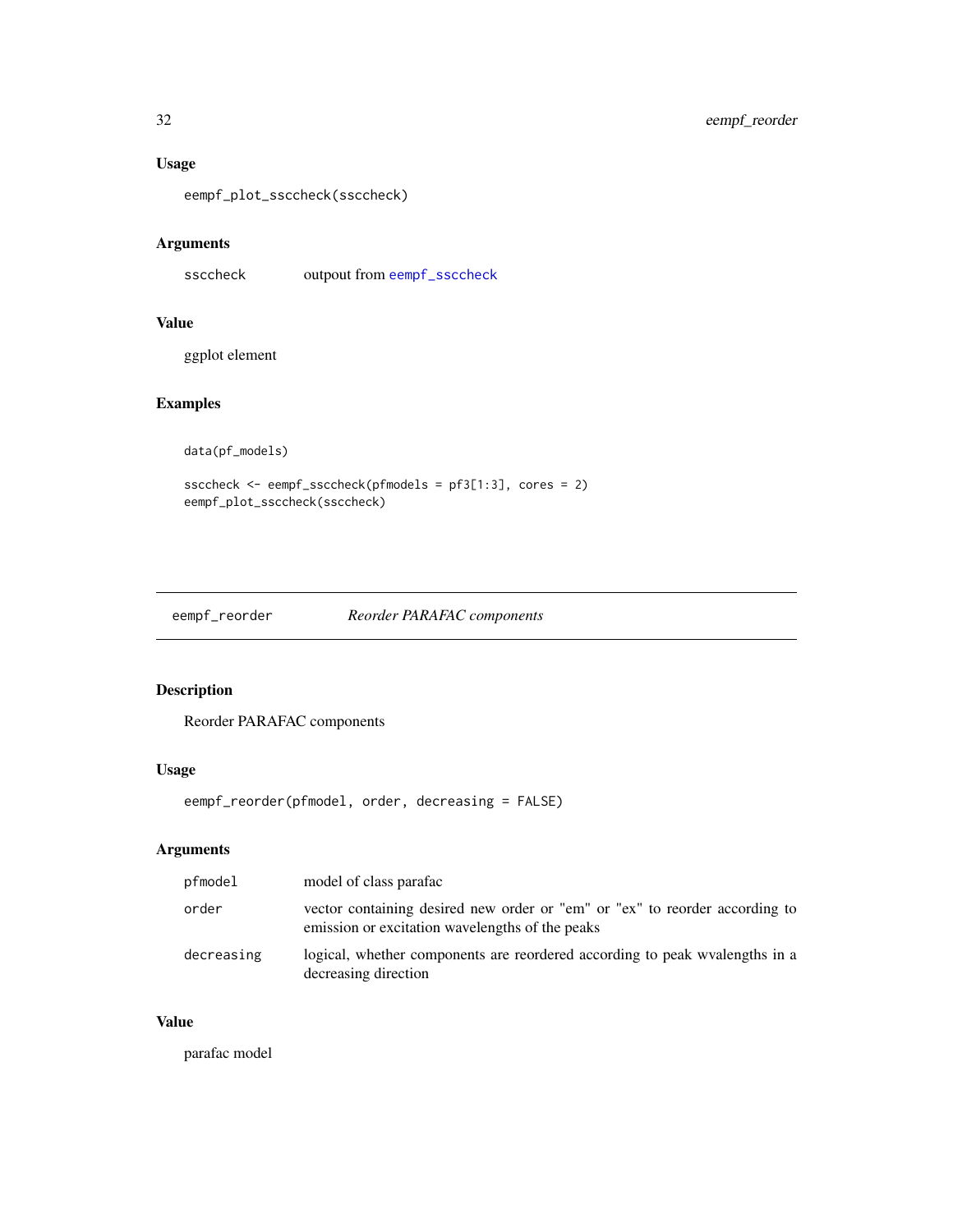### Usage

```
eempf_plot_ssccheck(ssccheck)
```

### Arguments

| | |
|---|---|
| ssccheck | outpout from eempf_ssccheck |

### Value

ggplot element

### Examples

```
data(pf_models)

ssccheck <- eempf_ssccheck(pfmodels = pf3[1:3], cores = 2)
eempf_plot_ssccheck(ssccheck)
```

---

## eempf_reorder *Reorder PARAFAC components*

### Description

Reorder PARAFAC components

### Usage

```
eempf_reorder(pfmodel, order, decreasing = FALSE)
```

### Arguments

| | |
|---|---|
| pfmodel | model of class parafac |
| order | vector containing desired new order or "em" or "ex" to reorder according to emission or excitation wavelengths of the peaks |
| decreasing | logical, whether components are reordered according to peak wvalengths in a decreasing direction |

### Value

parafac model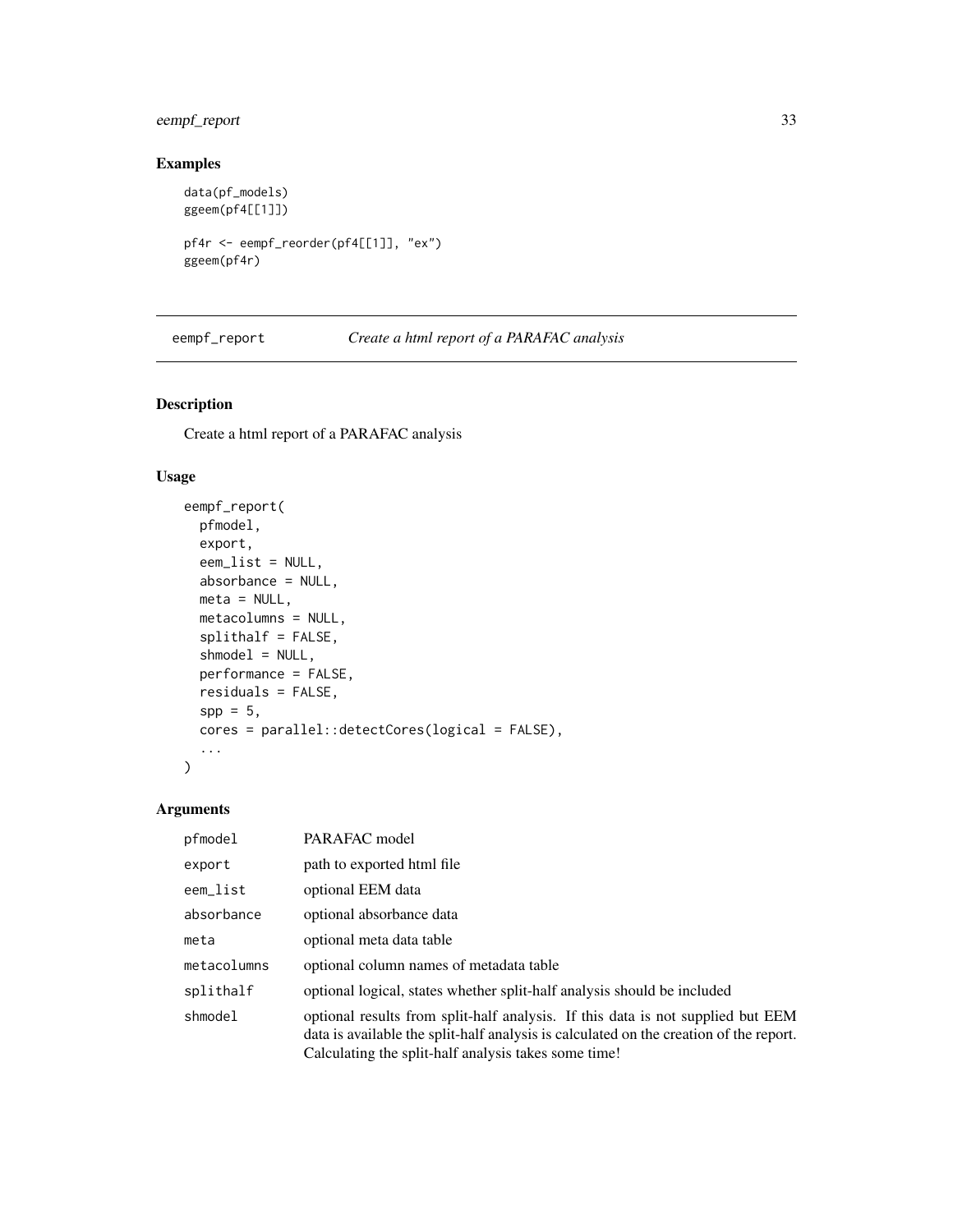## Examples

```
data(pf_models)
ggeem(pf4[[1]])

pf4r <- eempf_reorder(pf4[[1]], "ex")
ggeem(pf4r)
```

---

# eempf_report    *Create a html report of a PARAFAC analysis*

## Description

Create a html report of a PARAFAC analysis

## Usage

```
eempf_report(
  pfmodel,
  export,
  eem_list = NULL,
  absorbance = NULL,
  meta = NULL,
  metacolumns = NULL,
  splithalf = FALSE,
  shmodel = NULL,
  performance = FALSE,
  residuals = FALSE,
  spp = 5,
  cores = parallel::detectCores(logical = FALSE),
  ...
)
```

## Arguments

| | |
|---|---|
| pfmodel | PARAFAC model |
| export | path to exported html file |
| eem_list | optional EEM data |
| absorbance | optional absorbance data |
| meta | optional meta data table |
| metacolumns | optional column names of metadata table |
| splithalf | optional logical, states whether split-half analysis should be included |
| shmodel | optional results from split-half analysis. If this data is not supplied but EEM data is available the split-half analysis is calculated on the creation of the report. Calculating the split-half analysis takes some time! |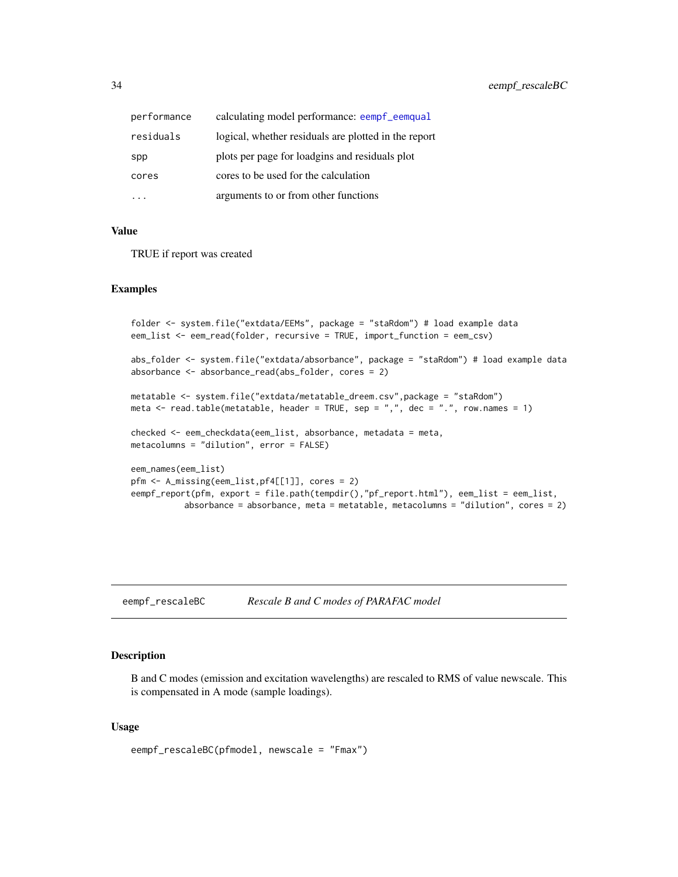| | |
|---|---|
| performance | calculating model performance: eempf_eemqual |
| residuals | logical, whether residuals are plotted in the report |
| spp | plots per page for loadgins and residuals plot |
| cores | cores to be used for the calculation |
| ... | arguments to or from other functions |

### Value

TRUE if report was created

### Examples

```
folder <- system.file("extdata/EEMs", package = "staRdom") # load example data
eem_list <- eem_read(folder, recursive = TRUE, import_function = eem_csv)

abs_folder <- system.file("extdata/absorbance", package = "staRdom") # load example data
absorbance <- absorbance_read(abs_folder, cores = 2)

metatable <- system.file("extdata/metatable_dreem.csv",package = "staRdom")
meta <- read.table(metatable, header = TRUE, sep = ",", dec = ".", row.names = 1)

checked <- eem_checkdata(eem_list, absorbance, metadata = meta,
metacolumns = "dilution", error = FALSE)

eem_names(eem_list)
pfm <- A_missing(eem_list,pf4[[1]], cores = 2)
eempf_report(pfm, export = file.path(tempdir(),"pf_report.html"), eem_list = eem_list,
          absorbance = absorbance, meta = metatable, metacolumns = "dilution", cores = 2)
```

---

## eempf_rescaleBC    *Rescale B and C modes of PARAFAC model*

### Description

B and C modes (emission and excitation wavelengths) are rescaled to RMS of value newscale. This is compensated in A mode (sample loadings).

### Usage

```
eempf_rescaleBC(pfmodel, newscale = "Fmax")
```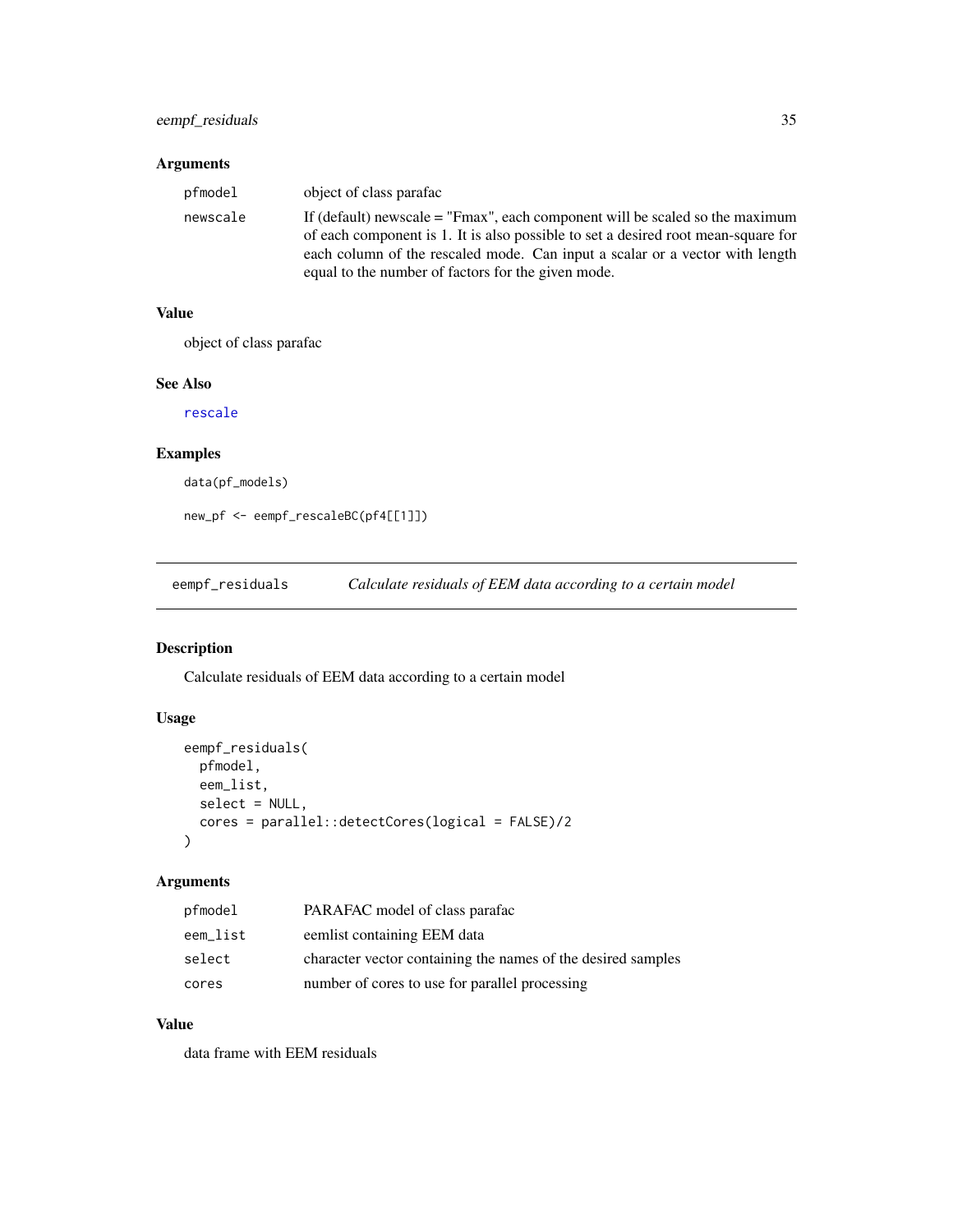### Arguments

| | |
|---|---|
| pfmodel | object of class parafac |
| newscale | If (default) newscale = "Fmax", each component will be scaled so the maximum of each component is 1. It is also possible to set a desired root mean-square for each column of the rescaled mode. Can input a scalar or a vector with length equal to the number of factors for the given mode. |

### Value

object of class parafac

### See Also

rescale

### Examples

```
data(pf_models)

new_pf <- eempf_rescaleBC(pf4[[1]])
```

---

## eempf_residuals    *Calculate residuals of EEM data according to a certain model*

### Description

Calculate residuals of EEM data according to a certain model

### Usage

```
eempf_residuals(
  pfmodel,
  eem_list,
  select = NULL,
  cores = parallel::detectCores(logical = FALSE)/2
)
```

### Arguments

| | |
|---|---|
| pfmodel | PARAFAC model of class parafac |
| eem_list | eemlist containing EEM data |
| select | character vector containing the names of the desired samples |
| cores | number of cores to use for parallel processing |

### Value

data frame with EEM residuals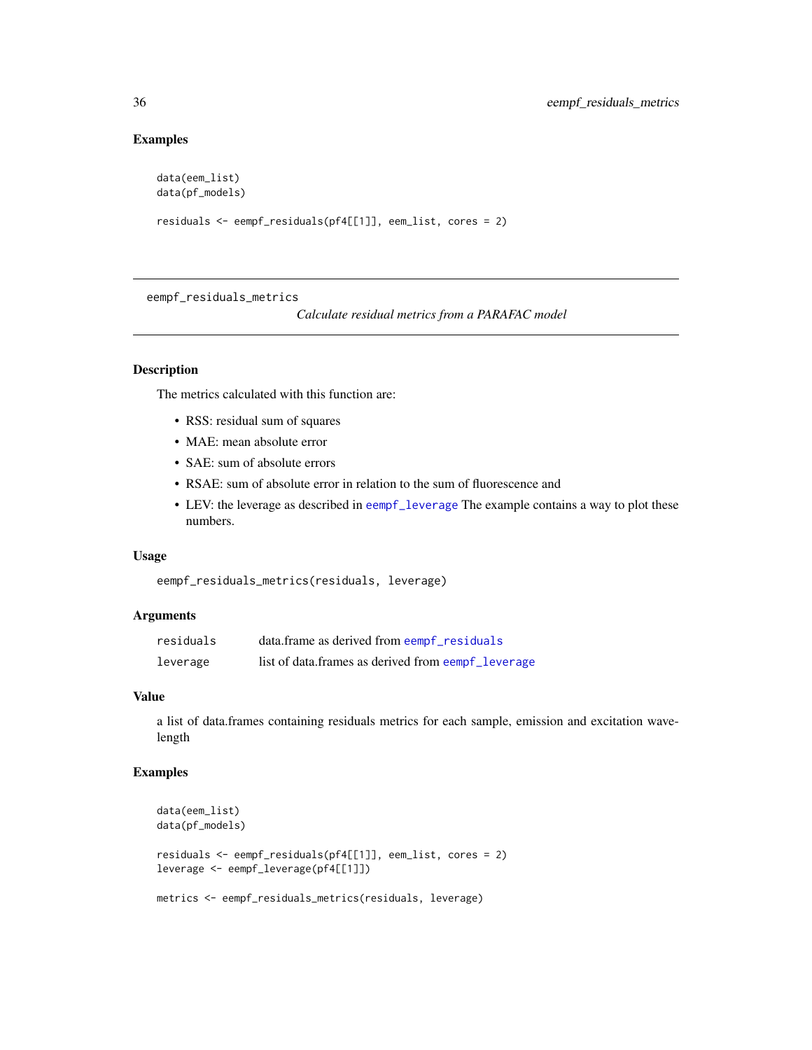## Examples

```
data(eem_list)
data(pf_models)

residuals <- eempf_residuals(pf4[[1]], eem_list, cores = 2)
```

---

eempf_residuals_metrics    *Calculate residual metrics from a PARAFAC model*

---

### Description

The metrics calculated with this function are:

- RSS: residual sum of squares
- MAE: mean absolute error
- SAE: sum of absolute errors
- RSAE: sum of absolute error in relation to the sum of fluorescence and
- LEV: the leverage as described in eempf_leverage The example contains a way to plot these numbers.

### Usage

```
eempf_residuals_metrics(residuals, leverage)
```

### Arguments

| | |
|---|---|
| residuals | data.frame as derived from eempf_residuals |
| leverage | list of data.frames as derived from eempf_leverage |

### Value

a list of data.frames containing residuals metrics for each sample, emission and excitation wavelength

### Examples

```
data(eem_list)
data(pf_models)

residuals <- eempf_residuals(pf4[[1]], eem_list, cores = 2)
leverage <- eempf_leverage(pf4[[1]])

metrics <- eempf_residuals_metrics(residuals, leverage)
```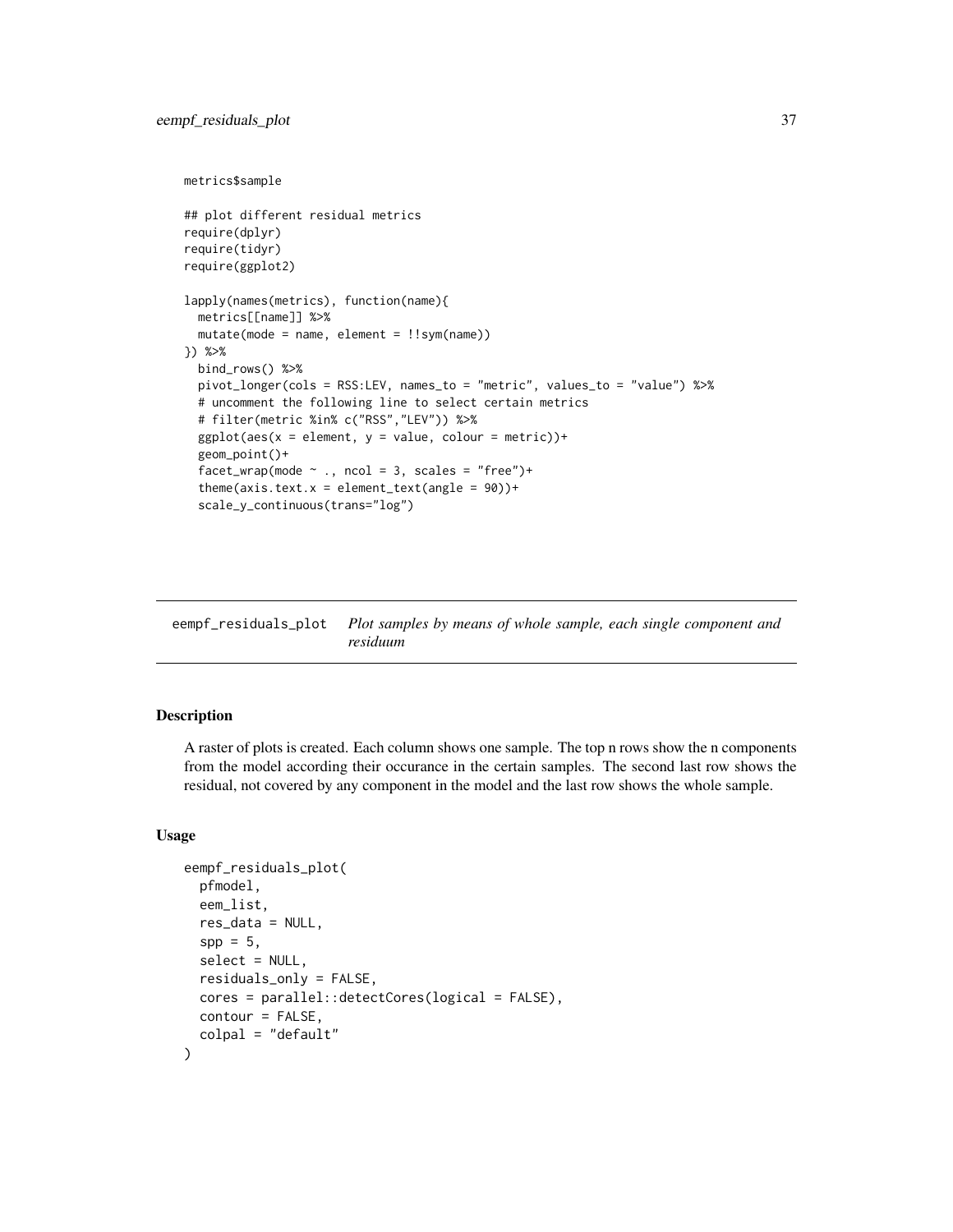```
metrics$sample

## plot different residual metrics
require(dplyr)
require(tidyr)
require(ggplot2)

lapply(names(metrics), function(name){
  metrics[[name]] %>%
  mutate(mode = name, element = !!sym(name))
}) %>%
  bind_rows() %>%
  pivot_longer(cols = RSS:LEV, names_to = "metric", values_to = "value") %>%
  # uncomment the following line to select certain metrics
  # filter(metric %in% c("RSS","LEV")) %>%
  ggplot(aes(x = element, y = value, colour = metric))+
  geom_point()+
  facet_wrap(mode ~ ., ncol = 3, scales = "free")+
  theme(axis.text.x = element_text(angle = 90))+
  scale_y_continuous(trans="log")
```

---

## eempf_residuals_plot — *Plot samples by means of whole sample, each single component and residuum*

### Description

A raster of plots is created. Each column shows one sample. The top n rows show the n components from the model according their occurance in the certain samples. The second last row shows the residual, not covered by any component in the model and the last row shows the whole sample.

### Usage

```
eempf_residuals_plot(
  pfmodel,
  eem_list,
  res_data = NULL,
  spp = 5,
  select = NULL,
  residuals_only = FALSE,
  cores = parallel::detectCores(logical = FALSE),
  contour = FALSE,
  colpal = "default"
)
```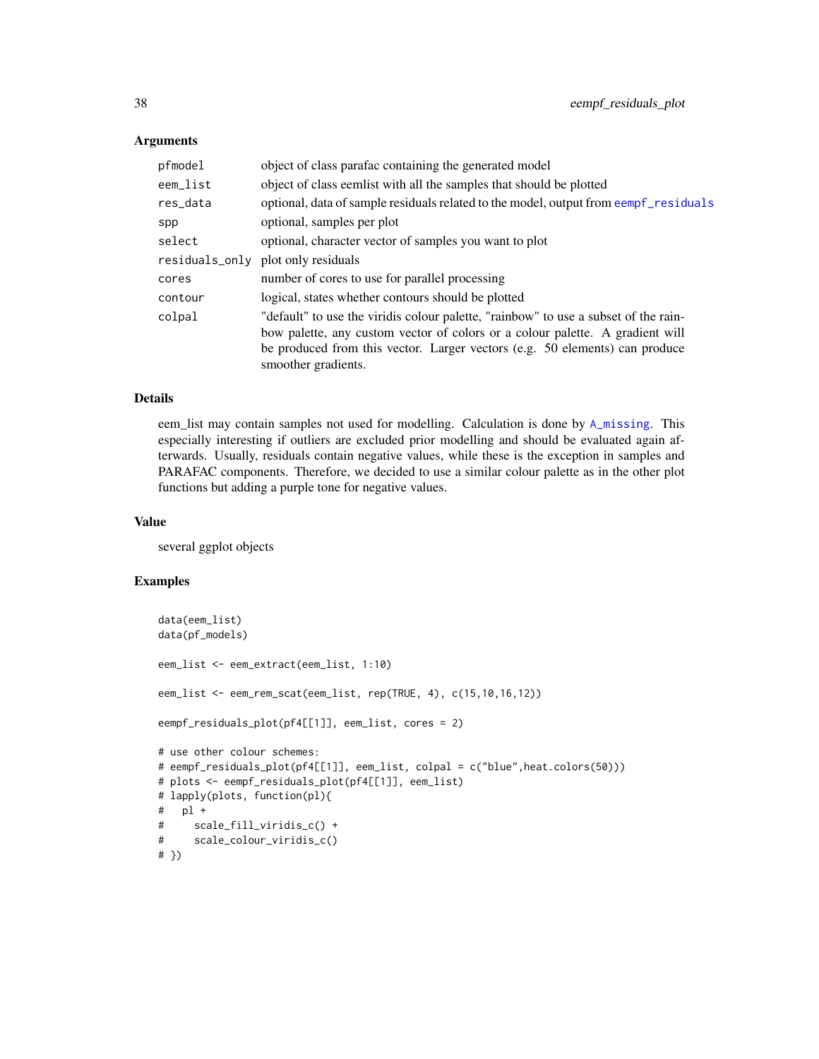## Arguments

| | |
|---|---|
| pfmodel | object of class parafac containing the generated model |
| eem_list | object of class eemlist with all the samples that should be plotted |
| res_data | optional, data of sample residuals related to the model, output from eempf_residuals |
| spp | optional, samples per plot |
| select | optional, character vector of samples you want to plot |
| residuals_only | plot only residuals |
| cores | number of cores to use for parallel processing |
| contour | logical, states whether contours should be plotted |
| colpal | "default" to use the viridis colour palette, "rainbow" to use a subset of the rainbow palette, any custom vector of colors or a colour palette. A gradient will be produced from this vector. Larger vectors (e.g. 50 elements) can produce smoother gradients. |

## Details

eem_list may contain samples not used for modelling. Calculation is done by A_missing. This especially interesting if outliers are excluded prior modelling and should be evaluated again afterwards. Usually, residuals contain negative values, while these is the exception in samples and PARAFAC components. Therefore, we decided to use a similar colour palette as in the other plot functions but adding a purple tone for negative values.

## Value

several ggplot objects

## Examples

```
data(eem_list)
data(pf_models)

eem_list <- eem_extract(eem_list, 1:10)

eem_list <- eem_rem_scat(eem_list, rep(TRUE, 4), c(15,10,16,12))

eempf_residuals_plot(pf4[[1]], eem_list, cores = 2)

# use other colour schemes:
# eempf_residuals_plot(pf4[[1]], eem_list, colpal = c("blue",heat.colors(50)))
# plots <- eempf_residuals_plot(pf4[[1]], eem_list)
# lapply(plots, function(pl){
#   pl +
#     scale_fill_viridis_c() +
#     scale_colour_viridis_c()
# })
```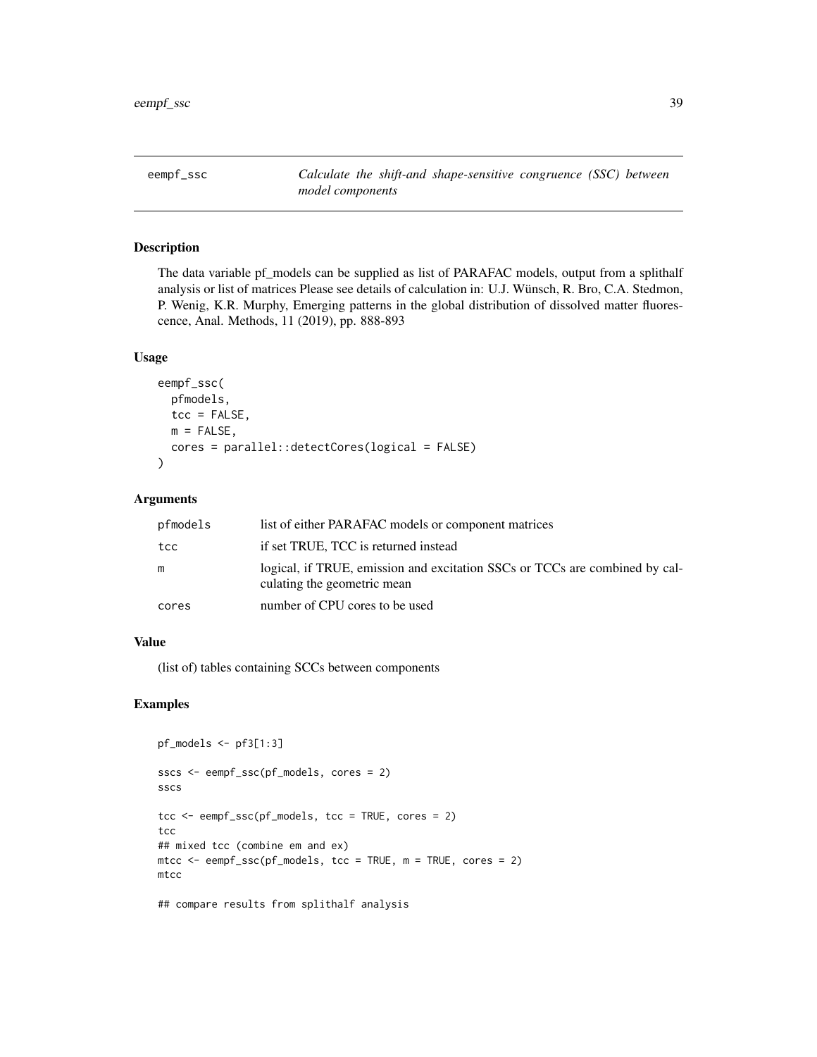# eempf_ssc — *Calculate the shift-and shape-sensitive congruence (SSC) between model components*

## Description

The data variable pf_models can be supplied as list of PARAFAC models, output from a splithalf analysis or list of matrices Please see details of calculation in: U.J. Wünsch, R. Bro, C.A. Stedmon, P. Wenig, K.R. Murphy, Emerging patterns in the global distribution of dissolved matter fluorescence, Anal. Methods, 11 (2019), pp. 888-893

## Usage

```
eempf_ssc(
  pfmodels,
  tcc = FALSE,
  m = FALSE,
  cores = parallel::detectCores(logical = FALSE)
)
```

## Arguments

| | |
|---|---|
| pfmodels | list of either PARAFAC models or component matrices |
| tcc | if set TRUE, TCC is returned instead |
| m | logical, if TRUE, emission and excitation SSCs or TCCs are combined by calculating the geometric mean |
| cores | number of CPU cores to be used |

## Value

(list of) tables containing SCCs between components

## Examples

```
pf_models <- pf3[1:3]

sscs <- eempf_ssc(pf_models, cores = 2)
sscs

tcc <- eempf_ssc(pf_models, tcc = TRUE, cores = 2)
tcc
## mixed tcc (combine em and ex)
mtcc <- eempf_ssc(pf_models, tcc = TRUE, m = TRUE, cores = 2)
mtcc

## compare results from splithalf analysis
```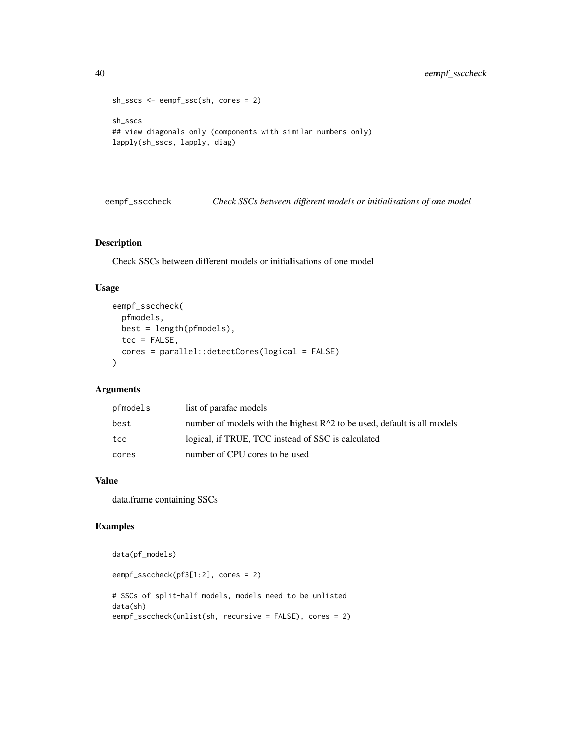```
sh_sscs <- eempf_ssc(sh, cores = 2)

sh_sscs
## view diagonals only (components with similar numbers only)
lapply(sh_sscs, lapply, diag)
```

## eempf_ssccheck — *Check SSCs between different models or initialisations of one model*

### Description

Check SSCs between different models or initialisations of one model

### Usage

```
eempf_ssccheck(
  pfmodels,
  best = length(pfmodels),
  tcc = FALSE,
  cores = parallel::detectCores(logical = FALSE)
)
```

### Arguments

| | |
|---|---|
| pfmodels | list of parafac models |
| best | number of models with the highest R^2 to be used, default is all models |
| tcc | logical, if TRUE, TCC instead of SSC is calculated |
| cores | number of CPU cores to be used |

### Value

data.frame containing SSCs

### Examples

```
data(pf_models)

eempf_ssccheck(pf3[1:2], cores = 2)

# SSCs of split-half models, models need to be unlisted
data(sh)
eempf_ssccheck(unlist(sh, recursive = FALSE), cores = 2)
```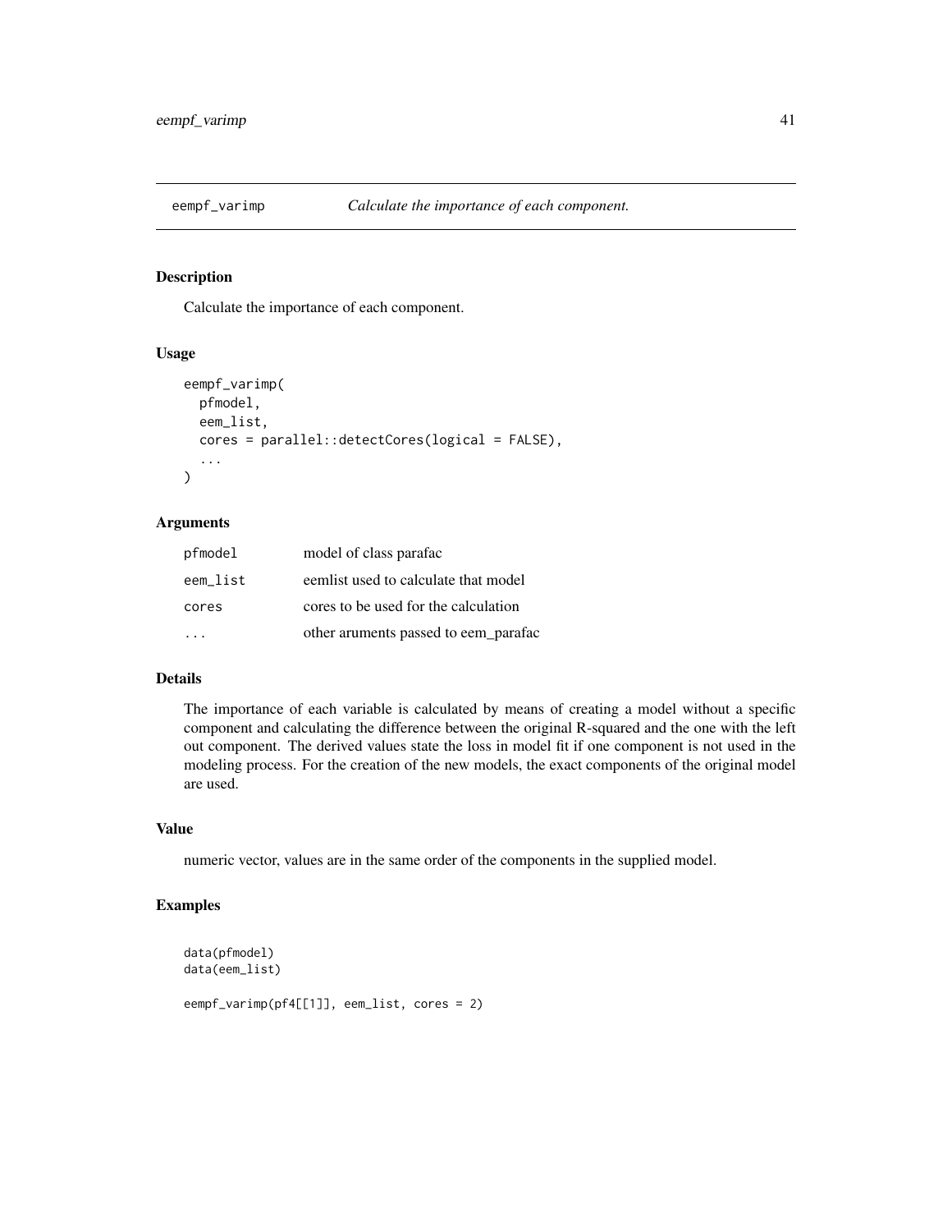# eempf_varimp — *Calculate the importance of each component.*

## Description

Calculate the importance of each component.

## Usage

```
eempf_varimp(
  pfmodel,
  eem_list,
  cores = parallel::detectCores(logical = FALSE),
  ...
)
```

## Arguments

| | |
|---|---|
| pfmodel | model of class parafac |
| eem_list | eemlist used to calculate that model |
| cores | cores to be used for the calculation |
| ... | other aruments passed to eem_parafac |

## Details

The importance of each variable is calculated by means of creating a model without a specific component and calculating the difference between the original R-squared and the one with the left out component. The derived values state the loss in model fit if one component is not used in the modeling process. For the creation of the new models, the exact components of the original model are used.

## Value

numeric vector, values are in the same order of the components in the supplied model.

## Examples

```
data(pfmodel)
data(eem_list)

eempf_varimp(pf4[[1]], eem_list, cores = 2)
```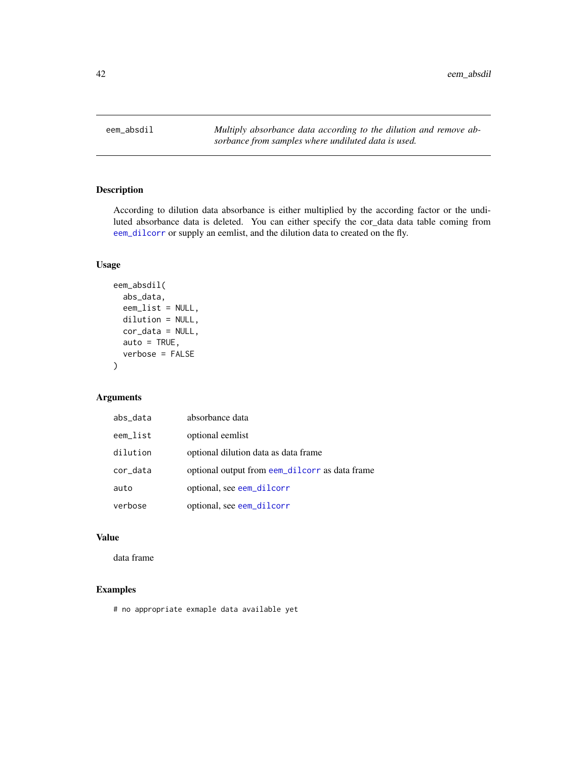eem_absdil    *Multiply absorbance data according to the dilution and remove absorbance from samples where undiluted data is used.*

## Description

According to dilution data absorbance is either multiplied by the according factor or the undiluted absorbance data is deleted. You can either specify the cor_data data table coming from eem_dilcorr or supply an eemlist, and the dilution data to created on the fly.

## Usage

```
eem_absdil(
  abs_data,
  eem_list = NULL,
  dilution = NULL,
  cor_data = NULL,
  auto = TRUE,
  verbose = FALSE
)
```

## Arguments

| | |
|---|---|
| abs_data | absorbance data |
| eem_list | optional eemlist |
| dilution | optional dilution data as data frame |
| cor_data | optional output from eem_dilcorr as data frame |
| auto | optional, see eem_dilcorr |
| verbose | optional, see eem_dilcorr |

## Value

data frame

## Examples

```
# no appropriate exmaple data available yet
```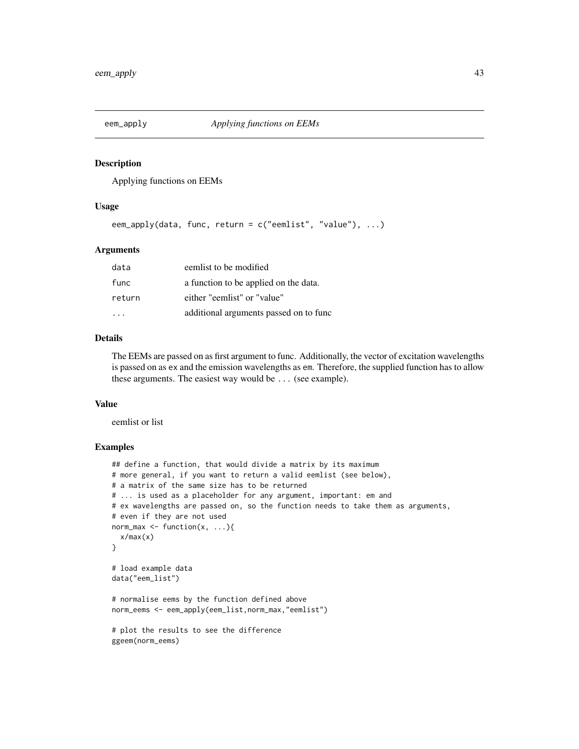# eem_apply — *Applying functions on EEMs*

## Description

Applying functions on EEMs

## Usage

```
eem_apply(data, func, return = c("eemlist", "value"), ...)
```

## Arguments

| | |
|---|---|
| data | eemlist to be modified |
| func | a function to be applied on the data. |
| return | either "eemlist" or "value" |
| ... | additional arguments passed on to func |

## Details

The EEMs are passed on as first argument to func. Additionally, the vector of excitation wavelengths is passed on as ex and the emission wavelengths as em. Therefore, the supplied function has to allow these arguments. The easiest way would be ... (see example).

## Value

eemlist or list

## Examples

```
## define a function, that would divide a matrix by its maximum
# more general, if you want to return a valid eemlist (see below),
# a matrix of the same size has to be returned
# ... is used as a placeholder for any argument, important: em and
# ex wavelengths are passed on, so the function needs to take them as arguments,
# even if they are not used
norm_max <- function(x, ...){
  x/max(x)
}

# load example data
data("eem_list")

# normalise eems by the function defined above
norm_eems <- eem_apply(eem_list,norm_max,"eemlist")

# plot the results to see the difference
ggeem(norm_eems)
```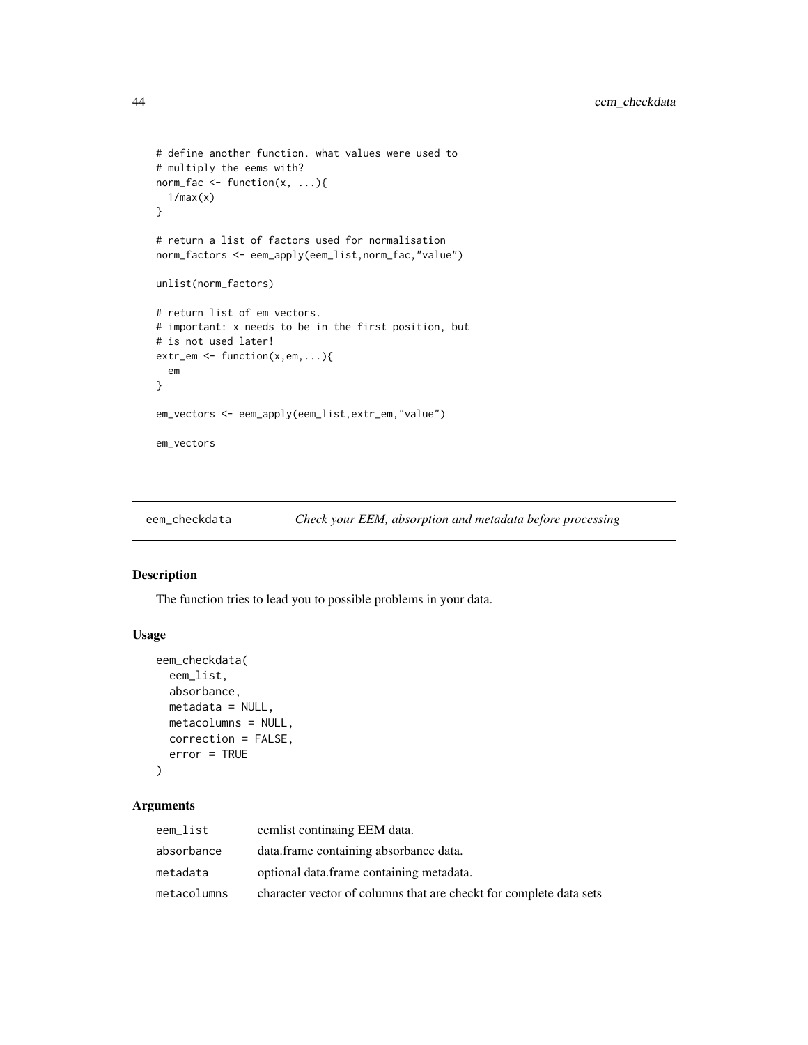```
# define another function. what values were used to
# multiply the eems with?
norm_fac <- function(x, ...){
  1/max(x)
}

# return a list of factors used for normalisation
norm_factors <- eem_apply(eem_list,norm_fac,"value")

unlist(norm_factors)

# return list of em vectors.
# important: x needs to be in the first position, but
# is not used later!
extr_em <- function(x,em,...){
  em
}

em_vectors <- eem_apply(eem_list,extr_em,"value")

em_vectors
```

## eem_checkdata *Check your EEM, absorption and metadata before processing*

### Description

The function tries to lead you to possible problems in your data.

### Usage

```
eem_checkdata(
  eem_list,
  absorbance,
  metadata = NULL,
  metacolumns = NULL,
  correction = FALSE,
  error = TRUE
)
```

### Arguments

| | |
|---|---|
| eem_list | eemlist continaing EEM data. |
| absorbance | data.frame containing absorbance data. |
| metadata | optional data.frame containing metadata. |
| metacolumns | character vector of columns that are checkt for complete data sets |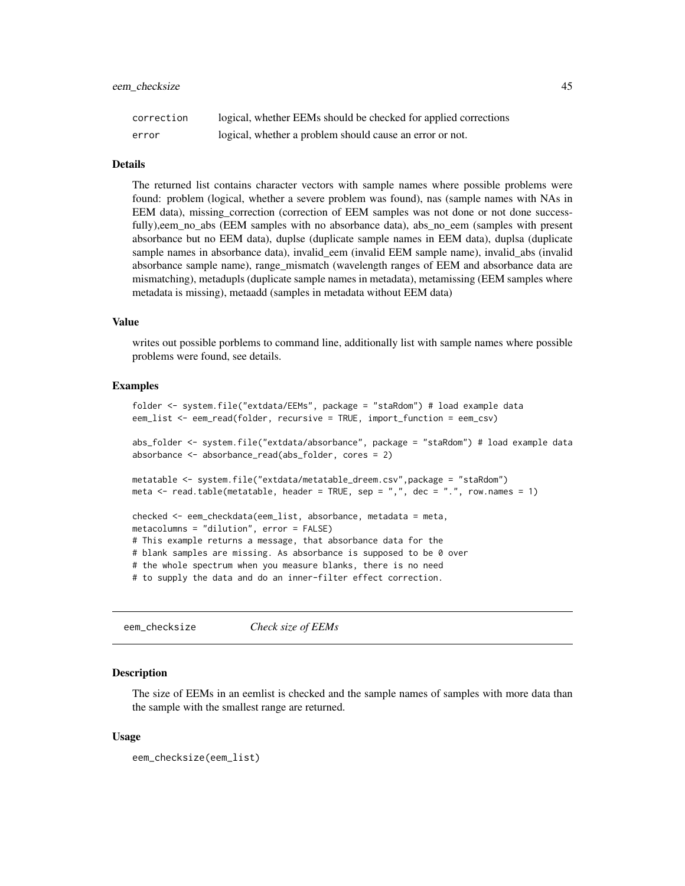| | |
|---|---|
| correction | logical, whether EEMs should be checked for applied corrections |
| error | logical, whether a problem should cause an error or not. |

### Details

The returned list contains character vectors with sample names where possible problems were found: problem (logical, whether a severe problem was found), nas (sample names with NAs in EEM data), missing_correction (correction of EEM samples was not done or not done successfully),eem_no_abs (EEM samples with no absorbance data), abs_no_eem (samples with present absorbance but no EEM data), duplse (duplicate sample names in EEM data), duplsa (duplicate sample names in absorbance data), invalid_eem (invalid EEM sample name), invalid_abs (invalid absorbance sample name), range_mismatch (wavelength ranges of EEM and absorbance data are mismatching), metadupls (duplicate sample names in metadata), metamissing (EEM samples where metadata is missing), metaadd (samples in metadata without EEM data)

### Value

writes out possible porblems to command line, additionally list with sample names where possible problems were found, see details.

### Examples

```
folder <- system.file("extdata/EEMs", package = "staRdom") # load example data
eem_list <- eem_read(folder, recursive = TRUE, import_function = eem_csv)

abs_folder <- system.file("extdata/absorbance", package = "staRdom") # load example data
absorbance <- absorbance_read(abs_folder, cores = 2)

metatable <- system.file("extdata/metatable_dreem.csv",package = "staRdom")
meta <- read.table(metatable, header = TRUE, sep = ",", dec = ".", row.names = 1)

checked <- eem_checkdata(eem_list, absorbance, metadata = meta,
metacolumns = "dilution", error = FALSE)
# This example returns a message, that absorbance data for the
# blank samples are missing. As absorbance is supposed to be 0 over
# the whole spectrum when you measure blanks, there is no need
# to supply the data and do an inner-filter effect correction.
```

---

## eem_checksize    *Check size of EEMs*

### Description

The size of EEMs in an eemlist is checked and the sample names of samples with more data than the sample with the smallest range are returned.

### Usage

```
eem_checksize(eem_list)
```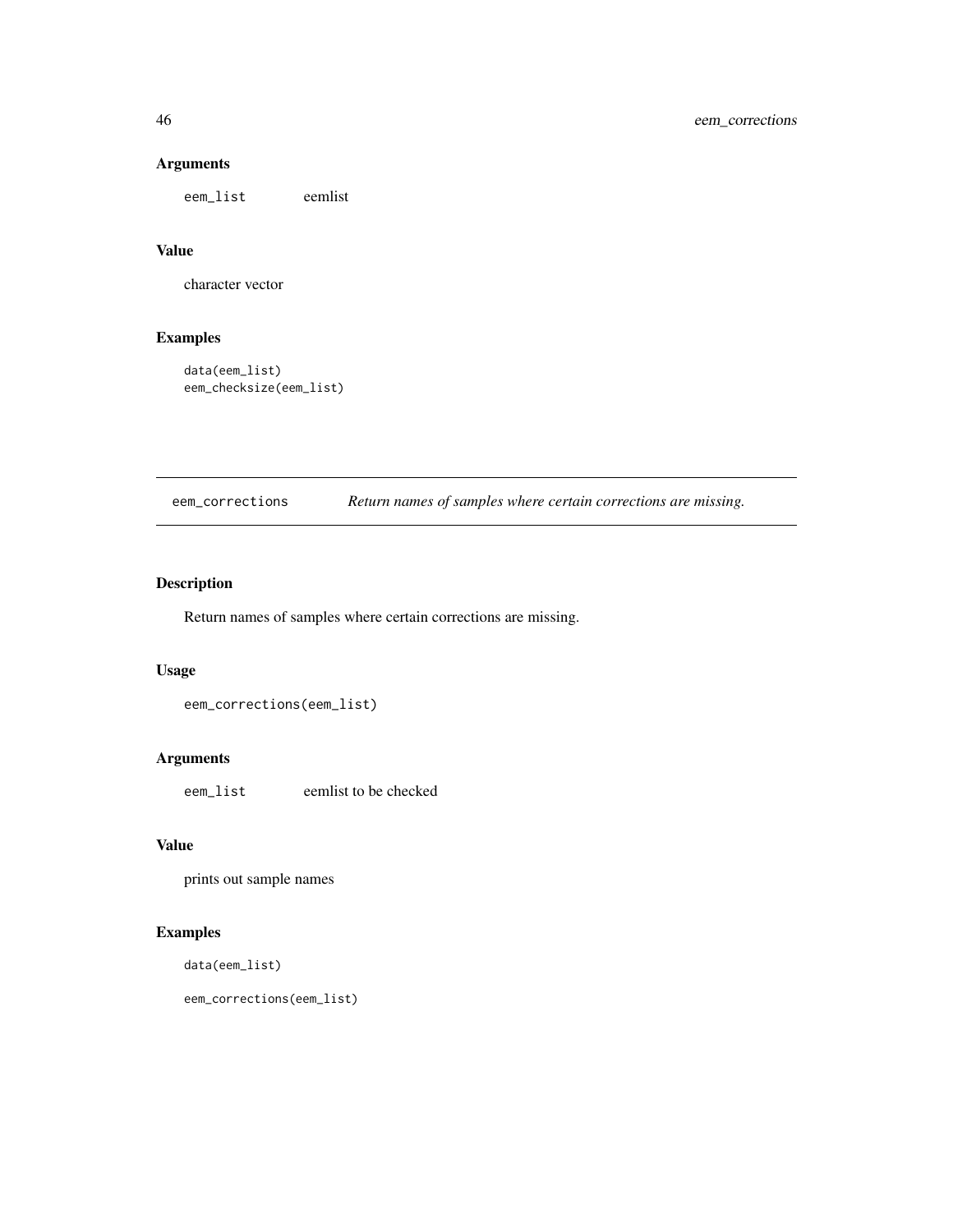## Arguments

`eem_list` eemlist

## Value

character vector

## Examples

```
data(eem_list)
eem_checksize(eem_list)
```

---

`eem_corrections` *Return names of samples where certain corrections are missing.*

---

## Description

Return names of samples where certain corrections are missing.

## Usage

```
eem_corrections(eem_list)
```

## Arguments

`eem_list` eemlist to be checked

## Value

prints out sample names

## Examples

```
data(eem_list)

eem_corrections(eem_list)
```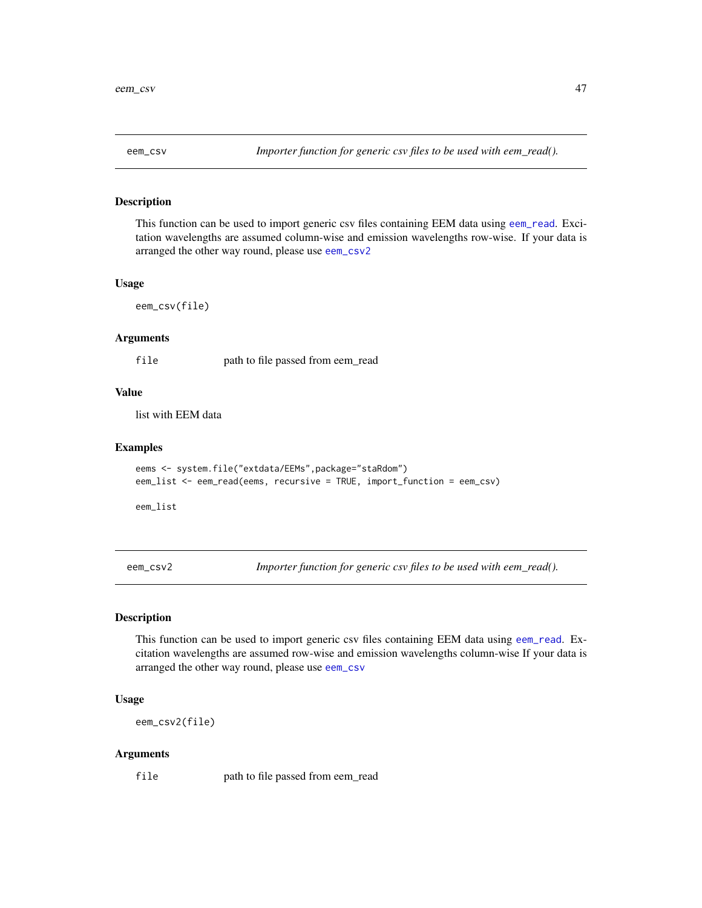## eem_csv — *Importer function for generic csv files to be used with eem_read().*

### Description

This function can be used to import generic csv files containing EEM data using eem_read. Excitation wavelengths are assumed column-wise and emission wavelengths row-wise. If your data is arranged the other way round, please use eem_csv2

### Usage

```
eem_csv(file)
```

### Arguments

| | |
|---|---|
| file | path to file passed from eem_read |

### Value

list with EEM data

### Examples

```
eems <- system.file("extdata/EEMs",package="staRdom")
eem_list <- eem_read(eems, recursive = TRUE, import_function = eem_csv)

eem_list
```

## eem_csv2 — *Importer function for generic csv files to be used with eem_read().*

### Description

This function can be used to import generic csv files containing EEM data using eem_read. Excitation wavelengths are assumed row-wise and emission wavelengths column-wise If your data is arranged the other way round, please use eem_csv

### Usage

```
eem_csv2(file)
```

### Arguments

| | |
|---|---|
| file | path to file passed from eem_read |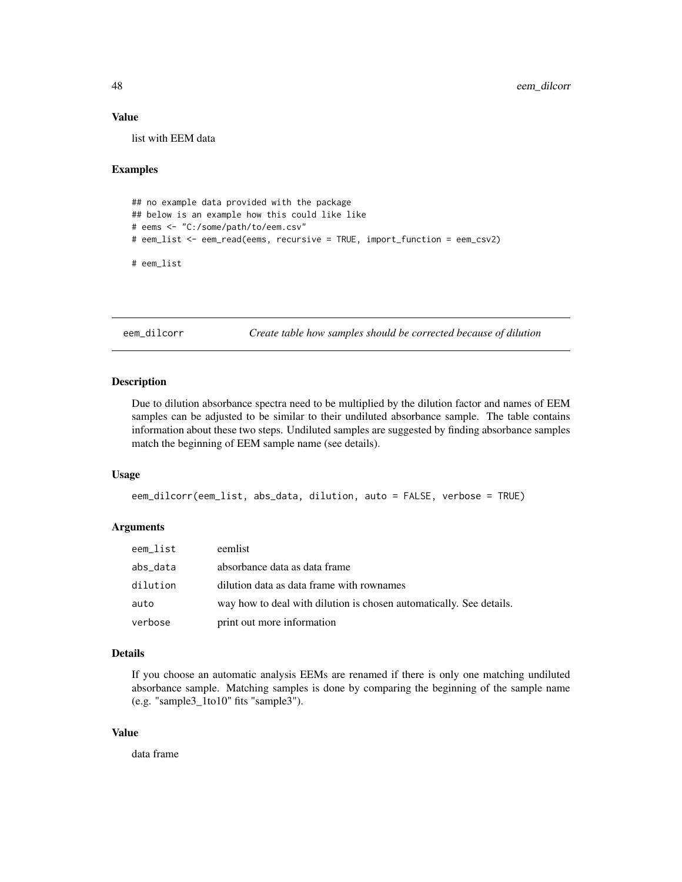### Value

list with EEM data

### Examples

```
## no example data provided with the package
## below is an example how this could like like
# eems <- "C:/some/path/to/eem.csv"
# eem_list <- eem_read(eems, recursive = TRUE, import_function = eem_csv2)

# eem_list
```

---

## eem_dilcorr *Create table how samples should be corrected because of dilution*

---

### Description

Due to dilution absorbance spectra need to be multiplied by the dilution factor and names of EEM samples can be adjusted to be similar to their undiluted absorbance sample. The table contains information about these two steps. Undiluted samples are suggested by finding absorbance samples match the beginning of EEM sample name (see details).

### Usage

```
eem_dilcorr(eem_list, abs_data, dilution, auto = FALSE, verbose = TRUE)
```

### Arguments

| | |
|---|---|
| eem_list | eemlist |
| abs_data | absorbance data as data frame |
| dilution | dilution data as data frame with rownames |
| auto | way how to deal with dilution is chosen automatically. See details. |
| verbose | print out more information |

### Details

If you choose an automatic analysis EEMs are renamed if there is only one matching undiluted absorbance sample. Matching samples is done by comparing the beginning of the sample name (e.g. "sample3_1to10" fits "sample3").

### Value

data frame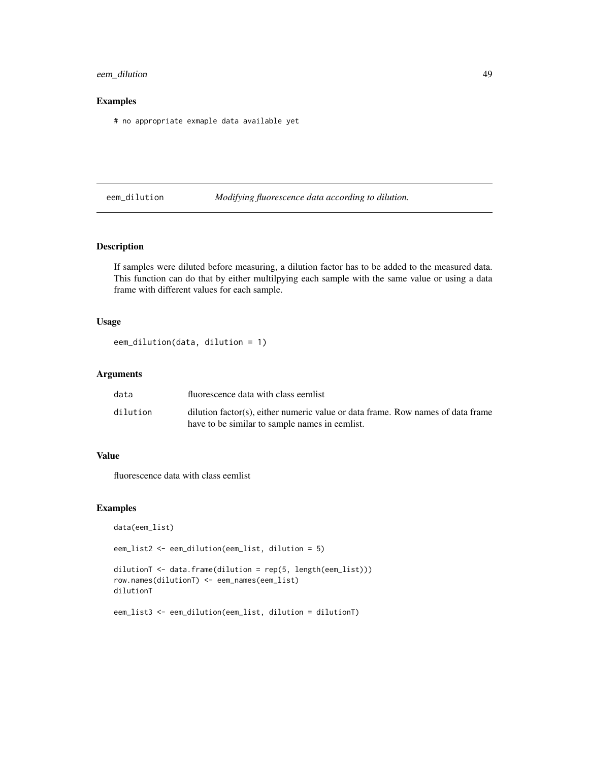## Examples

```
# no appropriate exmaple data available yet
```

---

eem_dilution *Modifying fluorescence data according to dilution.*

---

## Description

If samples were diluted before measuring, a dilution factor has to be added to the measured data. This function can do that by either multilpying each sample with the same value or using a data frame with different values for each sample.

## Usage

```
eem_dilution(data, dilution = 1)
```

## Arguments

| | |
|---|---|
| data | fluorescence data with class eemlist |
| dilution | dilution factor(s), either numeric value or data frame. Row names of data frame have to be similar to sample names in eemlist. |

## Value

fluorescence data with class eemlist

## Examples

```
data(eem_list)

eem_list2 <- eem_dilution(eem_list, dilution = 5)

dilutionT <- data.frame(dilution = rep(5, length(eem_list)))
row.names(dilutionT) <- eem_names(eem_list)
dilutionT

eem_list3 <- eem_dilution(eem_list, dilution = dilutionT)
```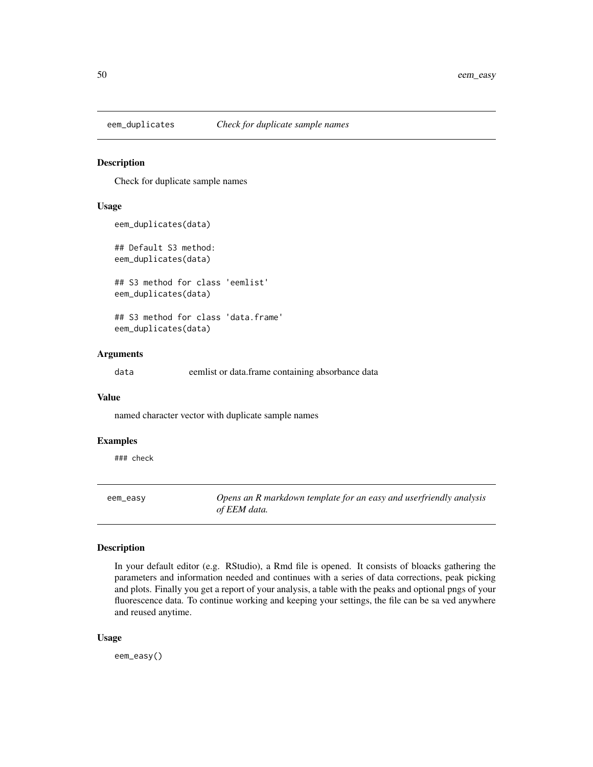## eem_duplicates *Check for duplicate sample names*

### Description

Check for duplicate sample names

### Usage

```
eem_duplicates(data)

## Default S3 method:
eem_duplicates(data)

## S3 method for class 'eemlist'
eem_duplicates(data)

## S3 method for class 'data.frame'
eem_duplicates(data)
```

### Arguments

| | |
|---|---|
| data | eemlist or data.frame containing absorbance data |

### Value

named character vector with duplicate sample names

### Examples

```
### check
```

## eem_easy *Opens an R markdown template for an easy and userfriendly analysis of EEM data.*

### Description

In your default editor (e.g. RStudio), a Rmd file is opened. It consists of bloacks gathering the parameters and information needed and continues with a series of data corrections, peak picking and plots. Finally you get a report of your analysis, a table with the peaks and optional pngs of your fluorescence data. To continue working and keeping your settings, the file can be sa ved anywhere and reused anytime.

### Usage

```
eem_easy()
```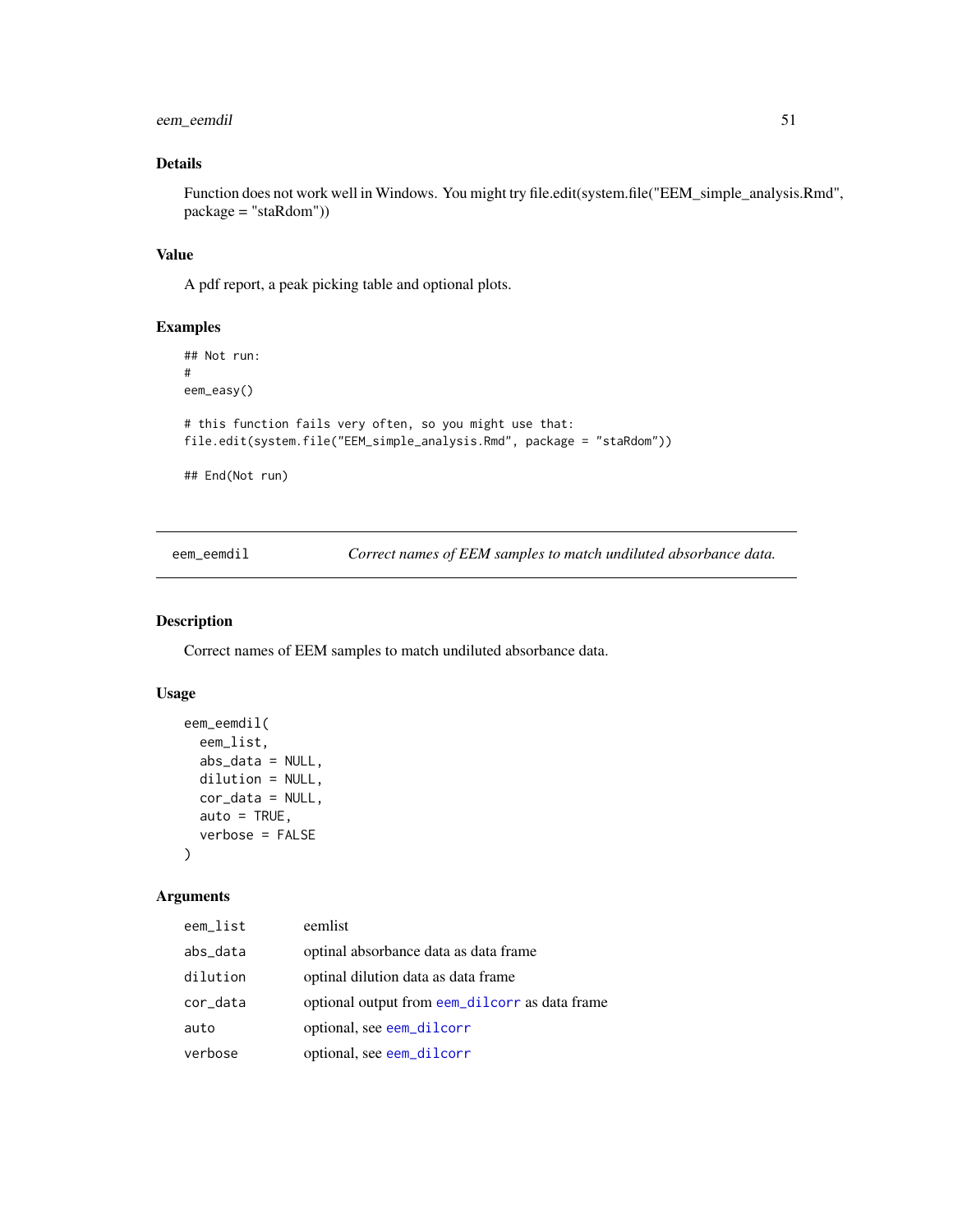### Details

Function does not work well in Windows. You might try file.edit(system.file("EEM_simple_analysis.Rmd", package = "staRdom"))

### Value

A pdf report, a peak picking table and optional plots.

### Examples

```
## Not run:
#
eem_easy()

# this function fails very often, so you might use that:
file.edit(system.file("EEM_simple_analysis.Rmd", package = "staRdom"))

## End(Not run)
```

---

## eem_eemdil — *Correct names of EEM samples to match undiluted absorbance data.*

### Description

Correct names of EEM samples to match undiluted absorbance data.

### Usage

```
eem_eemdil(
  eem_list,
  abs_data = NULL,
  dilution = NULL,
  cor_data = NULL,
  auto = TRUE,
  verbose = FALSE
)
```

### Arguments

| | |
|---|---|
| eem_list | eemlist |
| abs_data | optinal absorbance data as data frame |
| dilution | optinal dilution data as data frame |
| cor_data | optional output from eem_dilcorr as data frame |
| auto | optional, see eem_dilcorr |
| verbose | optional, see eem_dilcorr |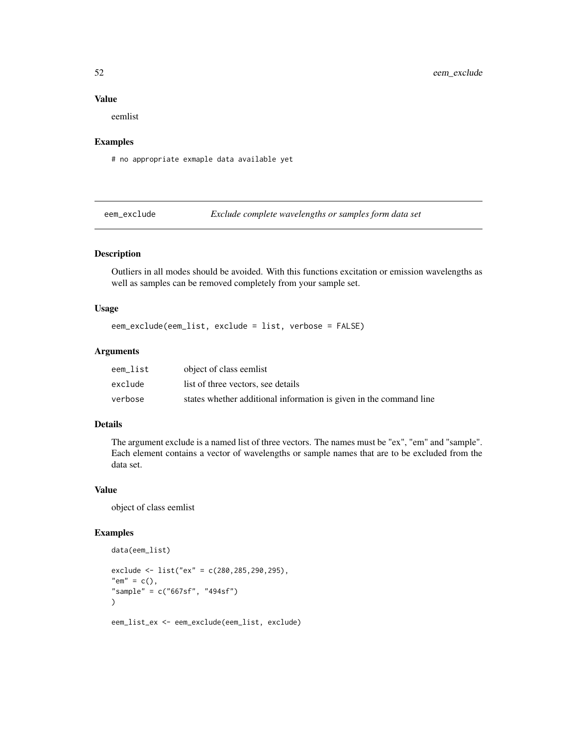### Value

eemlist

### Examples

```
# no appropriate exmaple data available yet
```

---

## eem_exclude    *Exclude complete wavelengths or samples form data set*

---

### Description

Outliers in all modes should be avoided. With this functions excitation or emission wavelengths as well as samples can be removed completely from your sample set.

### Usage

```
eem_exclude(eem_list, exclude = list, verbose = FALSE)
```

### Arguments

| | |
|---|---|
| eem_list | object of class eemlist |
| exclude | list of three vectors, see details |
| verbose | states whether additional information is given in the command line |

### Details

The argument exclude is a named list of three vectors. The names must be "ex", "em" and "sample". Each element contains a vector of wavelengths or sample names that are to be excluded from the data set.

### Value

object of class eemlist

### Examples

```
data(eem_list)

exclude <- list("ex" = c(280,285,290,295),
"em" = c(),
"sample" = c("667sf", "494sf")
)

eem_list_ex <- eem_exclude(eem_list, exclude)
```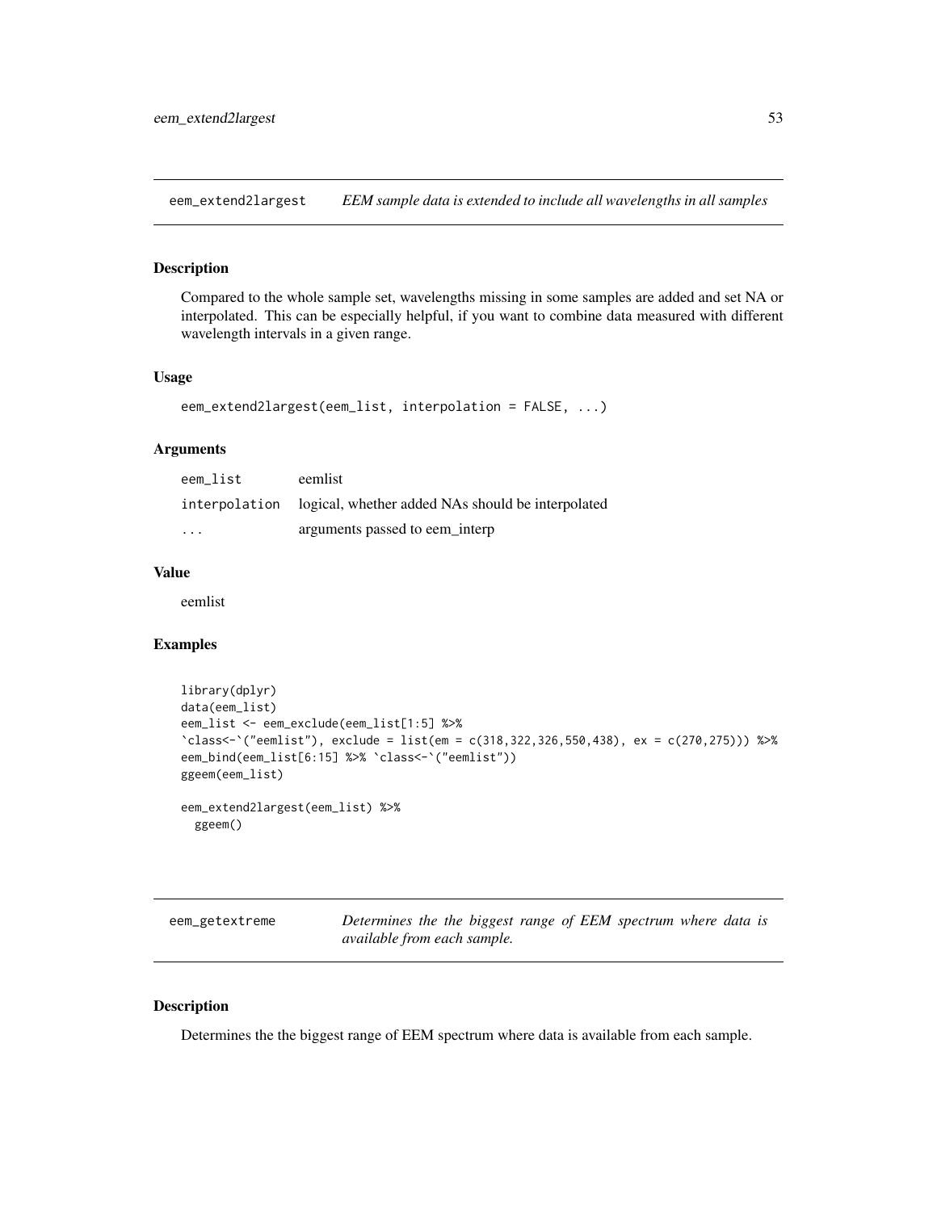## eem_extend2largest — *EEM sample data is extended to include all wavelengths in all samples*

### Description

Compared to the whole sample set, wavelengths missing in some samples are added and set NA or interpolated. This can be especially helpful, if you want to combine data measured with different wavelength intervals in a given range.

### Usage

```
eem_extend2largest(eem_list, interpolation = FALSE, ...)
```

### Arguments

| | |
|---|---|
| eem_list | eemlist |
| interpolation | logical, whether added NAs should be interpolated |
| ... | arguments passed to eem_interp |

### Value

eemlist

### Examples

```
library(dplyr)
data(eem_list)
eem_list <- eem_exclude(eem_list[1:5] %>%
`class<-`("eemlist"), exclude = list(em = c(318,322,326,550,438), ex = c(270,275))) %>%
eem_bind(eem_list[6:15] %>% `class<-`("eemlist"))
ggeem(eem_list)

eem_extend2largest(eem_list) %>%
  ggeem()
```

## eem_getextreme — *Determines the the biggest range of EEM spectrum where data is available from each sample.*

### Description

Determines the the biggest range of EEM spectrum where data is available from each sample.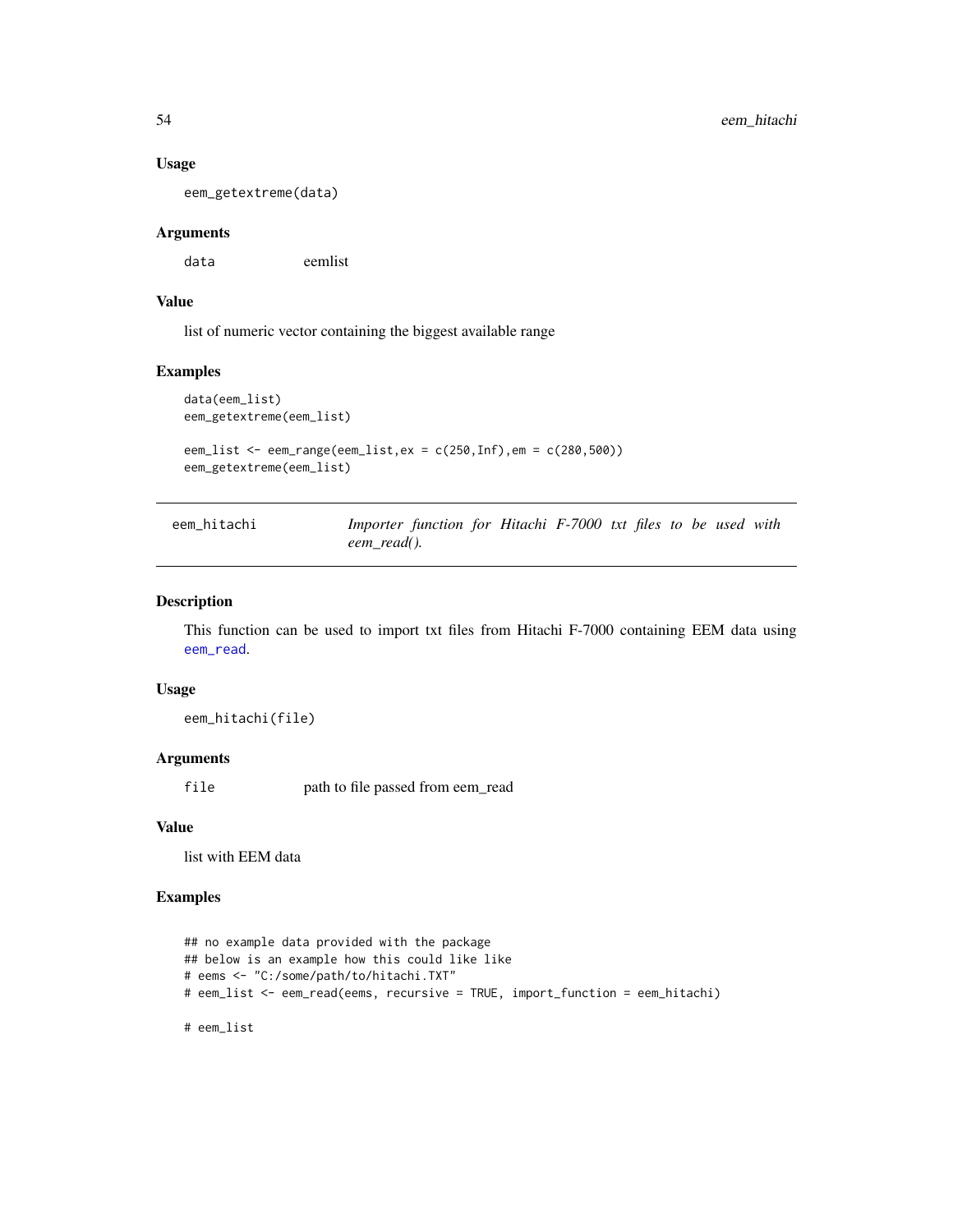### Usage

```
eem_getextreme(data)
```

### Arguments

| | |
|---|---|
| data | eemlist |

### Value

list of numeric vector containing the biggest available range

### Examples

```
data(eem_list)
eem_getextreme(eem_list)

eem_list <- eem_range(eem_list,ex = c(250,Inf),em = c(280,500))
eem_getextreme(eem_list)
```

---

## eem_hitachi — *Importer function for Hitachi F-7000 txt files to be used with eem_read().*

---

### Description

This function can be used to import txt files from Hitachi F-7000 containing EEM data using `eem_read`.

### Usage

```
eem_hitachi(file)
```

### Arguments

| | |
|---|---|
| file | path to file passed from eem_read |

### Value

list with EEM data

### Examples

```
## no example data provided with the package
## below is an example how this could like like
# eems <- "C:/some/path/to/hitachi.TXT"
# eem_list <- eem_read(eems, recursive = TRUE, import_function = eem_hitachi)

# eem_list
```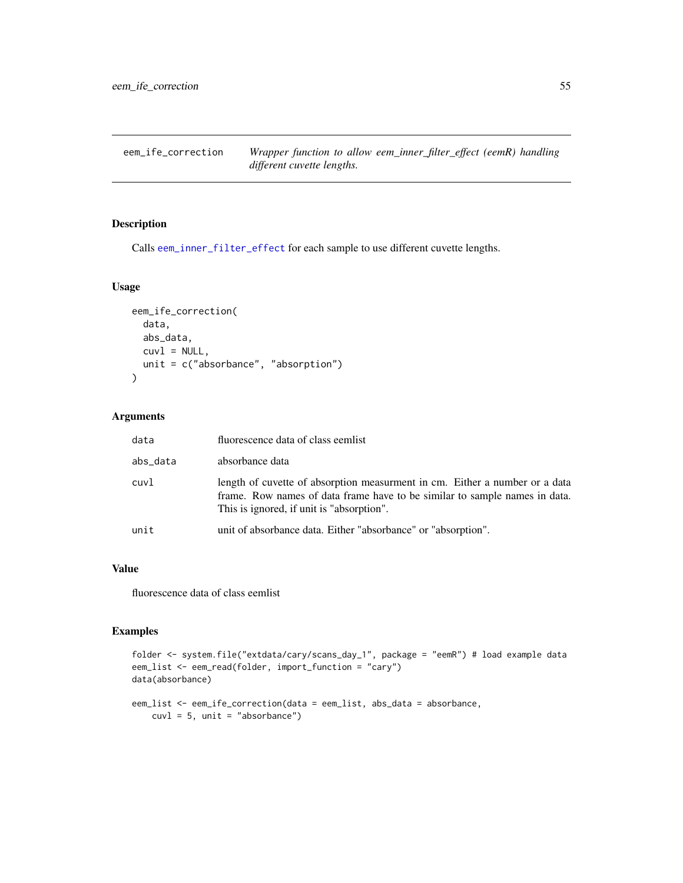## eem_ife_correction

*Wrapper function to allow eem_inner_filter_effect (eemR) handling different cuvette lengths.*

### Description

Calls eem_inner_filter_effect for each sample to use different cuvette lengths.

### Usage

```
eem_ife_correction(
  data,
  abs_data,
  cuvl = NULL,
  unit = c("absorbance", "absorption")
)
```

### Arguments

| | |
|---|---|
| data | fluorescence data of class eemlist |
| abs_data | absorbance data |
| cuvl | length of cuvette of absorption measurment in cm. Either a number or a data frame. Row names of data frame have to be similar to sample names in data. This is ignored, if unit is "absorption". |
| unit | unit of absorbance data. Either "absorbance" or "absorption". |

### Value

fluorescence data of class eemlist

### Examples

```
folder <- system.file("extdata/cary/scans_day_1", package = "eemR") # load example data
eem_list <- eem_read(folder, import_function = "cary")
data(absorbance)

eem_list <- eem_ife_correction(data = eem_list, abs_data = absorbance,
    cuvl = 5, unit = "absorbance")
```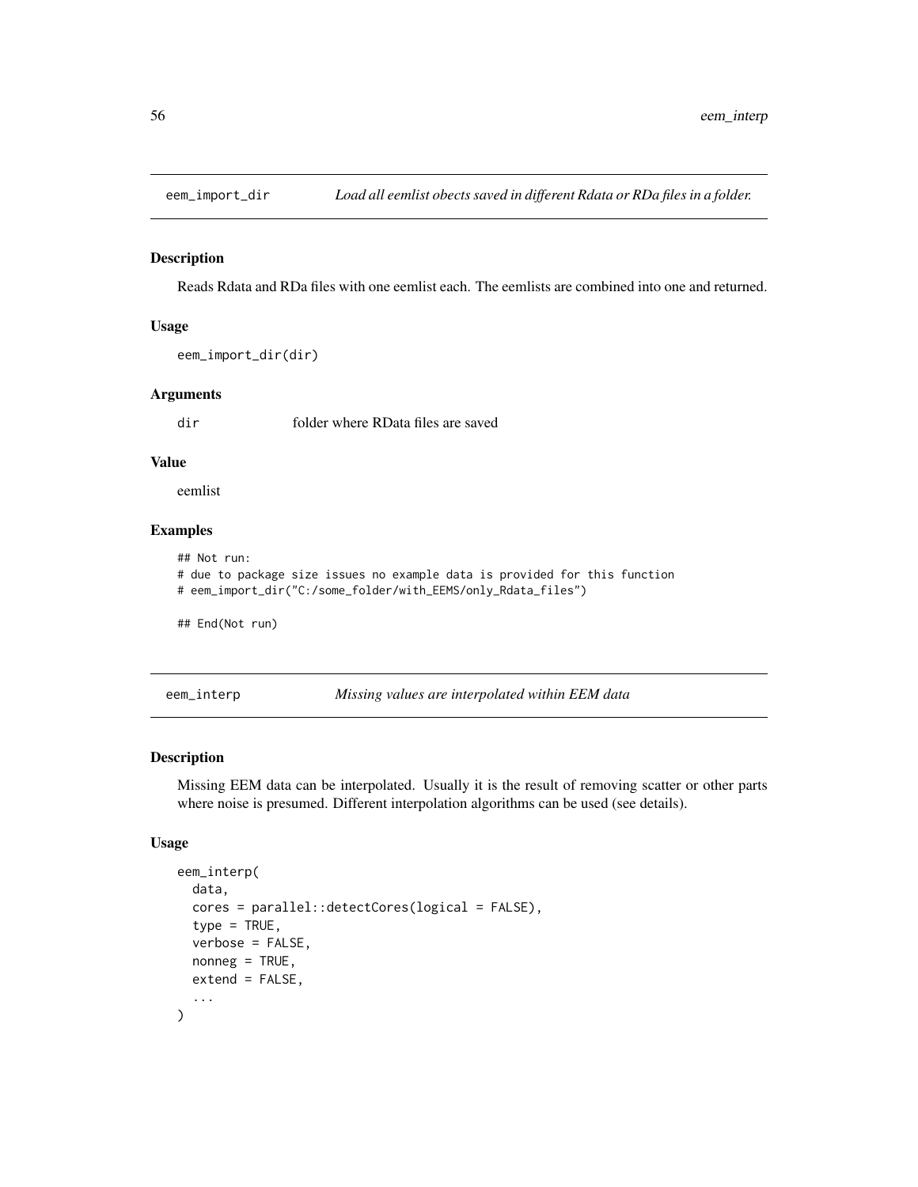## eem_import_dir — *Load all eemlist obects saved in different Rdata or RDa files in a folder.*

### Description

Reads Rdata and RDa files with one eemlist each. The eemlists are combined into one and returned.

### Usage

```
eem_import_dir(dir)
```

### Arguments

| | |
|---|---|
| dir | folder where RData files are saved |

### Value

eemlist

### Examples

```
## Not run:
# due to package size issues no example data is provided for this function
# eem_import_dir("C:/some_folder/with_EEMS/only_Rdata_files")

## End(Not run)
```

## eem_interp — *Missing values are interpolated within EEM data*

### Description

Missing EEM data can be interpolated. Usually it is the result of removing scatter or other parts where noise is presumed. Different interpolation algorithms can be used (see details).

### Usage

```
eem_interp(
  data,
  cores = parallel::detectCores(logical = FALSE),
  type = TRUE,
  verbose = FALSE,
  nonneg = TRUE,
  extend = FALSE,
  ...
)
```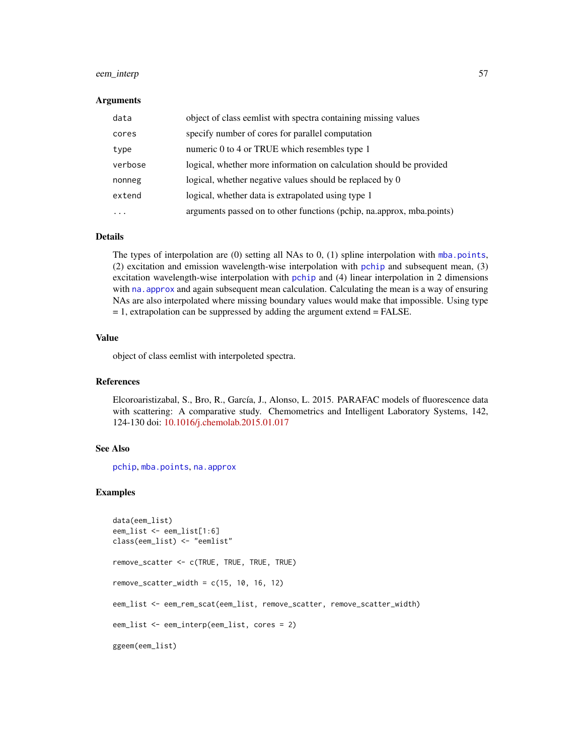### Arguments

| | |
|---|---|
| `data` | object of class eemlist with spectra containing missing values |
| `cores` | specify number of cores for parallel computation |
| `type` | numeric 0 to 4 or TRUE which resembles type 1 |
| `verbose` | logical, whether more information on calculation should be provided |
| `nonneg` | logical, whether negative values should be replaced by 0 |
| `extend` | logical, whether data is extrapolated using type 1 |
| `...` | arguments passed on to other functions (pchip, na.approx, mba.points) |

### Details

The types of interpolation are (0) setting all NAs to 0, (1) spline interpolation with `mba.points`, (2) excitation and emission wavelength-wise interpolation with `pchip` and subsequent mean, (3) excitation wavelength-wise interpolation with `pchip` and (4) linear interpolation in 2 dimensions with `na.approx` and again subsequent mean calculation. Calculating the mean is a way of ensuring NAs are also interpolated where missing boundary values would make that impossible. Using type = 1, extrapolation can be suppressed by adding the argument extend = FALSE.

### Value

object of class eemlist with interpoleted spectra.

### References

Elcoroaristizabal, S., Bro, R., García, J., Alonso, L. 2015. PARAFAC models of fluorescence data with scattering: A comparative study. Chemometrics and Intelligent Laboratory Systems, 142, 124-130 doi: 10.1016/j.chemolab.2015.01.017

### See Also

`pchip`, `mba.points`, `na.approx`

### Examples

```
data(eem_list)
eem_list <- eem_list[1:6]
class(eem_list) <- "eemlist"

remove_scatter <- c(TRUE, TRUE, TRUE, TRUE)

remove_scatter_width = c(15, 10, 16, 12)

eem_list <- eem_rem_scat(eem_list, remove_scatter, remove_scatter_width)

eem_list <- eem_interp(eem_list, cores = 2)

ggeem(eem_list)
```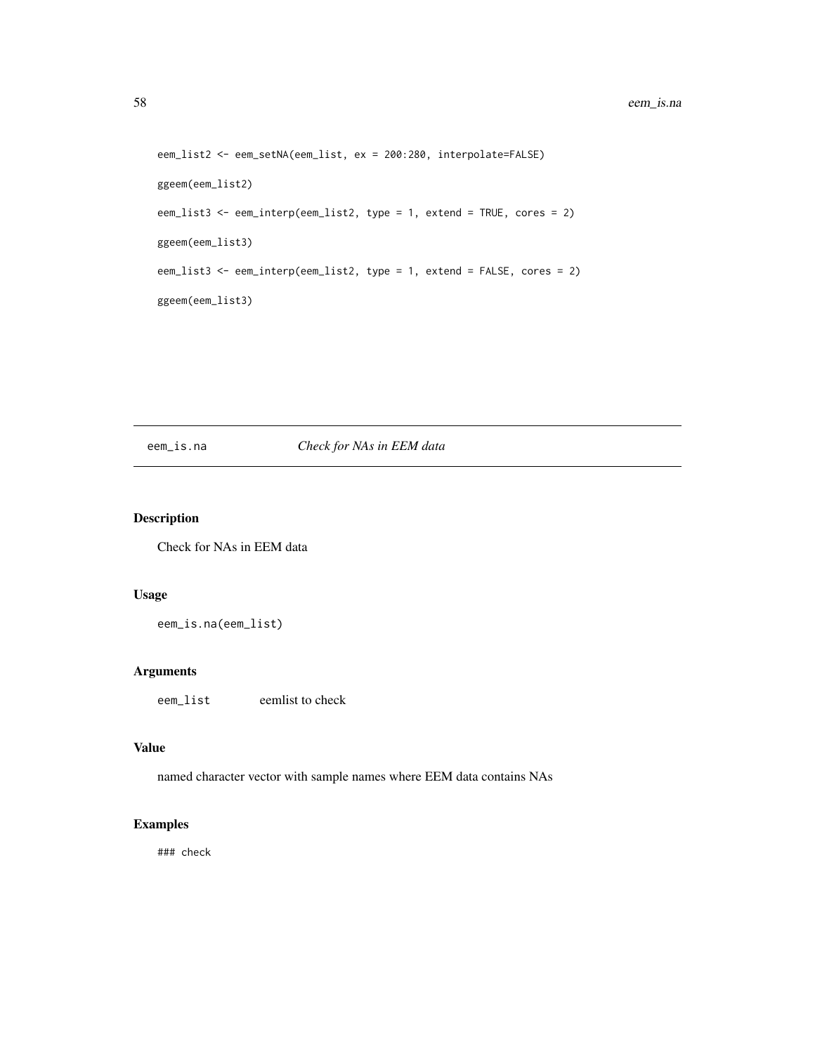```
eem_list2 <- eem_setNA(eem_list, ex = 200:280, interpolate=FALSE)

ggeem(eem_list2)

eem_list3 <- eem_interp(eem_list2, type = 1, extend = TRUE, cores = 2)

ggeem(eem_list3)

eem_list3 <- eem_interp(eem_list2, type = 1, extend = FALSE, cores = 2)

ggeem(eem_list3)
```

## eem_is.na    *Check for NAs in EEM data*

### Description

Check for NAs in EEM data

### Usage

```
eem_is.na(eem_list)
```

### Arguments

| | |
|---|---|
| eem_list | eemlist to check |

### Value

named character vector with sample names where EEM data contains NAs

### Examples

```
### check
```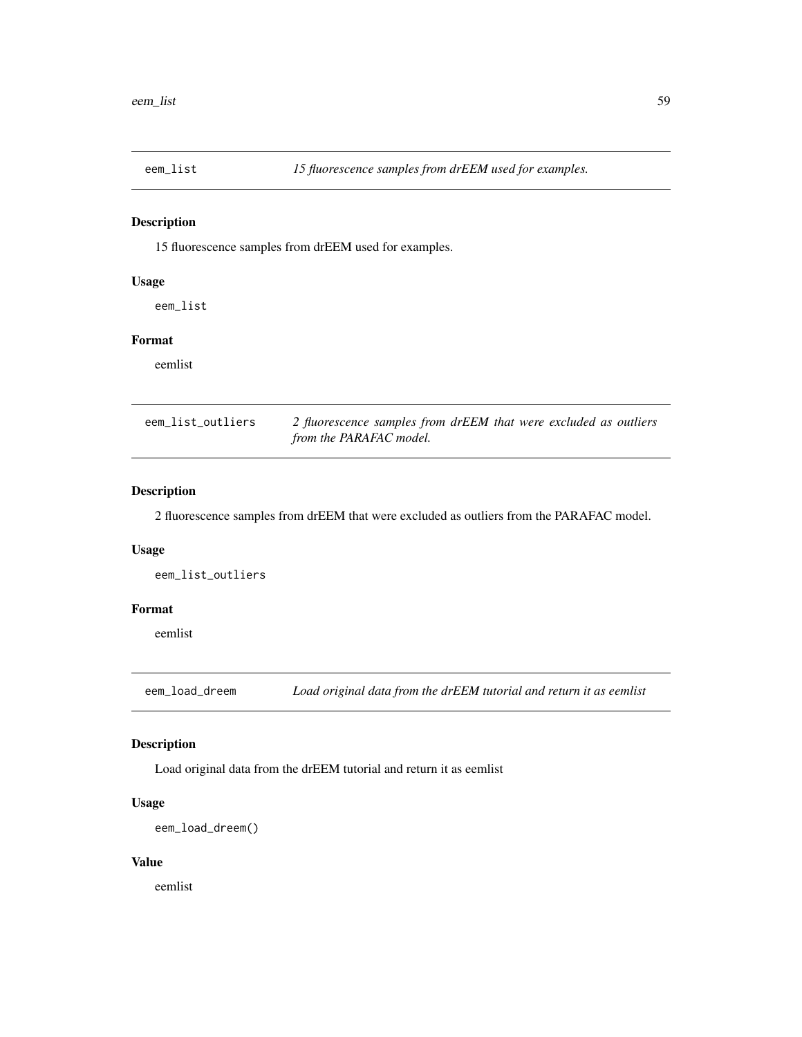## eem_list — *15 fluorescence samples from drEEM used for examples.*

### Description

15 fluorescence samples from drEEM used for examples.

### Usage

```
eem_list
```

### Format

eemlist

## eem_list_outliers — *2 fluorescence samples from drEEM that were excluded as outliers from the PARAFAC model.*

### Description

2 fluorescence samples from drEEM that were excluded as outliers from the PARAFAC model.

### Usage

```
eem_list_outliers
```

### Format

eemlist

## eem_load_dreem — *Load original data from the drEEM tutorial and return it as eemlist*

### Description

Load original data from the drEEM tutorial and return it as eemlist

### Usage

```
eem_load_dreem()
```

### Value

eemlist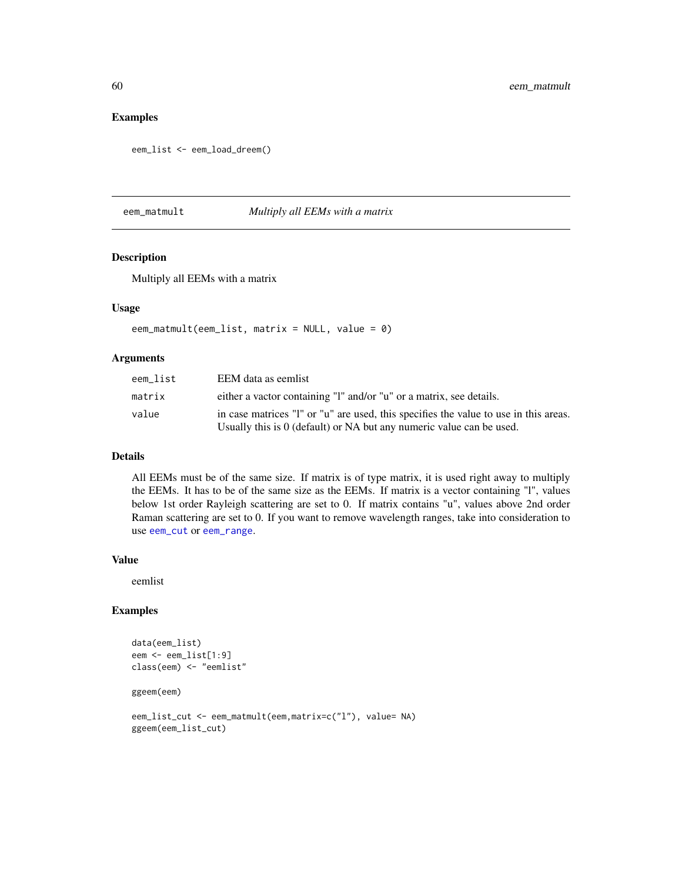## Examples

```
eem_list <- eem_load_dreem()
```

---

## eem_matmult — *Multiply all EEMs with a matrix*

### Description

Multiply all EEMs with a matrix

### Usage

```
eem_matmult(eem_list, matrix = NULL, value = 0)
```

### Arguments

| | |
|---|---|
| eem_list | EEM data as eemlist |
| matrix | either a vactor containing "l" and/or "u" or a matrix, see details. |
| value | in case matrices "l" or "u" are used, this specifies the value to use in this areas. Usually this is 0 (default) or NA but any numeric value can be used. |

### Details

All EEMs must be of the same size. If matrix is of type matrix, it is used right away to multiply the EEMs. It has to be of the same size as the EEMs. If matrix is a vector containing "l", values below 1st order Rayleigh scattering are set to 0. If matrix contains "u", values above 2nd order Raman scattering are set to 0. If you want to remove wavelength ranges, take into consideration to use `eem_cut` or `eem_range`.

### Value

eemlist

### Examples

```
data(eem_list)
eem <- eem_list[1:9]
class(eem) <- "eemlist"

ggeem(eem)

eem_list_cut <- eem_matmult(eem,matrix=c("l"), value= NA)
ggeem(eem_list_cut)
```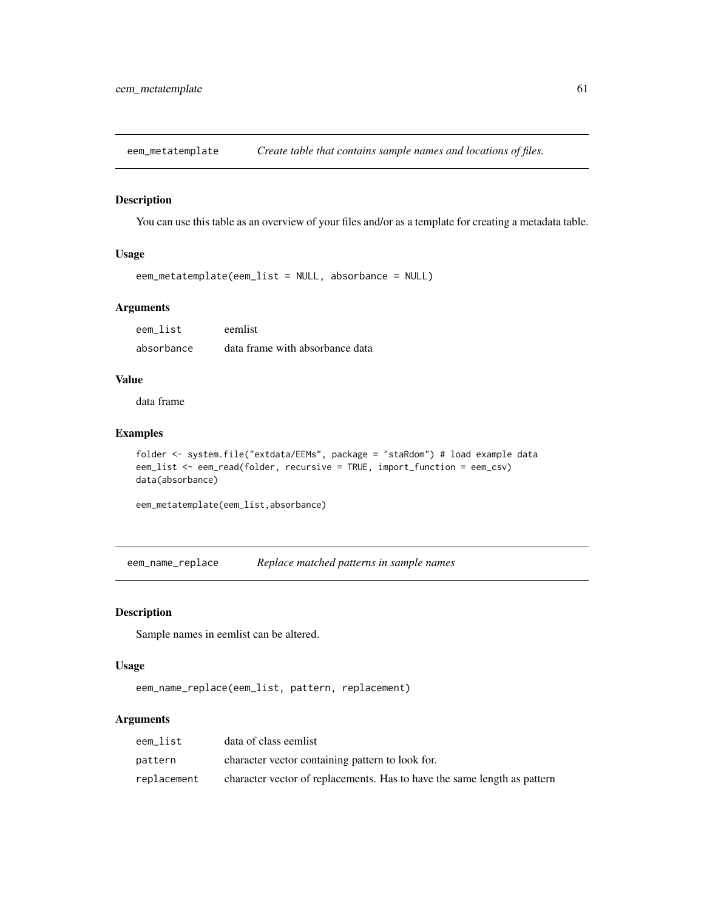## eem_metatemplate *Create table that contains sample names and locations of files.*

### Description

You can use this table as an overview of your files and/or as a template for creating a metadata table.

### Usage

```
eem_metatemplate(eem_list = NULL, absorbance = NULL)
```

### Arguments

| | |
|---|---|
| eem_list | eemlist |
| absorbance | data frame with absorbance data |

### Value

data frame

### Examples

```
folder <- system.file("extdata/EEMs", package = "staRdom") # load example data
eem_list <- eem_read(folder, recursive = TRUE, import_function = eem_csv)
data(absorbance)

eem_metatemplate(eem_list,absorbance)
```

## eem_name_replace *Replace matched patterns in sample names*

### Description

Sample names in eemlist can be altered.

### Usage

```
eem_name_replace(eem_list, pattern, replacement)
```

### Arguments

| | |
|---|---|
| eem_list | data of class eemlist |
| pattern | character vector containing pattern to look for. |
| replacement | character vector of replacements. Has to have the same length as pattern |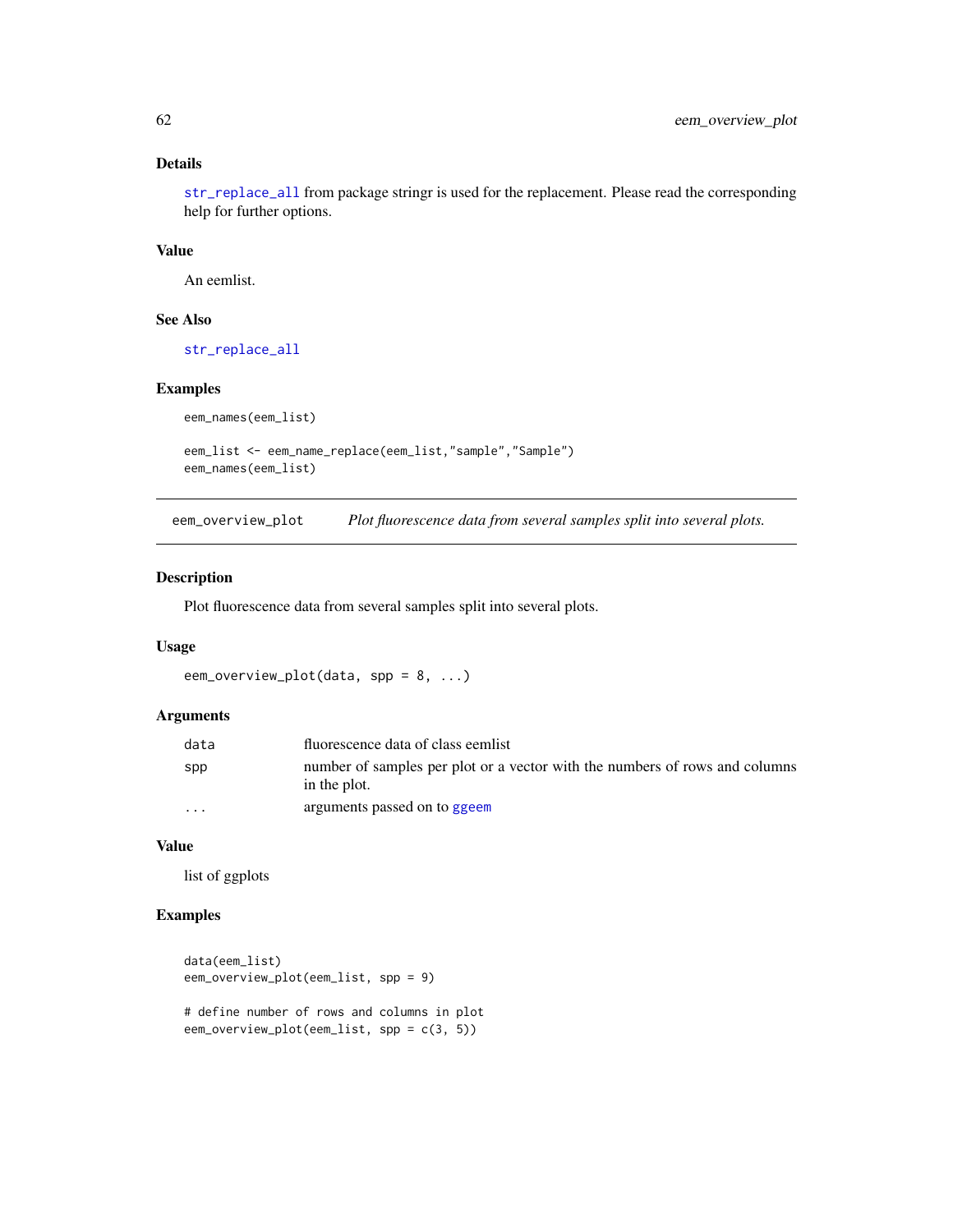### Details

str_replace_all from package stringr is used for the replacement. Please read the corresponding help for further options.

### Value

An eemlist.

### See Also

str_replace_all

### Examples

```
eem_names(eem_list)

eem_list <- eem_name_replace(eem_list,"sample","Sample")
eem_names(eem_list)
```

---

## eem_overview_plot *Plot fluorescence data from several samples split into several plots.*

---

### Description

Plot fluorescence data from several samples split into several plots.

### Usage

```
eem_overview_plot(data, spp = 8, ...)
```

### Arguments

| | |
|---|---|
| data | fluorescence data of class eemlist |
| spp | number of samples per plot or a vector with the numbers of rows and columns in the plot. |
| ... | arguments passed on to ggeem |

### Value

list of ggplots

### Examples

```
data(eem_list)
eem_overview_plot(eem_list, spp = 9)

# define number of rows and columns in plot
eem_overview_plot(eem_list, spp = c(3, 5))
```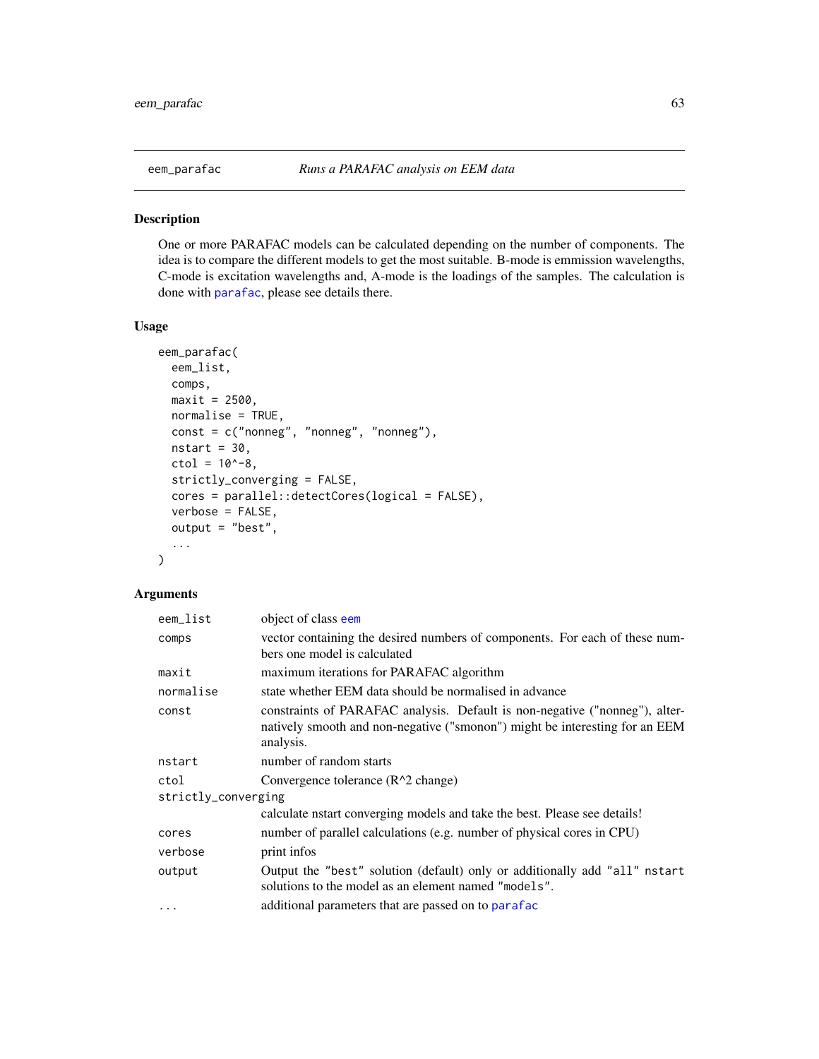# eem_parafac — *Runs a PARAFAC analysis on EEM data*

## Description

One or more PARAFAC models can be calculated depending on the number of components. The idea is to compare the different models to get the most suitable. B-mode is emmission wavelengths, C-mode is excitation wavelengths and, A-mode is the loadings of the samples. The calculation is done with parafac, please see details there.

## Usage

```
eem_parafac(
  eem_list,
  comps,
  maxit = 2500,
  normalise = TRUE,
  const = c("nonneg", "nonneg", "nonneg"),
  nstart = 30,
  ctol = 10^-8,
  strictly_converging = FALSE,
  cores = parallel::detectCores(logical = FALSE),
  verbose = FALSE,
  output = "best",
  ...
)
```

## Arguments

| Argument | Description |
|---|---|
| `eem_list` | object of class eem |
| `comps` | vector containing the desired numbers of components. For each of these numbers one model is calculated |
| `maxit` | maximum iterations for PARAFAC algorithm |
| `normalise` | state whether EEM data should be normalised in advance |
| `const` | constraints of PARAFAC analysis. Default is non-negative ("nonneg"), alternatively smooth and non-negative ("smonon") might be interesting for an EEM analysis. |
| `nstart` | number of random starts |
| `ctol` | Convergence tolerance ($R^2$ change) |
| `strictly_converging` | calculate nstart converging models and take the best. Please see details! |
| `cores` | number of parallel calculations (e.g. number of physical cores in CPU) |
| `verbose` | print infos |
| `output` | Output the `"best"` solution (default) only or additionally add `"all"` nstart solutions to the model as an element named `"models"`. |
| `...` | additional parameters that are passed on to parafac |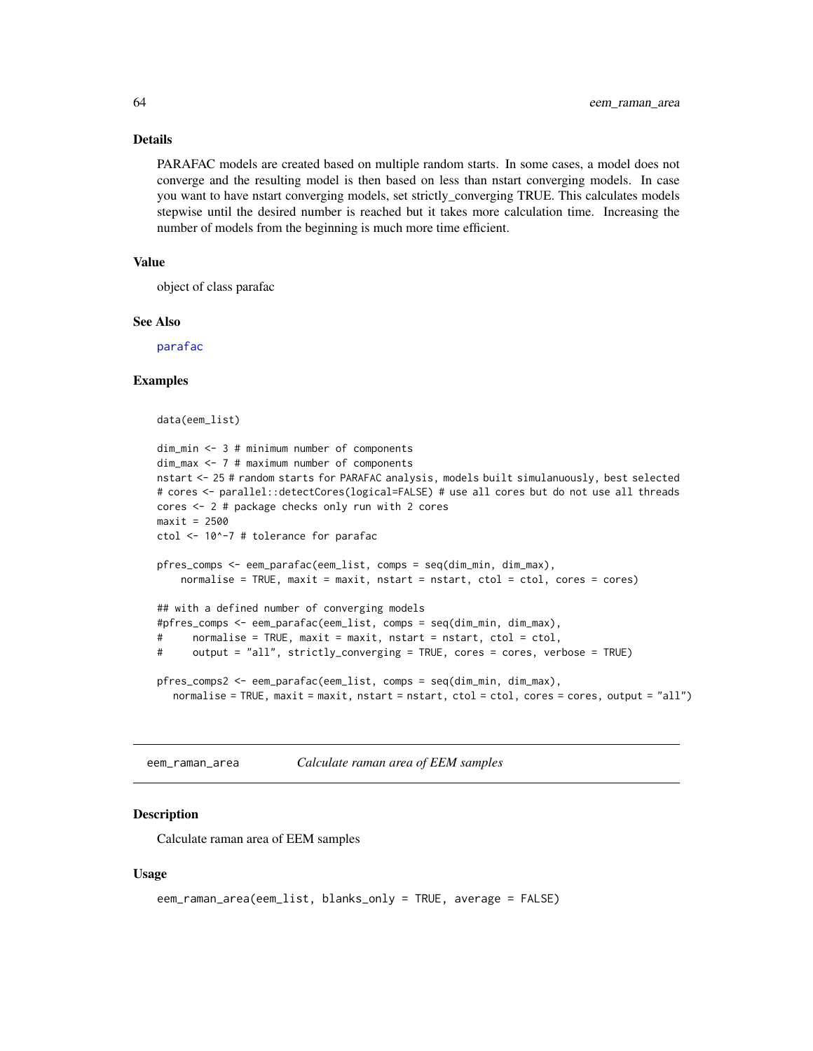## Details

PARAFAC models are created based on multiple random starts. In some cases, a model does not converge and the resulting model is then based on less than nstart converging models. In case you want to have nstart converging models, set strictly_converging TRUE. This calculates models stepwise until the desired number is reached but it takes more calculation time. Increasing the number of models from the beginning is much more time efficient.

## Value

object of class parafac

## See Also

parafac

## Examples

```
data(eem_list)

dim_min <- 3 # minimum number of components
dim_max <- 7 # maximum number of components
nstart <- 25 # random starts for PARAFAC analysis, models built simulanuously, best selected
# cores <- parallel::detectCores(logical=FALSE) # use all cores but do not use all threads
cores <- 2 # package checks only run with 2 cores
maxit = 2500
ctol <- 10^-7 # tolerance for parafac

pfres_comps <- eem_parafac(eem_list, comps = seq(dim_min, dim_max),
    normalise = TRUE, maxit = maxit, nstart = nstart, ctol = ctol, cores = cores)

## with a defined number of converging models
#pfres_comps <- eem_parafac(eem_list, comps = seq(dim_min, dim_max),
#     normalise = TRUE, maxit = maxit, nstart = nstart, ctol = ctol,
#     output = "all", strictly_converging = TRUE, cores = cores, verbose = TRUE)

pfres_comps2 <- eem_parafac(eem_list, comps = seq(dim_min, dim_max),
   normalise = TRUE, maxit = maxit, nstart = nstart, ctol = ctol, cores = cores, output = "all")
```

---

# eem_raman_area — *Calculate raman area of EEM samples*

## Description

Calculate raman area of EEM samples

## Usage

```
eem_raman_area(eem_list, blanks_only = TRUE, average = FALSE)
```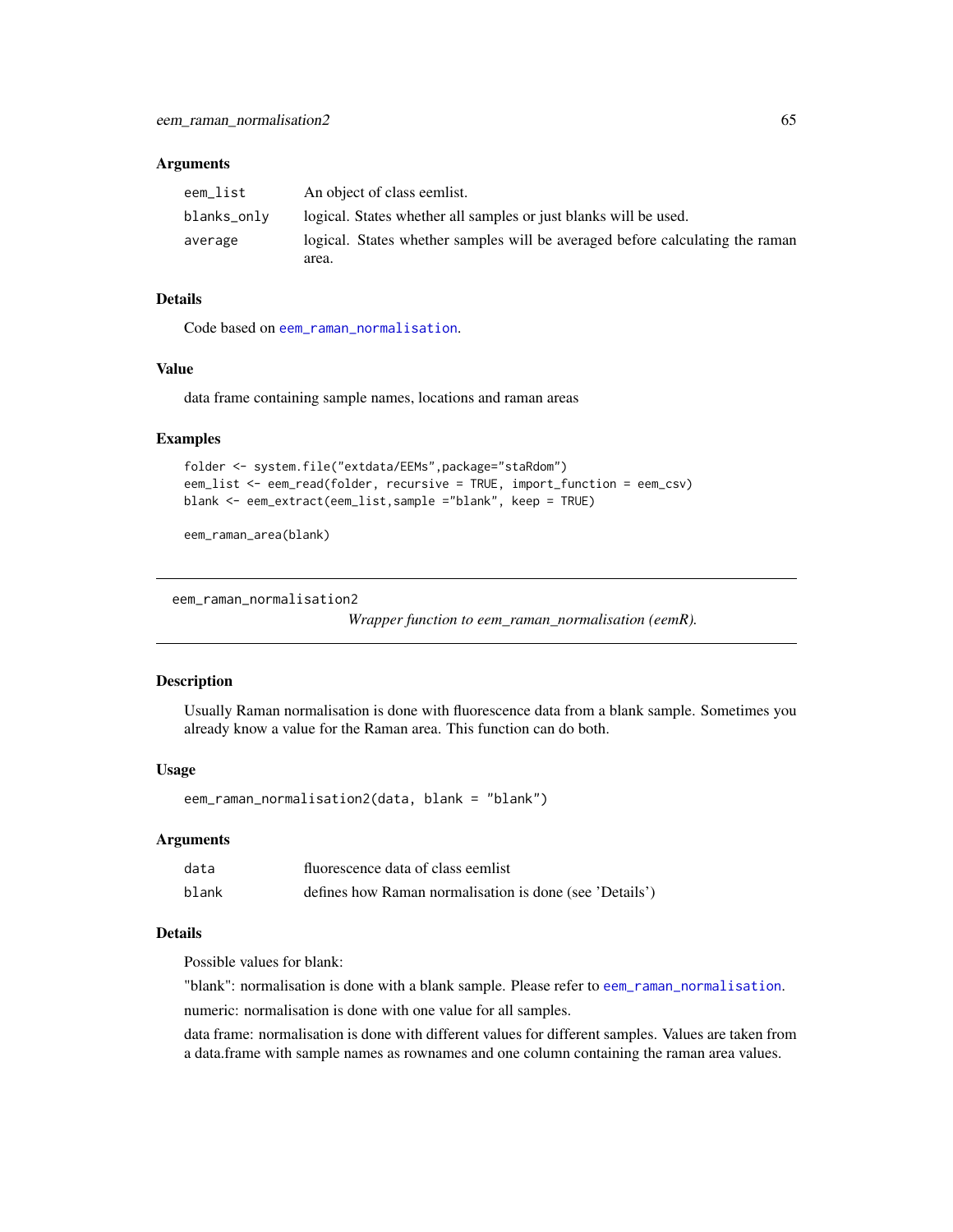### Arguments

| | |
|---|---|
| eem_list | An object of class eemlist. |
| blanks_only | logical. States whether all samples or just blanks will be used. |
| average | logical. States whether samples will be averaged before calculating the raman area. |

### Details

Code based on eem_raman_normalisation.

### Value

data frame containing sample names, locations and raman areas

### Examples

```
folder <- system.file("extdata/EEMs",package="staRdom")
eem_list <- eem_read(folder, recursive = TRUE, import_function = eem_csv)
blank <- eem_extract(eem_list,sample ="blank", keep = TRUE)

eem_raman_area(blank)
```

---

## eem_raman_normalisation2

*Wrapper function to eem_raman_normalisation (eemR).*

### Description

Usually Raman normalisation is done with fluorescence data from a blank sample. Sometimes you already know a value for the Raman area. This function can do both.

### Usage

```
eem_raman_normalisation2(data, blank = "blank")
```

### Arguments

| | |
|---|---|
| data | fluorescence data of class eemlist |
| blank | defines how Raman normalisation is done (see 'Details') |

### Details

Possible values for blank:

"blank": normalisation is done with a blank sample. Please refer to eem_raman_normalisation.

numeric: normalisation is done with one value for all samples.

data frame: normalisation is done with different values for different samples. Values are taken from a data.frame with sample names as rownames and one column containing the raman area values.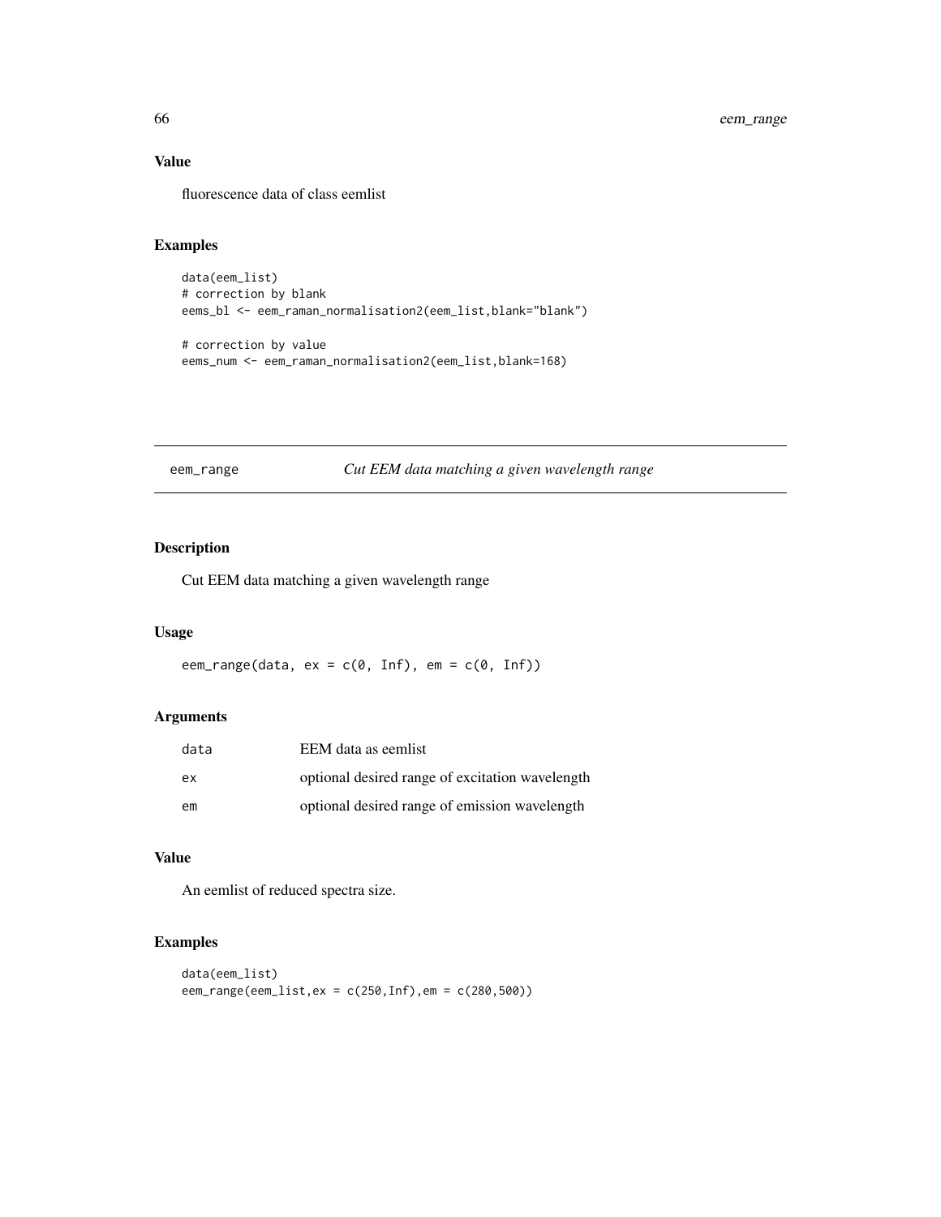## Value

fluorescence data of class eemlist

## Examples

```
data(eem_list)
# correction by blank
eems_bl <- eem_raman_normalisation2(eem_list,blank="blank")

# correction by value
eems_num <- eem_raman_normalisation2(eem_list,blank=168)
```

---

# eem_range *Cut EEM data matching a given wavelength range*

---

## Description

Cut EEM data matching a given wavelength range

## Usage

```
eem_range(data, ex = c(0, Inf), em = c(0, Inf))
```

## Arguments

| | |
|---|---|
| data | EEM data as eemlist |
| ex | optional desired range of excitation wavelength |
| em | optional desired range of emission wavelength |

## Value

An eemlist of reduced spectra size.

## Examples

```
data(eem_list)
eem_range(eem_list,ex = c(250,Inf),em = c(280,500))
```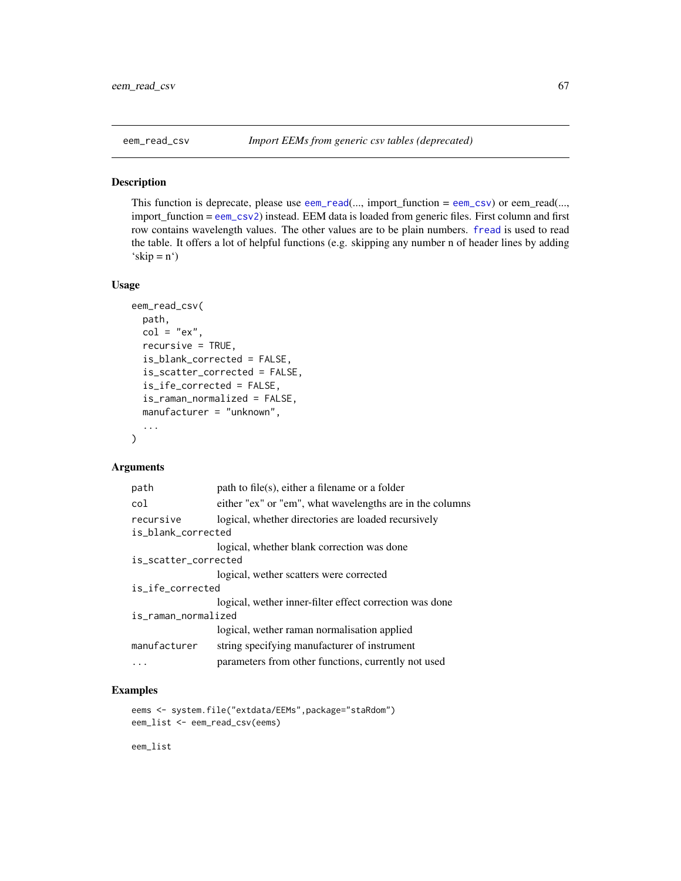eem_read_csv *Import EEMs from generic csv tables (deprecated)*

## Description

This function is deprecate, please use eem_read(..., import_function = eem_csv) or eem_read(..., import_function = eem_csv2) instead. EEM data is loaded from generic files. First column and first row contains wavelength values. The other values are to be plain numbers. fread is used to read the table. It offers a lot of helpful functions (e.g. skipping any number n of header lines by adding 'skip = n')

## Usage

```
eem_read_csv(
  path,
  col = "ex",
  recursive = TRUE,
  is_blank_corrected = FALSE,
  is_scatter_corrected = FALSE,
  is_ife_corrected = FALSE,
  is_raman_normalized = FALSE,
  manufacturer = "unknown",
  ...
)
```

## Arguments

| | |
|---|---|
| path | path to file(s), either a filename or a folder |
| col | either "ex" or "em", what wavelengths are in the columns |
| recursive | logical, whether directories are loaded recursively |
| is_blank_corrected | logical, whether blank correction was done |
| is_scatter_corrected | logical, wether scatters were corrected |
| is_ife_corrected | logical, wether inner-filter effect correction was done |
| is_raman_normalized | logical, wether raman normalisation applied |
| manufacturer | string specifying manufacturer of instrument |
| ... | parameters from other functions, currently not used |

## Examples

```
eems <- system.file("extdata/EEMs",package="staRdom")
eem_list <- eem_read_csv(eems)

eem_list
```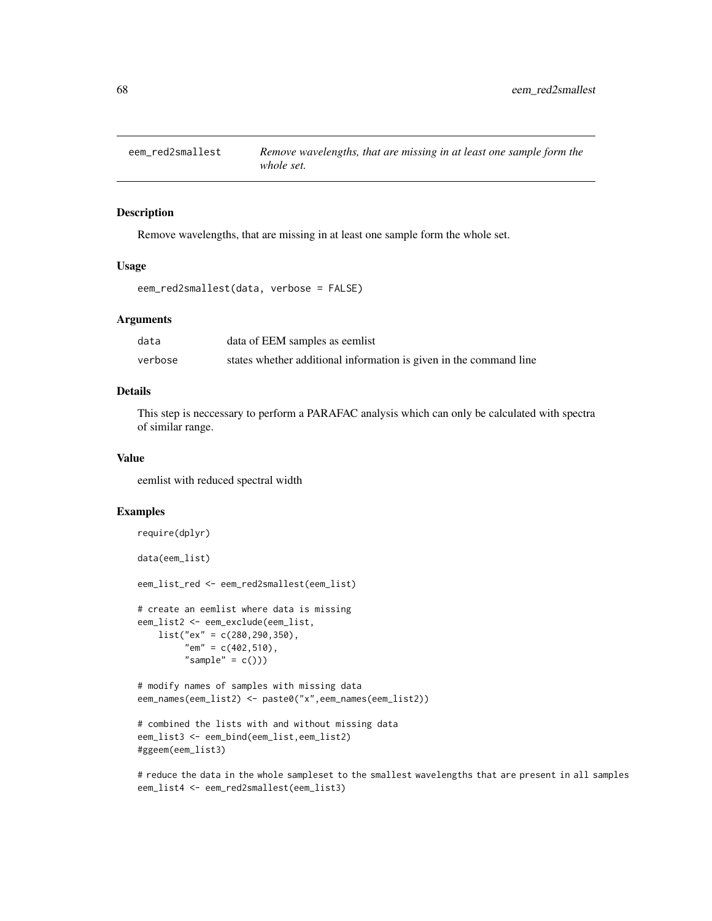## eem_red2smallest — *Remove wavelengths, that are missing in at least one sample form the whole set.*

### Description

Remove wavelengths, that are missing in at least one sample form the whole set.

### Usage

```
eem_red2smallest(data, verbose = FALSE)
```

### Arguments

| | |
|---|---|
| data | data of EEM samples as eemlist |
| verbose | states whether additional information is given in the command line |

### Details

This step is neccessary to perform a PARAFAC analysis which can only be calculated with spectra of similar range.

### Value

eemlist with reduced spectral width

### Examples

```
require(dplyr)

data(eem_list)

eem_list_red <- eem_red2smallest(eem_list)

# create an eemlist where data is missing
eem_list2 <- eem_exclude(eem_list,
    list("ex" = c(280,290,350),
         "em" = c(402,510),
         "sample" = c()))

# modify names of samples with missing data
eem_names(eem_list2) <- paste0("x",eem_names(eem_list2))

# combined the lists with and without missing data
eem_list3 <- eem_bind(eem_list,eem_list2)
#ggeem(eem_list3)

# reduce the data in the whole sampleset to the smallest wavelengths that are present in all samples
eem_list4 <- eem_red2smallest(eem_list3)
```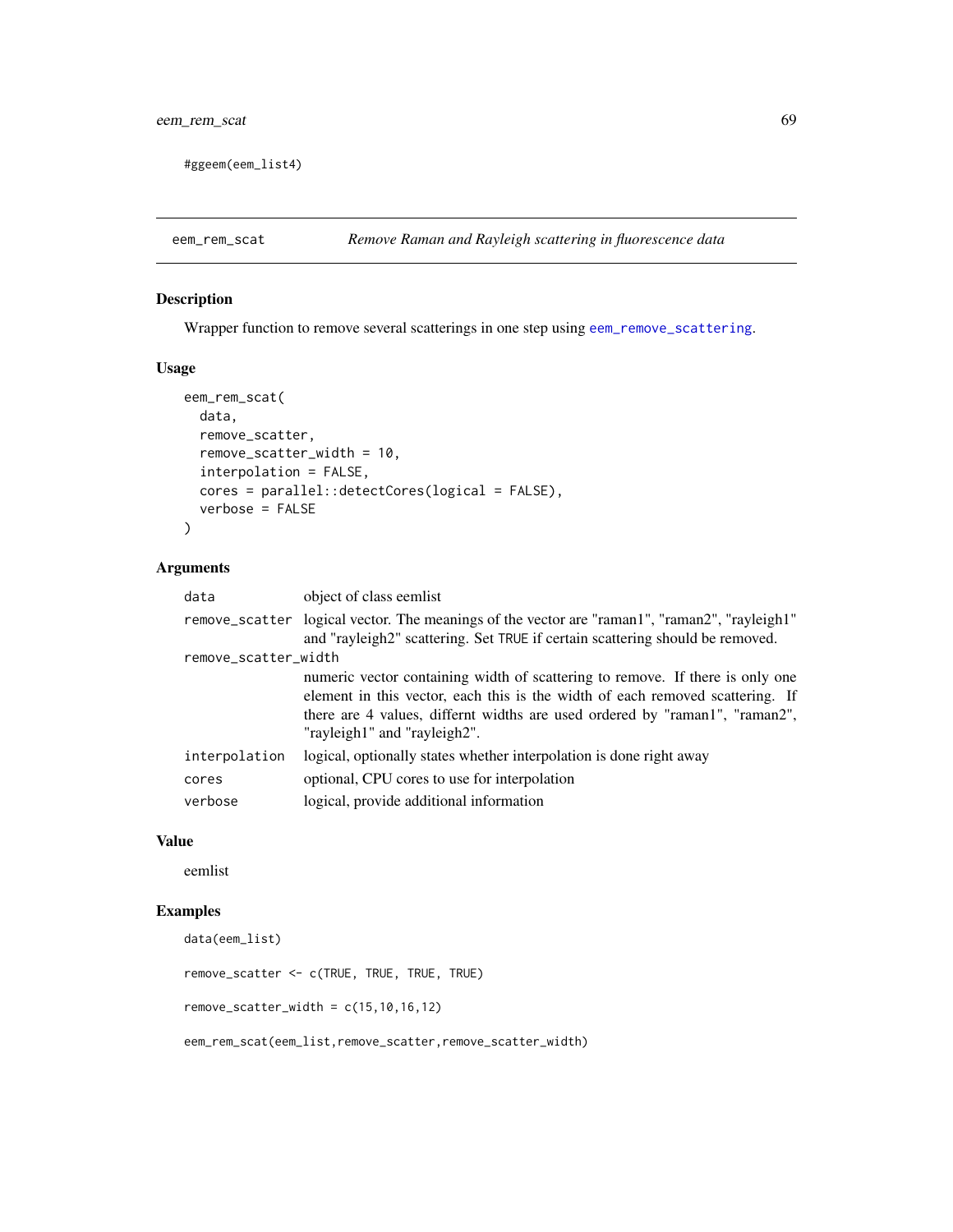```
#ggeem(eem_list4)
```

## eem_rem_scat — *Remove Raman and Rayleigh scattering in fluorescence data*

### Description

Wrapper function to remove several scatterings in one step using `eem_remove_scattering`.

### Usage

```
eem_rem_scat(
  data,
  remove_scatter,
  remove_scatter_width = 10,
  interpolation = FALSE,
  cores = parallel::detectCores(logical = FALSE),
  verbose = FALSE
)
```

### Arguments

| Argument | Description |
|---|---|
| `data` | object of class eemlist |
| `remove_scatter` | logical vector. The meanings of the vector are "raman1", "raman2", "rayleigh1" and "rayleigh2" scattering. Set `TRUE` if certain scattering should be removed. |
| `remove_scatter_width` | numeric vector containing width of scattering to remove. If there is only one element in this vector, each this is the width of each removed scattering. If there are 4 values, differnt widths are used ordered by "raman1", "raman2", "rayleigh1" and "rayleigh2". |
| `interpolation` | logical, optionally states whether interpolation is done right away |
| `cores` | optional, CPU cores to use for interpolation |
| `verbose` | logical, provide additional information |

### Value

eemlist

### Examples

```
data(eem_list)

remove_scatter <- c(TRUE, TRUE, TRUE, TRUE)

remove_scatter_width = c(15,10,16,12)

eem_rem_scat(eem_list,remove_scatter,remove_scatter_width)
```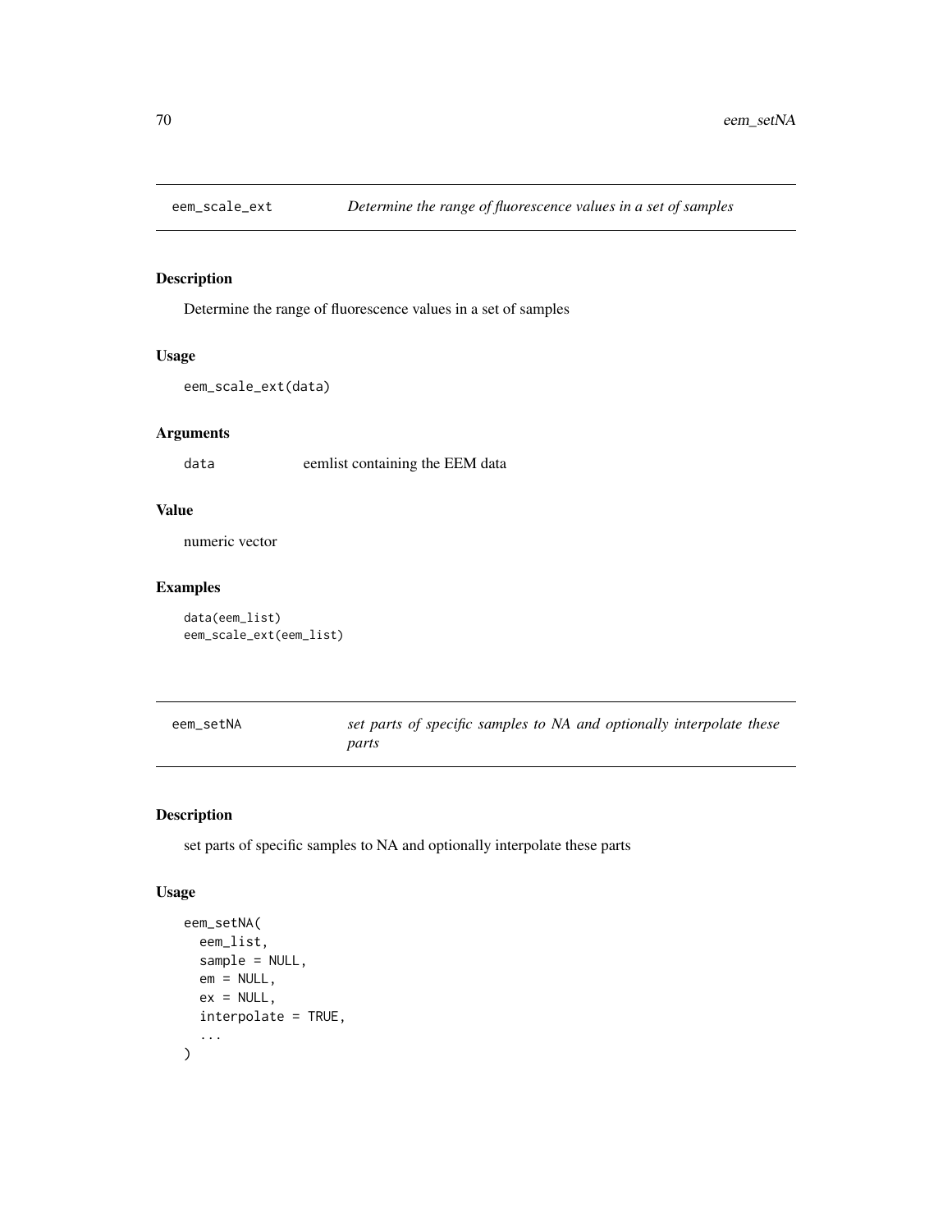## eem_scale_ext *Determine the range of fluorescence values in a set of samples*

### Description

Determine the range of fluorescence values in a set of samples

### Usage

```
eem_scale_ext(data)
```

### Arguments

| | |
|---|---|
| data | eemlist containing the EEM data |

### Value

numeric vector

### Examples

```
data(eem_list)
eem_scale_ext(eem_list)
```

## eem_setNA *set parts of specific samples to NA and optionally interpolate these parts*

### Description

set parts of specific samples to NA and optionally interpolate these parts

### Usage

```
eem_setNA(
  eem_list,
  sample = NULL,
  em = NULL,
  ex = NULL,
  interpolate = TRUE,
  ...
)
```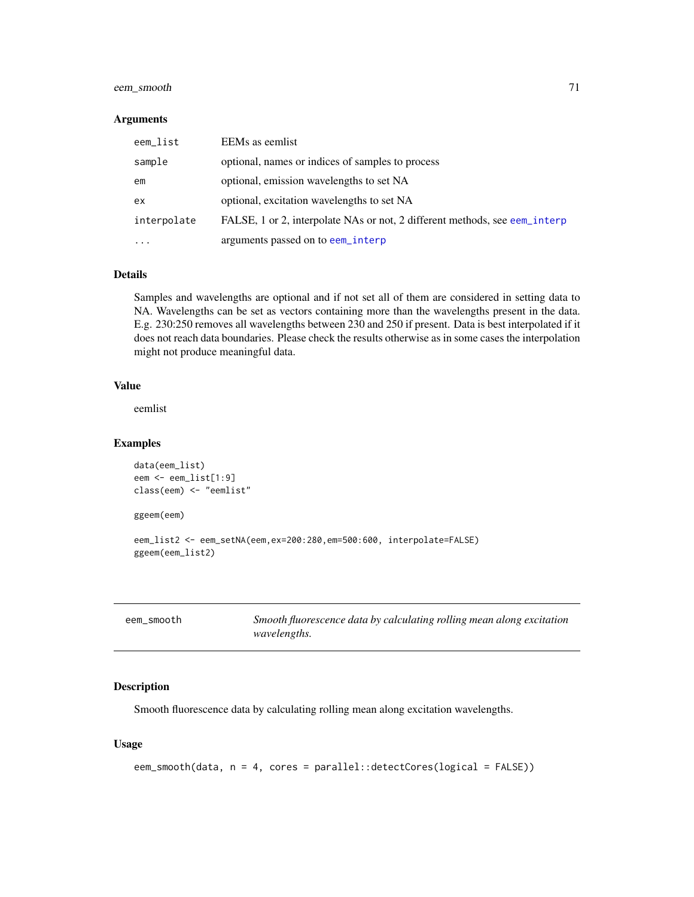### Arguments

| | |
|---|---|
| `eem_list` | EEMs as eemlist |
| `sample` | optional, names or indices of samples to process |
| `em` | optional, emission wavelengths to set NA |
| `ex` | optional, excitation wavelengths to set NA |
| `interpolate` | FALSE, 1 or 2, interpolate NAs or not, 2 different methods, see `eem_interp` |
| `...` | arguments passed on to `eem_interp` |

### Details

Samples and wavelengths are optional and if not set all of them are considered in setting data to NA. Wavelengths can be set as vectors containing more than the wavelengths present in the data. E.g. 230:250 removes all wavelengths between 230 and 250 if present. Data is best interpolated if it does not reach data boundaries. Please check the results otherwise as in some cases the interpolation might not produce meaningful data.

### Value

eemlist

### Examples

```
data(eem_list)
eem <- eem_list[1:9]
class(eem) <- "eemlist"

ggeem(eem)

eem_list2 <- eem_setNA(eem,ex=200:280,em=500:600, interpolate=FALSE)
ggeem(eem_list2)
```

---

## eem_smooth

*Smooth fluorescence data by calculating rolling mean along excitation wavelengths.*

---

### Description

Smooth fluorescence data by calculating rolling mean along excitation wavelengths.

### Usage

```
eem_smooth(data, n = 4, cores = parallel::detectCores(logical = FALSE))
```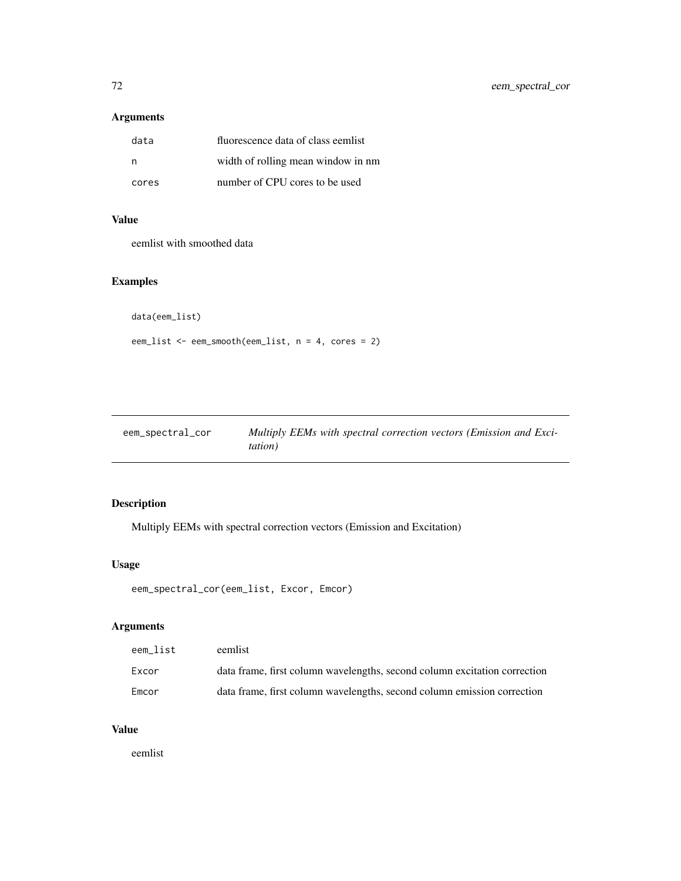### Arguments

| | |
|---|---|
| data | fluorescence data of class eemlist |
| n | width of rolling mean window in nm |
| cores | number of CPU cores to be used |

### Value

eemlist with smoothed data

### Examples

```
data(eem_list)

eem_list <- eem_smooth(eem_list, n = 4, cores = 2)
```

---

## eem_spectral_cor — *Multiply EEMs with spectral correction vectors (Emission and Excitation)*

### Description

Multiply EEMs with spectral correction vectors (Emission and Excitation)

### Usage

```
eem_spectral_cor(eem_list, Excor, Emcor)
```

### Arguments

| | |
|---|---|
| eem_list | eemlist |
| Excor | data frame, first column wavelengths, second column excitation correction |
| Emcor | data frame, first column wavelengths, second column emission correction |

### Value

eemlist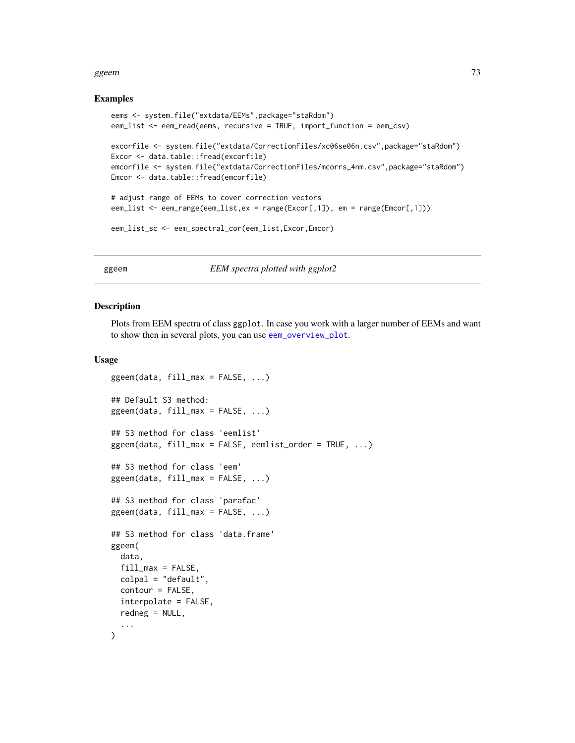## Examples

```
eems <- system.file("extdata/EEMs",package="staRdom")
eem_list <- eem_read(eems, recursive = TRUE, import_function = eem_csv)

excorfile <- system.file("extdata/CorrectionFiles/xc06se06n.csv",package="staRdom")
Excor <- data.table::fread(excorfile)
emcorfile <- system.file("extdata/CorrectionFiles/mcorrs_4nm.csv",package="staRdom")
Emcor <- data.table::fread(emcorfile)

# adjust range of EEMs to cover correction vectors
eem_list <- eem_range(eem_list,ex = range(Excor[,1]), em = range(Emcor[,1]))

eem_list_sc <- eem_spectral_cor(eem_list,Excor,Emcor)
```

---

# ggeem *EEM spectra plotted with ggplot2*

---

## Description

Plots from EEM spectra of class ggplot. In case you work with a larger number of EEMs and want to show then in several plots, you can use eem_overview_plot.

## Usage

```
ggeem(data, fill_max = FALSE, ...)

## Default S3 method:
ggeem(data, fill_max = FALSE, ...)

## S3 method for class 'eemlist'
ggeem(data, fill_max = FALSE, eemlist_order = TRUE, ...)

## S3 method for class 'eem'
ggeem(data, fill_max = FALSE, ...)

## S3 method for class 'parafac'
ggeem(data, fill_max = FALSE, ...)

## S3 method for class 'data.frame'
ggeem(
  data,
  fill_max = FALSE,
  colpal = "default",
  contour = FALSE,
  interpolate = FALSE,
  redneg = NULL,
  ...
)
```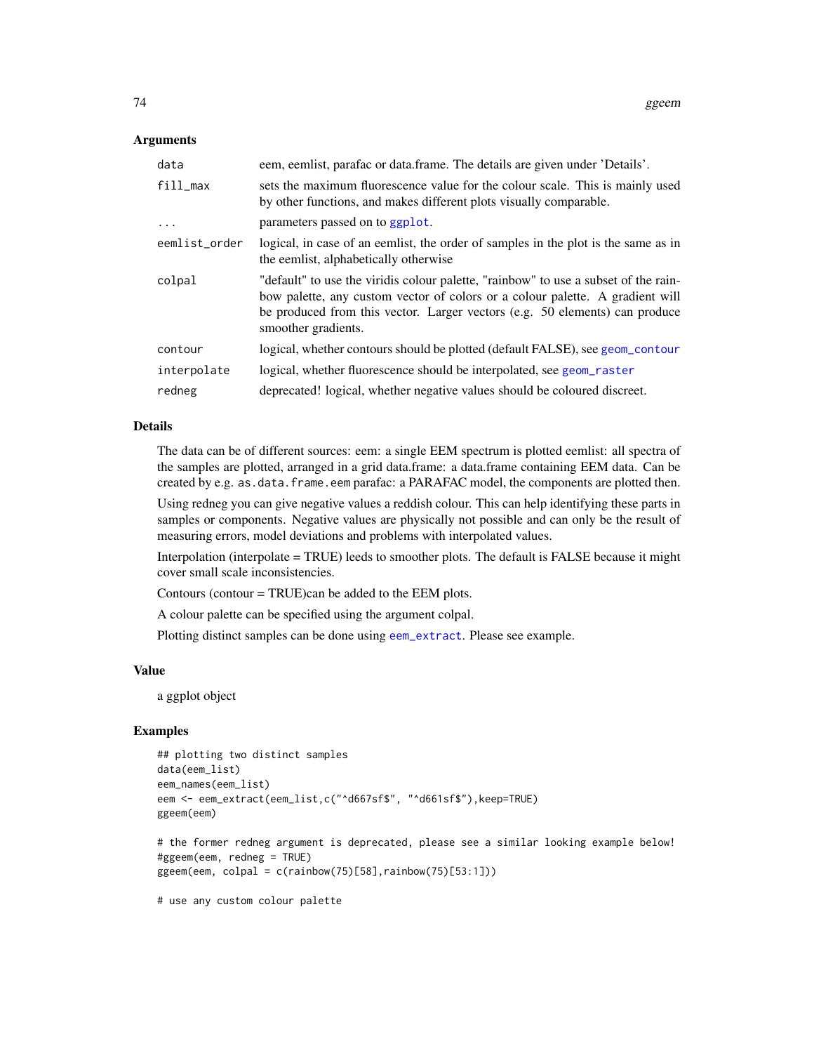### Arguments

| | |
|---|---|
| `data` | eem, eemlist, parafac or data.frame. The details are given under 'Details'. |
| `fill_max` | sets the maximum fluorescence value for the colour scale. This is mainly used by other functions, and makes different plots visually comparable. |
| `...` | parameters passed on to `ggplot`. |
| `eemlist_order` | logical, in case of an eemlist, the order of samples in the plot is the same as in the eemlist, alphabetically otherwise |
| `colpal` | "default" to use the viridis colour palette, "rainbow" to use a subset of the rainbow palette, any custom vector of colors or a colour palette. A gradient will be produced from this vector. Larger vectors (e.g. 50 elements) can produce smoother gradients. |
| `contour` | logical, whether contours should be plotted (default FALSE), see `geom_contour` |
| `interpolate` | logical, whether fluorescence should be interpolated, see `geom_raster` |
| `redneg` | deprecated! logical, whether negative values should be coloured discreet. |

### Details

The data can be of different sources: eem: a single EEM spectrum is plotted eemlist: all spectra of the samples are plotted, arranged in a grid data.frame: a data.frame containing EEM data. Can be created by e.g. `as.data.frame.eem` parafac: a PARAFAC model, the components are plotted then.

Using redneg you can give negative values a reddish colour. This can help identifying these parts in samples or components. Negative values are physically not possible and can only be the result of measuring errors, model deviations and problems with interpolated values.

Interpolation (interpolate = TRUE) leeds to smoother plots. The default is FALSE because it might cover small scale inconsistencies.

Contours (contour = TRUE)can be added to the EEM plots.

A colour palette can be specified using the argument colpal.

Plotting distinct samples can be done using `eem_extract`. Please see example.

### Value

a ggplot object

### Examples

```
## plotting two distinct samples
data(eem_list)
eem_names(eem_list)
eem <- eem_extract(eem_list,c("^d667sf$", "^d661sf$"),keep=TRUE)
ggeem(eem)

# the former redneg argument is deprecated, please see a similar looking example below!
#ggeem(eem, redneg = TRUE)
ggeem(eem, colpal = c(rainbow(75)[58],rainbow(75)[53:1]))

# use any custom colour palette
```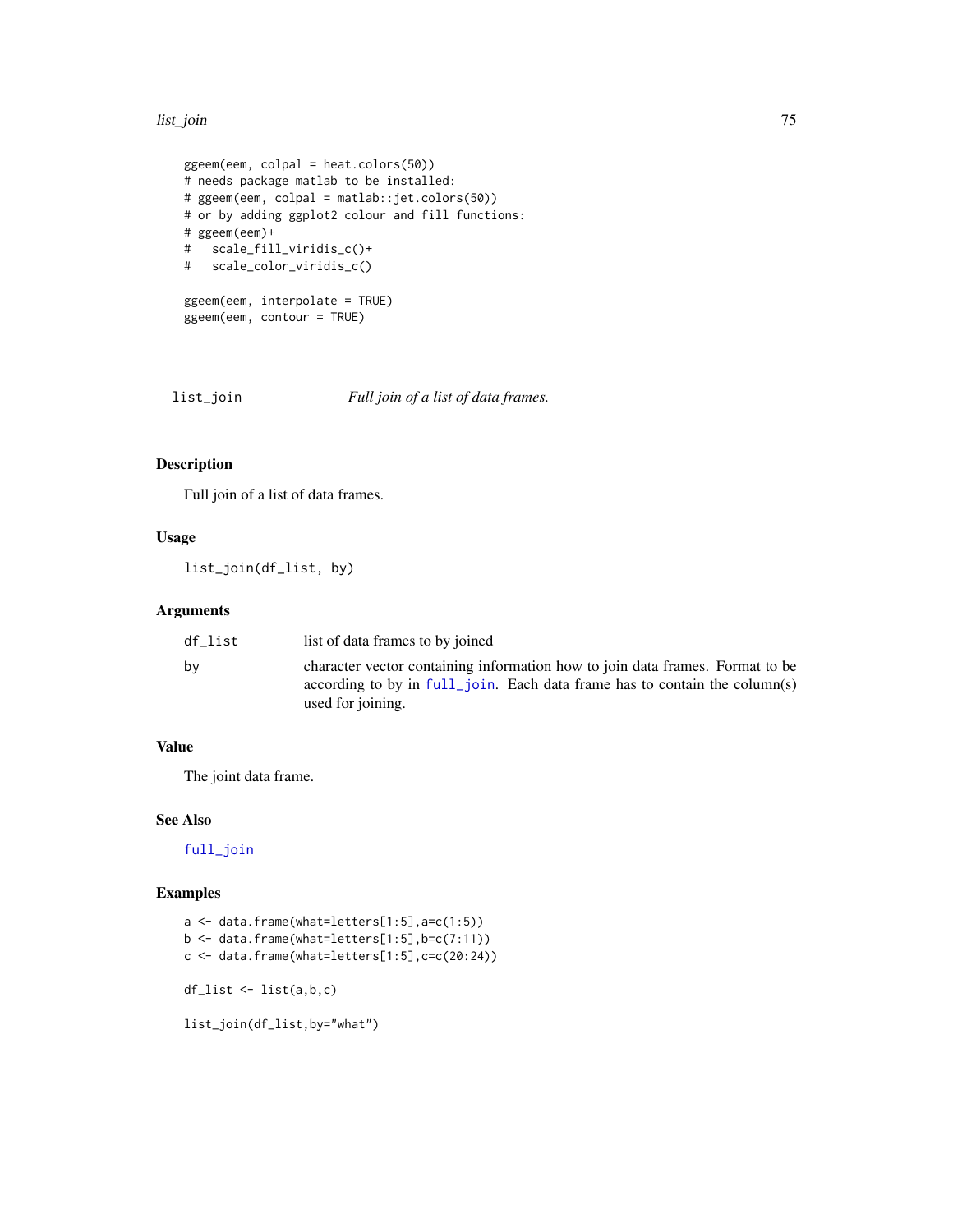```
ggeem(eem, colpal = heat.colors(50))
# needs package matlab to be installed:
# ggeem(eem, colpal = matlab::jet.colors(50))
# or by adding ggplot2 colour and fill functions:
# ggeem(eem)+
#   scale_fill_viridis_c()+
#   scale_color_viridis_c()

ggeem(eem, interpolate = TRUE)
ggeem(eem, contour = TRUE)
```

---

## list_join — *Full join of a list of data frames.*

### Description

Full join of a list of data frames.

### Usage

```
list_join(df_list, by)
```

### Arguments

| | |
|---|---|
| `df_list` | list of data frames to by joined |
| `by` | character vector containing information how to join data frames. Format to be according to by in `full_join`. Each data frame has to contain the column(s) used for joining. |

### Value

The joint data frame.

### See Also

`full_join`

### Examples

```
a <- data.frame(what=letters[1:5],a=c(1:5))
b <- data.frame(what=letters[1:5],b=c(7:11))
c <- data.frame(what=letters[1:5],c=c(20:24))

df_list <- list(a,b,c)

list_join(df_list,by="what")
```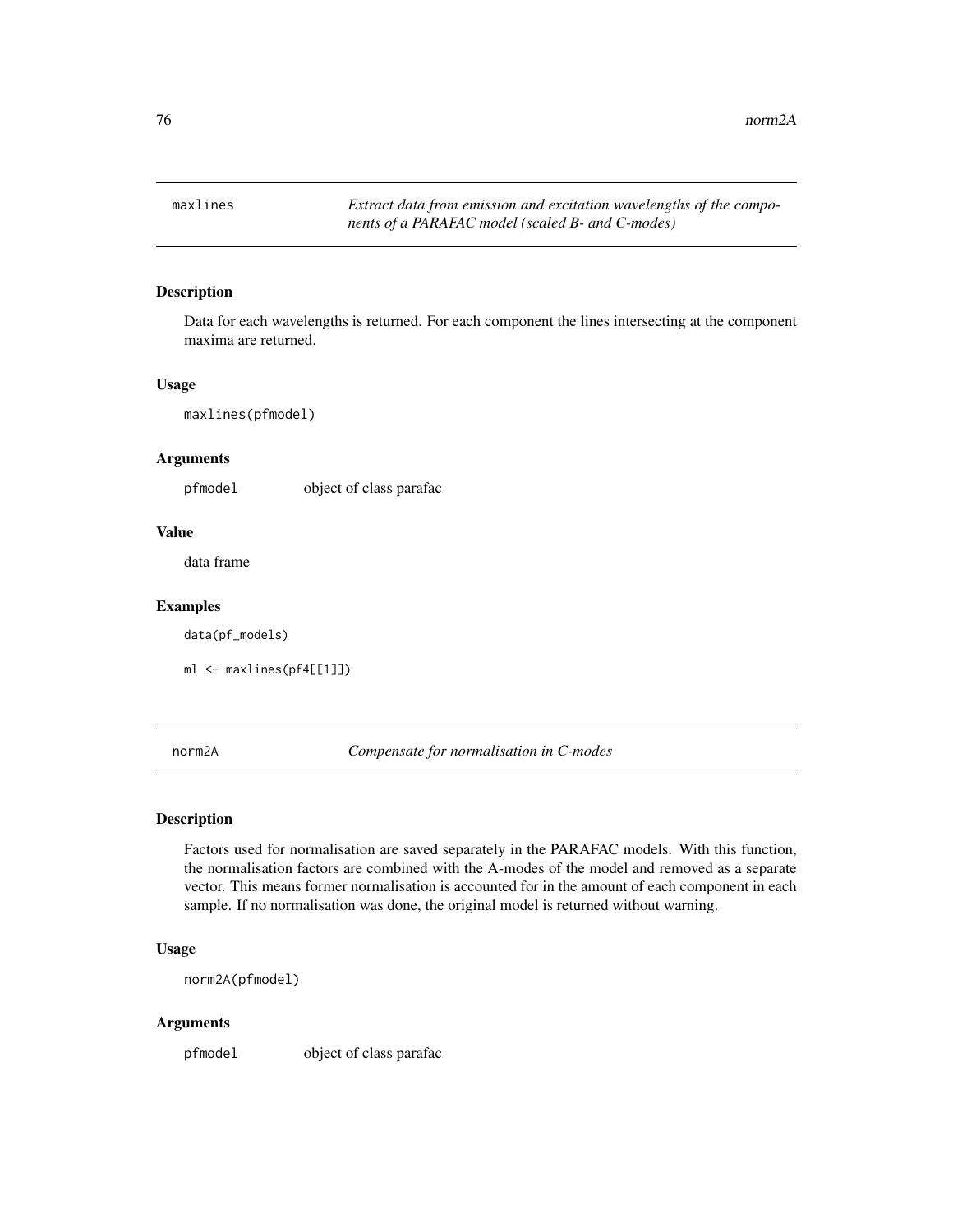## maxlines

*Extract data from emission and excitation wavelengths of the components of a PARAFAC model (scaled B- and C-modes)*

### Description

Data for each wavelengths is returned. For each component the lines intersecting at the component maxima are returned.

### Usage

```
maxlines(pfmodel)
```

### Arguments

| | |
|---|---|
| `pfmodel` | object of class parafac |

### Value

data frame

### Examples

```
data(pf_models)

ml <- maxlines(pf4[[1]])
```

## norm2A

*Compensate for normalisation in C-modes*

### Description

Factors used for normalisation are saved separately in the PARAFAC models. With this function, the normalisation factors are combined with the A-modes of the model and removed as a separate vector. This means former normalisation is accounted for in the amount of each component in each sample. If no normalisation was done, the original model is returned without warning.

### Usage

```
norm2A(pfmodel)
```

### Arguments

| | |
|---|---|
| `pfmodel` | object of class parafac |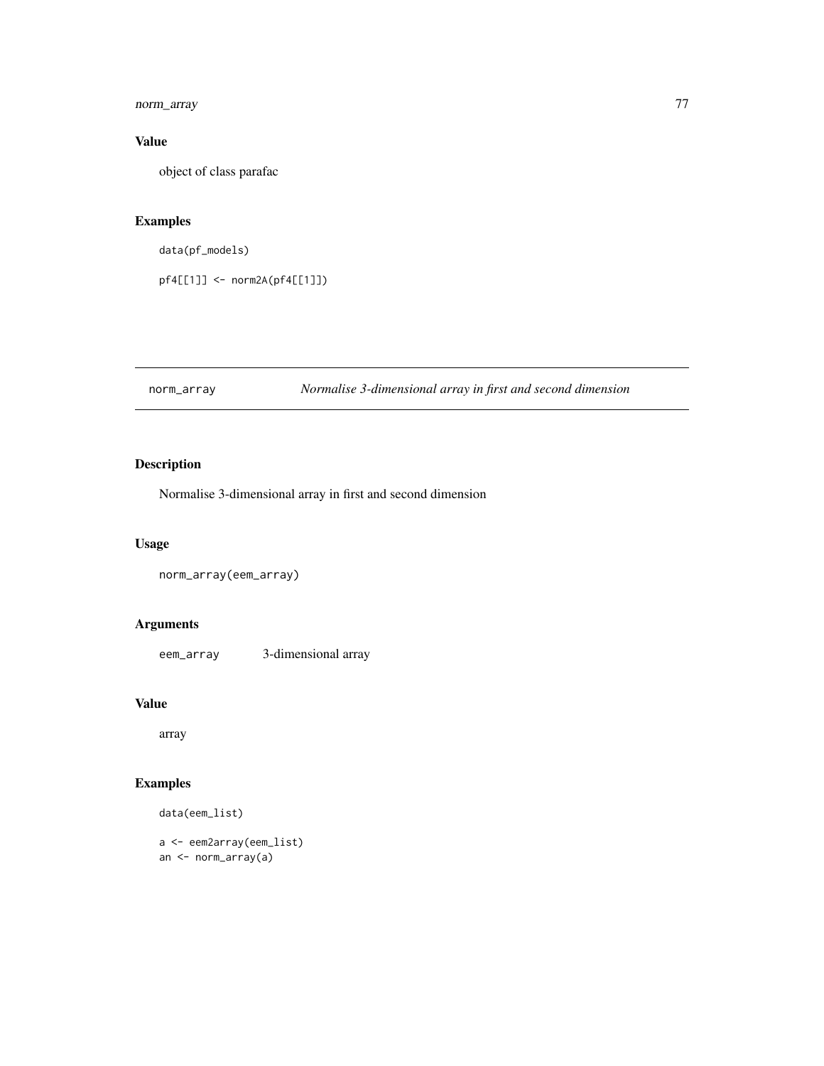## Value

object of class parafac

## Examples

```
data(pf_models)

pf4[[1]] <- norm2A(pf4[[1]])
```

---

# norm_array — *Normalise 3-dimensional array in first and second dimension*

## Description

Normalise 3-dimensional array in first and second dimension

## Usage

```
norm_array(eem_array)
```

## Arguments

| | |
|---|---|
| eem_array | 3-dimensional array |

## Value

array

## Examples

```
data(eem_list)

a <- eem2array(eem_list)
an <- norm_array(a)
```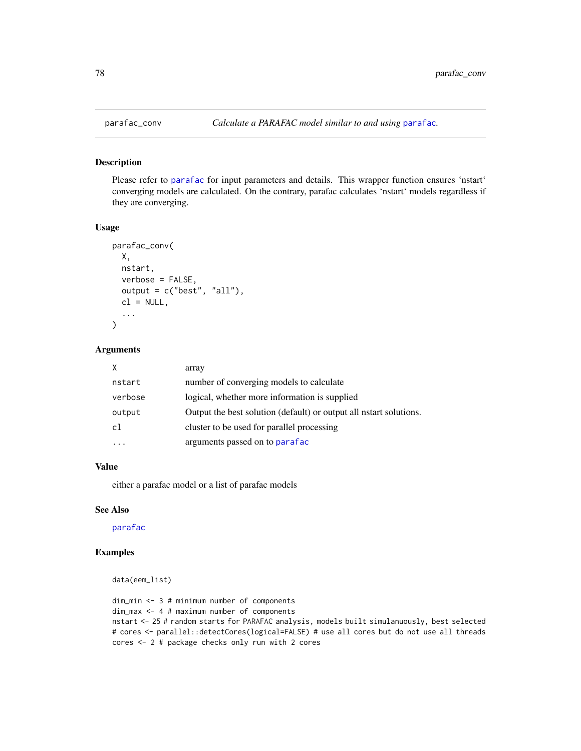parafac_conv *Calculate a PARAFAC model similar to and using parafac.*

## Description

Please refer to parafac for input parameters and details. This wrapper function ensures 'nstart' converging models are calculated. On the contrary, parafac calculates 'nstart' models regardless if they are converging.

## Usage

```
parafac_conv(
  X,
  nstart,
  verbose = FALSE,
  output = c("best", "all"),
  cl = NULL,
  ...
)
```

## Arguments

| | |
|---|---|
| X | array |
| nstart | number of converging models to calculate |
| verbose | logical, whether more information is supplied |
| output | Output the best solution (default) or output all nstart solutions. |
| cl | cluster to be used for parallel processing |
| ... | arguments passed on to parafac |

## Value

either a parafac model or a list of parafac models

## See Also

parafac

## Examples

```
data(eem_list)

dim_min <- 3 # minimum number of components
dim_max <- 4 # maximum number of components
nstart <- 25 # random starts for PARAFAC analysis, models built simulanuously, best selected
# cores <- parallel::detectCores(logical=FALSE) # use all cores but do not use all threads
cores <- 2 # package checks only run with 2 cores
```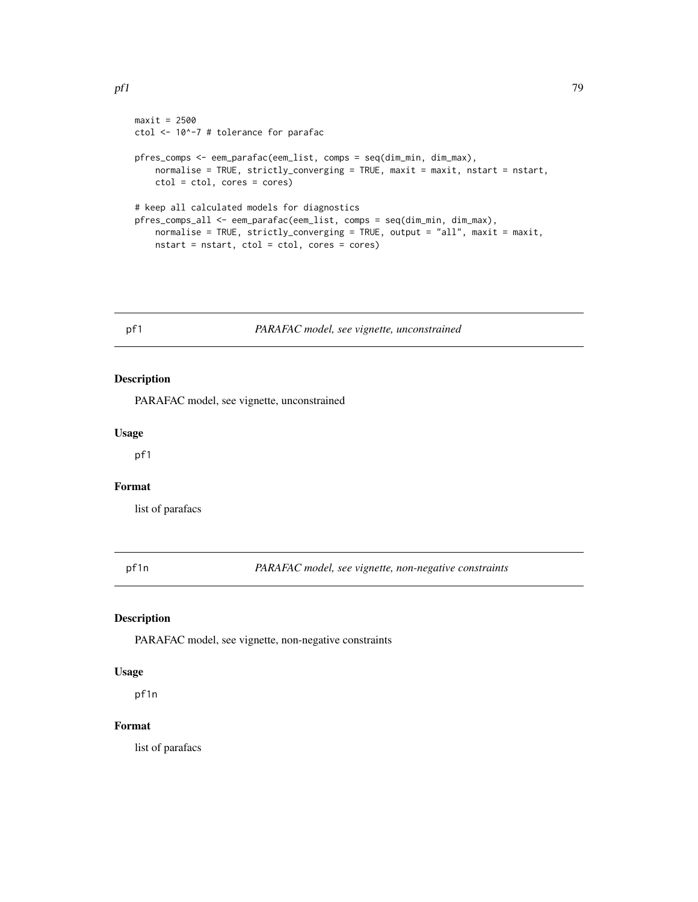```
maxit = 2500
ctol <- 10^-7 # tolerance for parafac

pfres_comps <- eem_parafac(eem_list, comps = seq(dim_min, dim_max),
    normalise = TRUE, strictly_converging = TRUE, maxit = maxit, nstart = nstart,
    ctol = ctol, cores = cores)

# keep all calculated models for diagnostics
pfres_comps_all <- eem_parafac(eem_list, comps = seq(dim_min, dim_max),
    normalise = TRUE, strictly_converging = TRUE, output = "all", maxit = maxit,
    nstart = nstart, ctol = ctol, cores = cores)
```

## pf1 — *PARAFAC model, see vignette, unconstrained*

### Description

PARAFAC model, see vignette, unconstrained

### Usage

```
pf1
```

### Format

list of parafacs

## pf1n — *PARAFAC model, see vignette, non-negative constraints*

### Description

PARAFAC model, see vignette, non-negative constraints

### Usage

```
pf1n
```

### Format

list of parafacs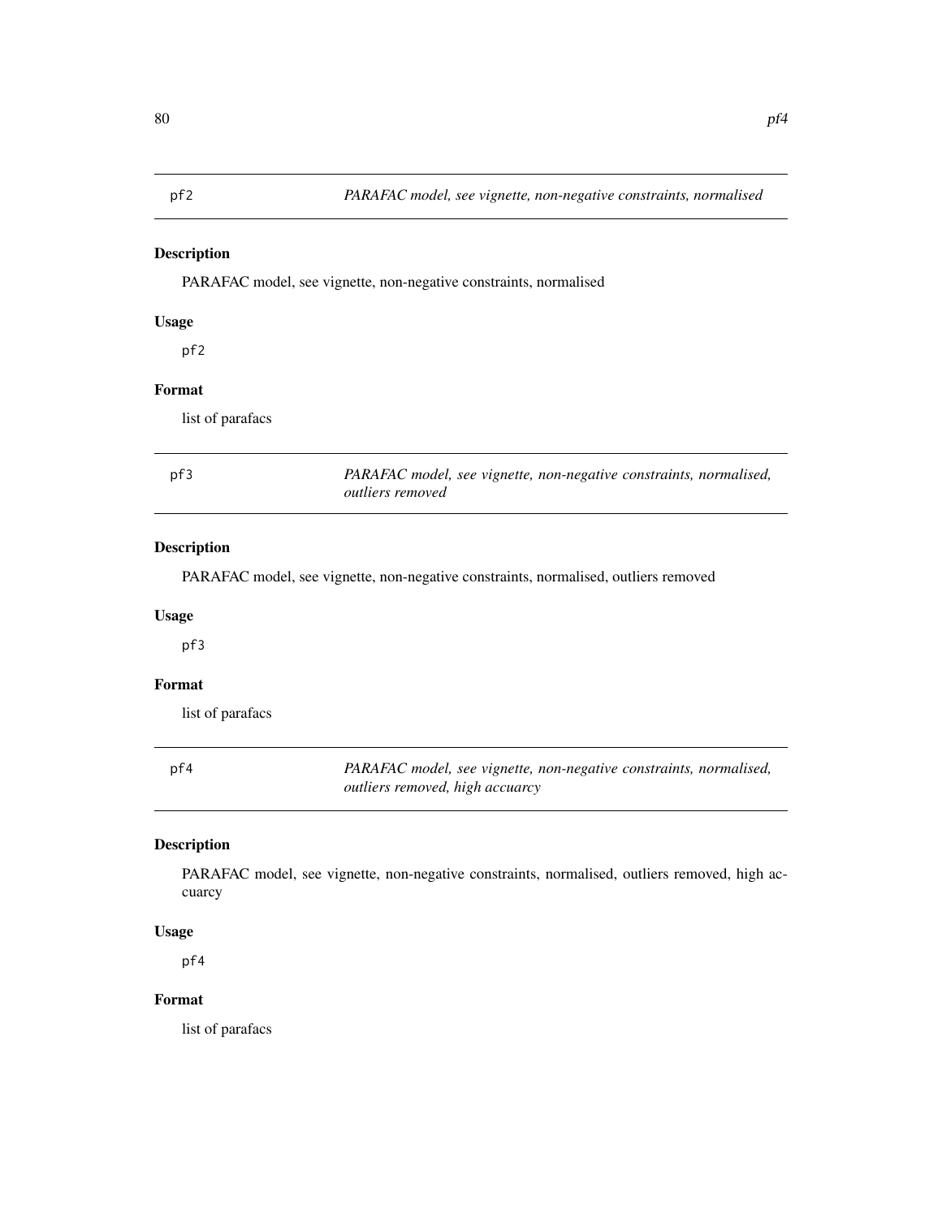## pf2 — *PARAFAC model, see vignette, non-negative constraints, normalised*

### Description

PARAFAC model, see vignette, non-negative constraints, normalised

### Usage

```
pf2
```

### Format

list of parafacs

## pf3 — *PARAFAC model, see vignette, non-negative constraints, normalised, outliers removed*

### Description

PARAFAC model, see vignette, non-negative constraints, normalised, outliers removed

### Usage

```
pf3
```

### Format

list of parafacs

## pf4 — *PARAFAC model, see vignette, non-negative constraints, normalised, outliers removed, high accuarcy*

### Description

PARAFAC model, see vignette, non-negative constraints, normalised, outliers removed, high accuarcy

### Usage

```
pf4
```

### Format

list of parafacs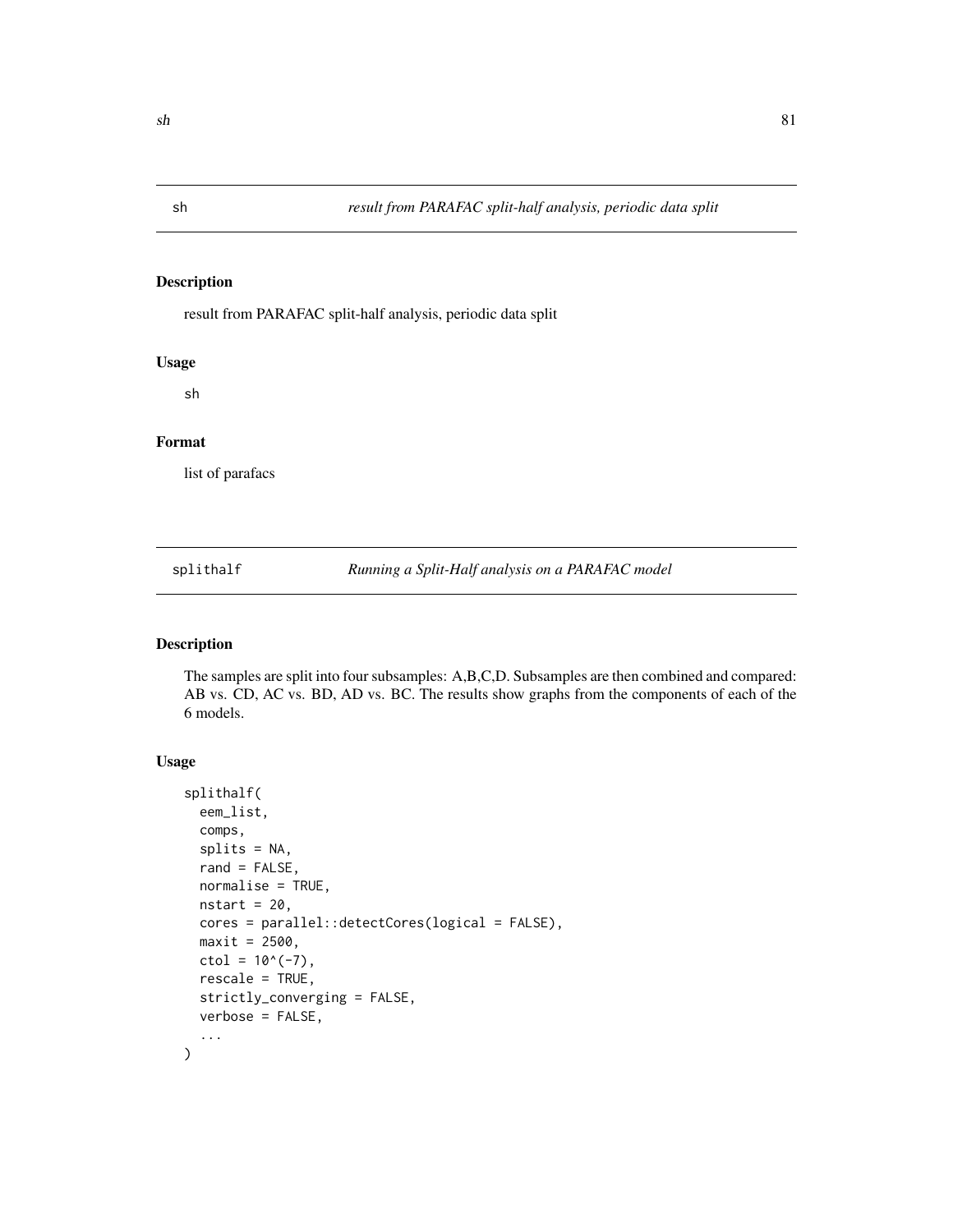## sh — *result from PARAFAC split-half analysis, periodic data split*

### Description

result from PARAFAC split-half analysis, periodic data split

### Usage

```
sh
```

### Format

list of parafacs

## splithalf — *Running a Split-Half analysis on a PARAFAC model*

### Description

The samples are split into four subsamples: A,B,C,D. Subsamples are then combined and compared: AB vs. CD, AC vs. BD, AD vs. BC. The results show graphs from the components of each of the 6 models.

### Usage

```
splithalf(
  eem_list,
  comps,
  splits = NA,
  rand = FALSE,
  normalise = TRUE,
  nstart = 20,
  cores = parallel::detectCores(logical = FALSE),
  maxit = 2500,
  ctol = 10^(-7),
  rescale = TRUE,
  strictly_converging = FALSE,
  verbose = FALSE,
  ...
)
```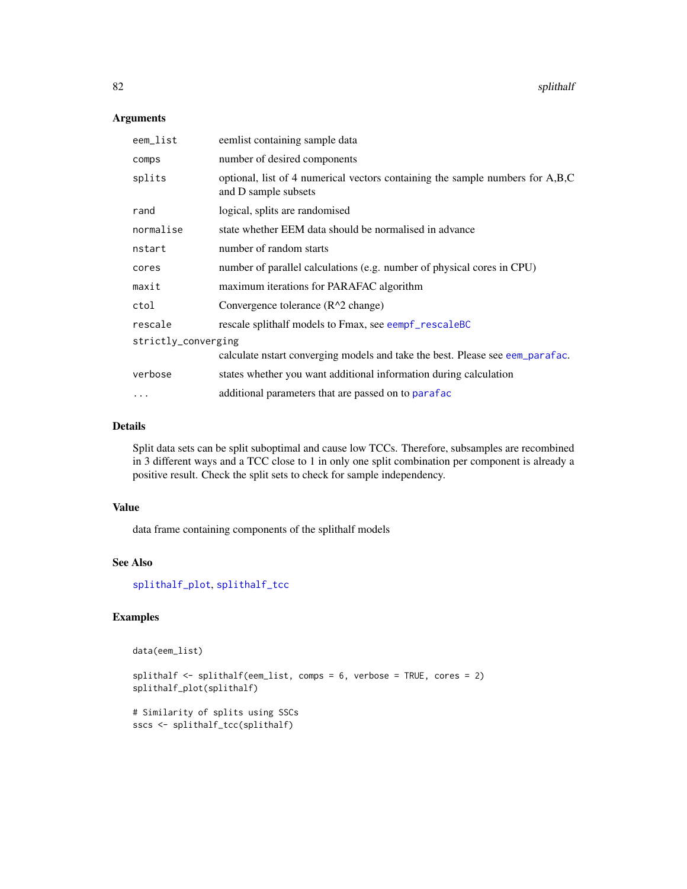### Arguments

| | |
|---|---|
| eem_list | eemlist containing sample data |
| comps | number of desired components |
| splits | optional, list of 4 numerical vectors containing the sample numbers for A,B,C and D sample subsets |
| rand | logical, splits are randomised |
| normalise | state whether EEM data should be normalised in advance |
| nstart | number of random starts |
| cores | number of parallel calculations (e.g. number of physical cores in CPU) |
| maxit | maximum iterations for PARAFAC algorithm |
| ctol | Convergence tolerance ($R^2$ change) |
| rescale | rescale splithalf models to Fmax, see eempf_rescaleBC |
| strictly_converging | calculate nstart converging models and take the best. Please see eem_parafac. |
| verbose | states whether you want additional information during calculation |
| ... | additional parameters that are passed on to parafac |

### Details

Split data sets can be split suboptimal and cause low TCCs. Therefore, subsamples are recombined in 3 different ways and a TCC close to 1 in only one split combination per component is already a positive result. Check the split sets to check for sample independency.

### Value

data frame containing components of the splithalf models

### See Also

splithalf_plot, splithalf_tcc

### Examples

```
data(eem_list)

splithalf <- splithalf(eem_list, comps = 6, verbose = TRUE, cores = 2)
splithalf_plot(splithalf)

# Similarity of splits using SSCs
sscs <- splithalf_tcc(splithalf)
```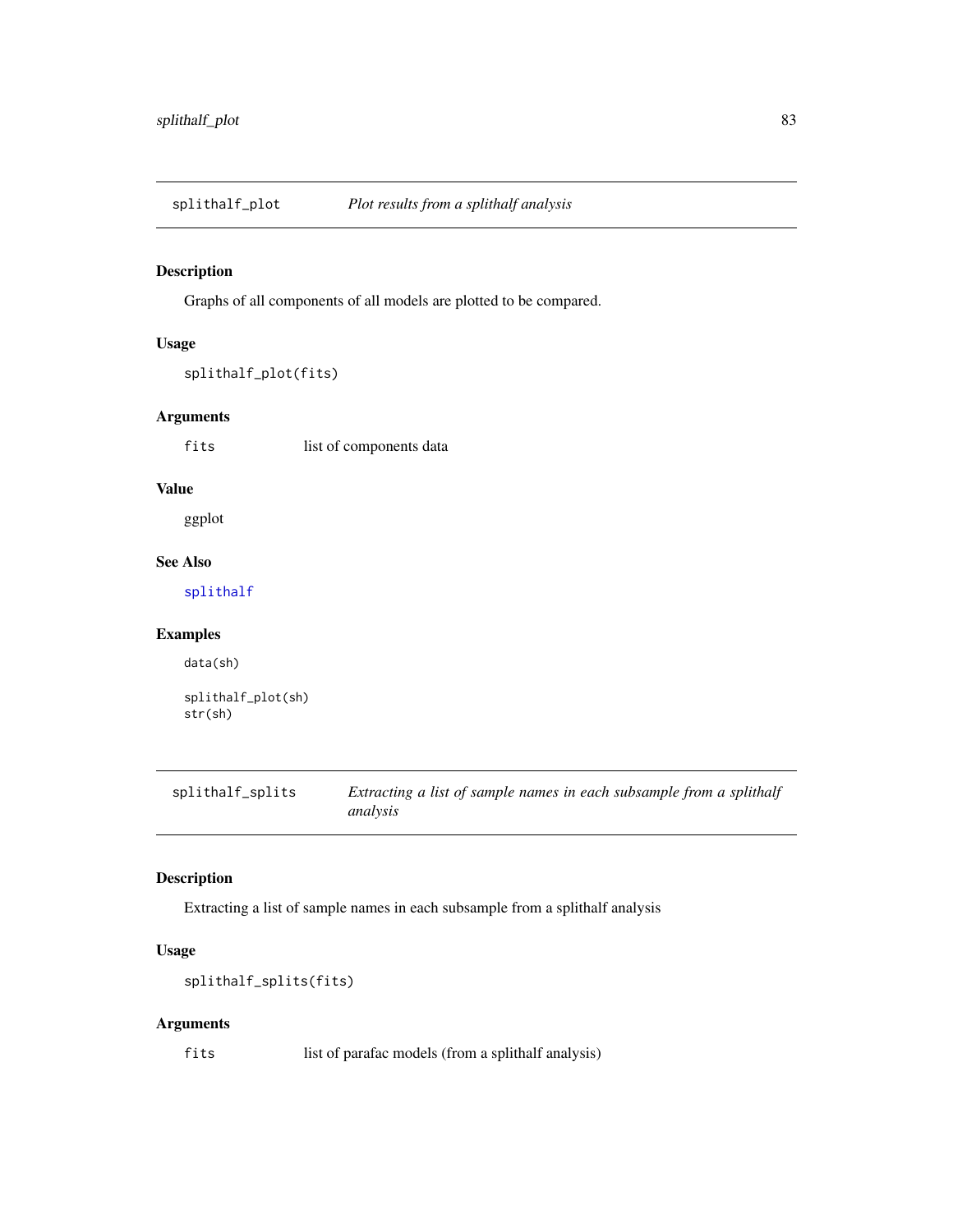## splithalf_plot — *Plot results from a splithalf analysis*

### Description

Graphs of all components of all models are plotted to be compared.

### Usage

```
splithalf_plot(fits)
```

### Arguments

| | |
|---|---|
| fits | list of components data |

### Value

ggplot

### See Also

splithalf

### Examples

```
data(sh)

splithalf_plot(sh)
str(sh)
```

## splithalf_splits — *Extracting a list of sample names in each subsample from a splithalf analysis*

### Description

Extracting a list of sample names in each subsample from a splithalf analysis

### Usage

```
splithalf_splits(fits)
```

### Arguments

| | |
|---|---|
| fits | list of parafac models (from a splithalf analysis) |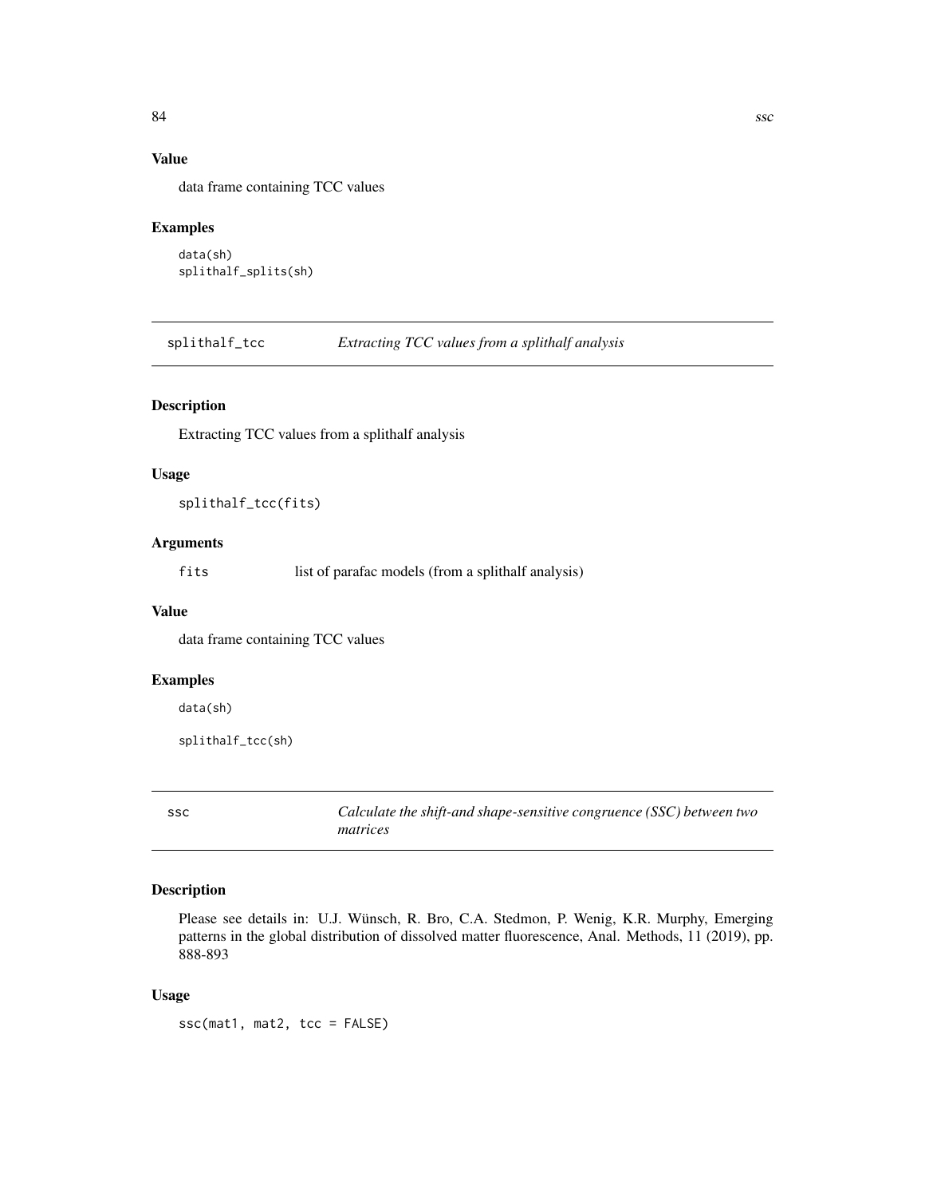### Value

data frame containing TCC values

### Examples

```
data(sh)
splithalf_splits(sh)
```

## splithalf_tcc *Extracting TCC values from a splithalf analysis*

### Description

Extracting TCC values from a splithalf analysis

### Usage

```
splithalf_tcc(fits)
```

### Arguments

fits list of parafac models (from a splithalf analysis)

### Value

data frame containing TCC values

### Examples

```
data(sh)

splithalf_tcc(sh)
```

## ssc *Calculate the shift-and shape-sensitive congruence (SSC) between two matrices*

### Description

Please see details in: U.J. Wünsch, R. Bro, C.A. Stedmon, P. Wenig, K.R. Murphy, Emerging patterns in the global distribution of dissolved matter fluorescence, Anal. Methods, 11 (2019), pp. 888-893

### Usage

```
ssc(mat1, mat2, tcc = FALSE)
```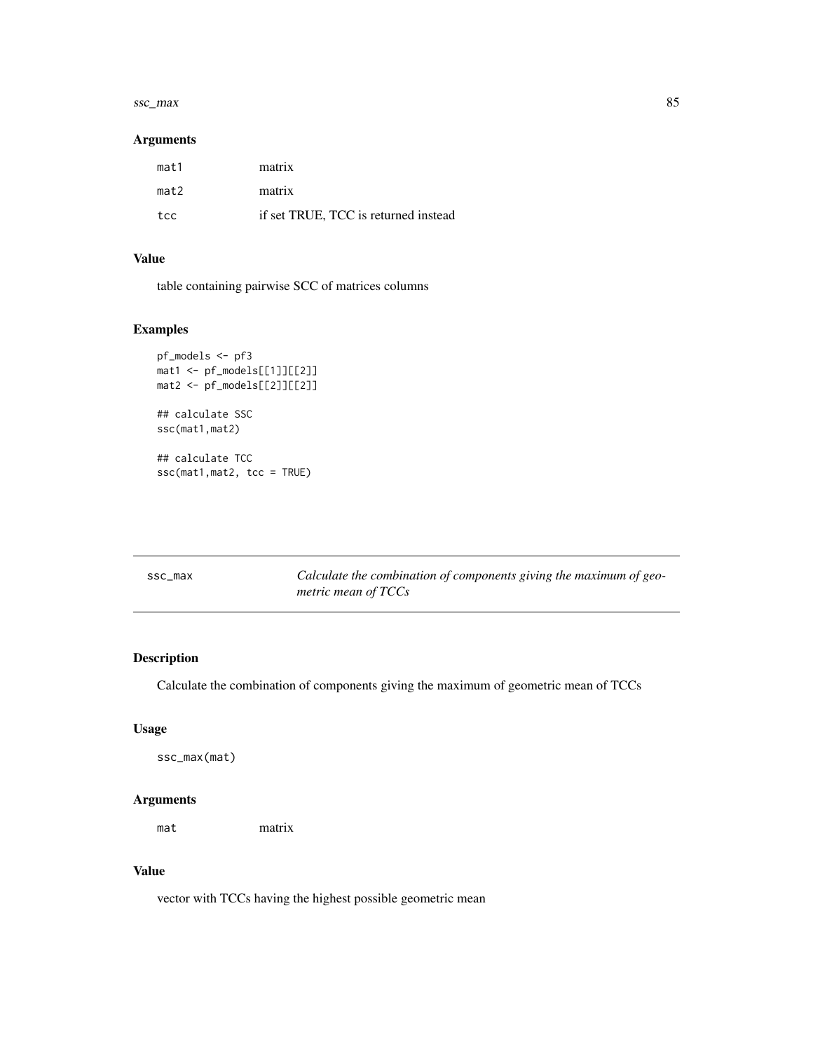### Arguments

| | |
|---|---|
| mat1 | matrix |
| mat2 | matrix |
| tcc | if set TRUE, TCC is returned instead |

### Value

table containing pairwise SCC of matrices columns

### Examples

```
pf_models <- pf3
mat1 <- pf_models[[1]][[2]]
mat2 <- pf_models[[2]][[2]]

## calculate SSC
ssc(mat1,mat2)

## calculate TCC
ssc(mat1,mat2, tcc = TRUE)
```

---

## ssc_max — *Calculate the combination of components giving the maximum of geometric mean of TCCs*

### Description

Calculate the combination of components giving the maximum of geometric mean of TCCs

### Usage

```
ssc_max(mat)
```

### Arguments

| | |
|---|---|
| mat | matrix |

### Value

vector with TCCs having the highest possible geometric mean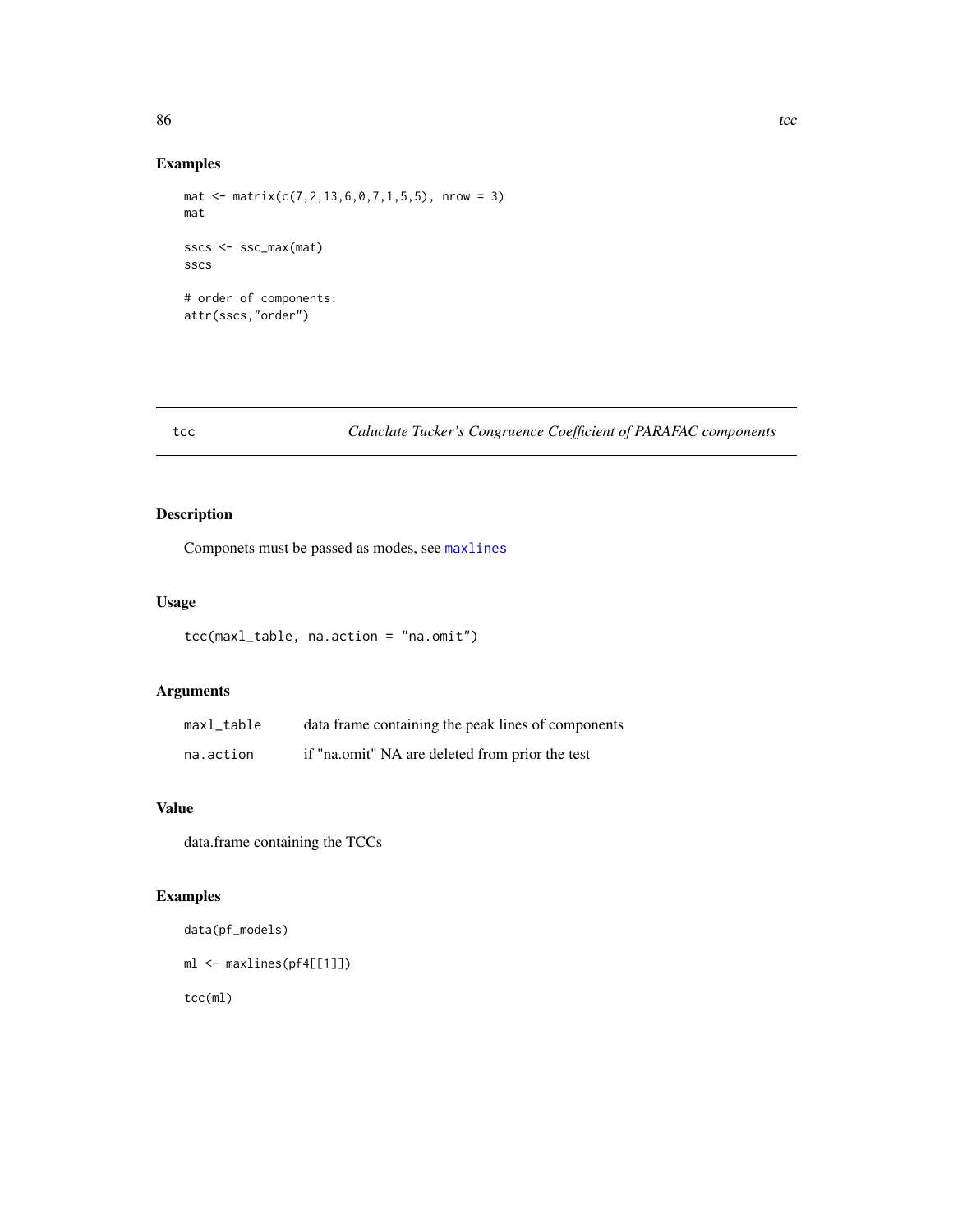## Examples

```
mat <- matrix(c(7,2,13,6,0,7,1,5,5), nrow = 3)
mat

sscs <- ssc_max(mat)
sscs

# order of components:
attr(sscs,"order")
```

---

# tcc — *Caluclate Tucker's Congruence Coefficient of PARAFAC components*

---

## Description

Componets must be passed as modes, see maxlines

## Usage

```
tcc(maxl_table, na.action = "na.omit")
```

## Arguments

| | |
|---|---|
| maxl_table | data frame containing the peak lines of components |
| na.action | if "na.omit" NA are deleted from prior the test |

## Value

data.frame containing the TCCs

## Examples

```
data(pf_models)

ml <- maxlines(pf4[[1]])

tcc(ml)
```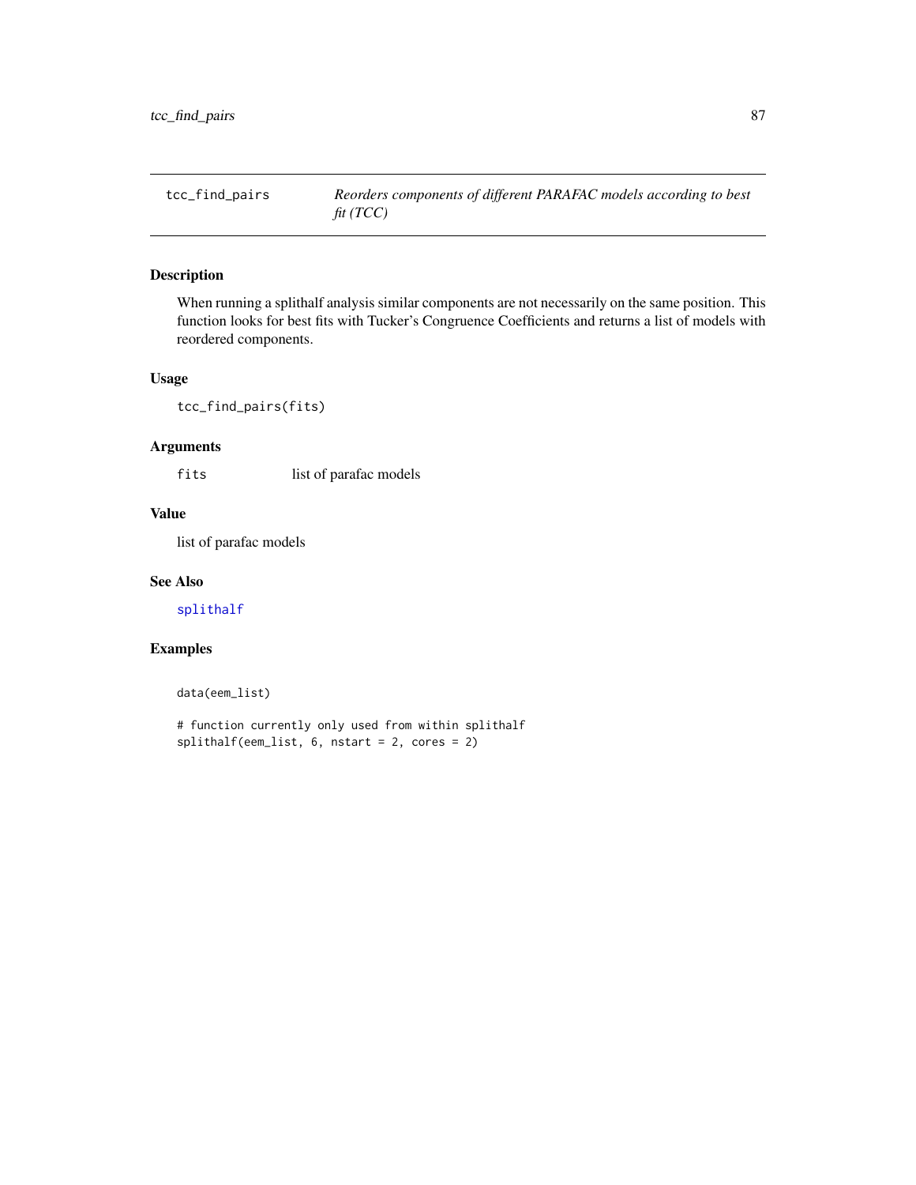# tcc_find_pairs — *Reorders components of different PARAFAC models according to best fit (TCC)*

## Description

When running a splithalf analysis similar components are not necessarily on the same position. This function looks for best fits with Tucker's Congruence Coefficients and returns a list of models with reordered components.

## Usage

```
tcc_find_pairs(fits)
```

## Arguments

| | |
|---|---|
| fits | list of parafac models |

## Value

list of parafac models

## See Also

splithalf

## Examples

```
data(eem_list)

# function currently only used from within splithalf
splithalf(eem_list, 6, nstart = 2, cores = 2)
```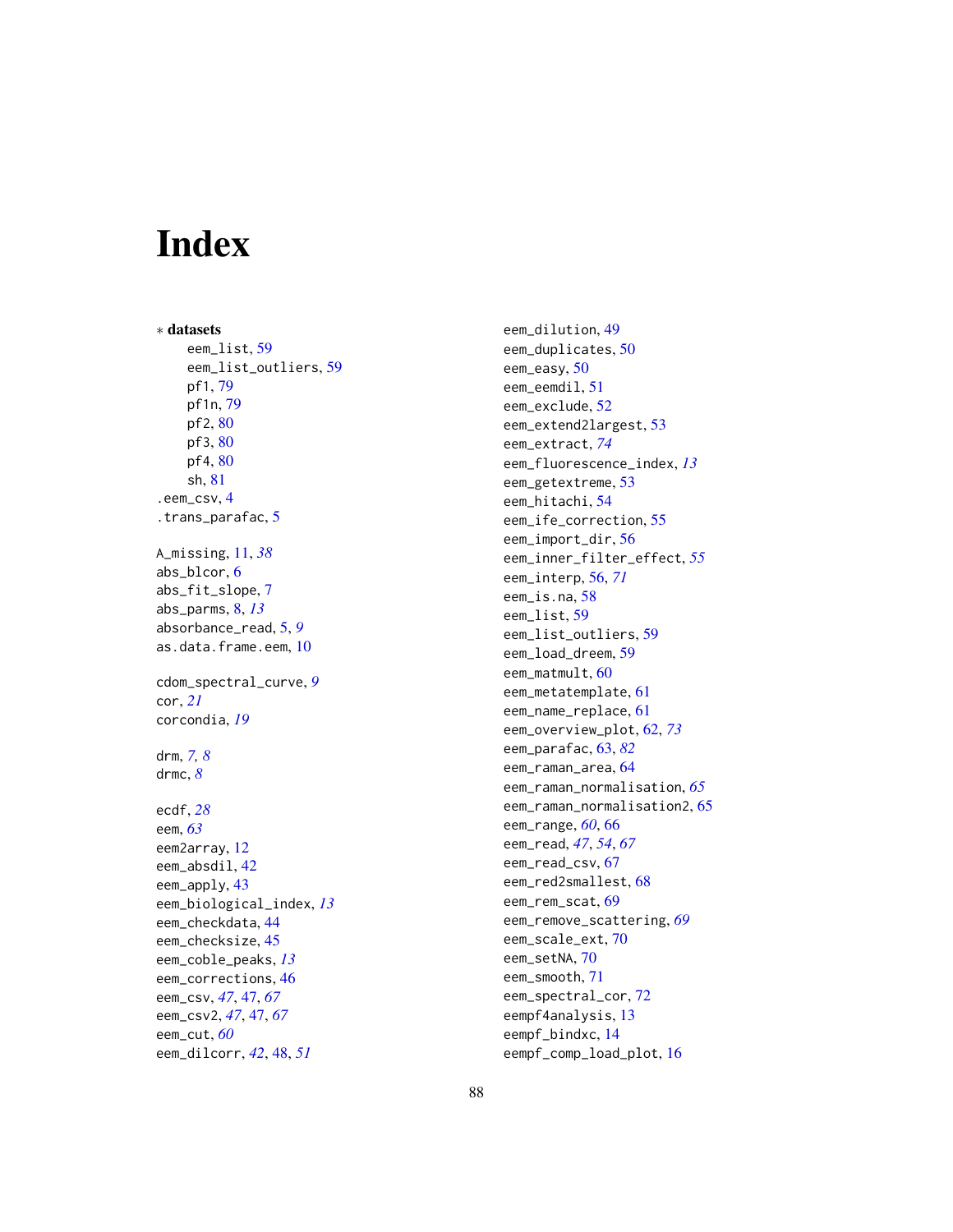# Index

∗ **datasets**

- eem_list, 59
- eem_list_outliers, 59
- pf1, 79
- pf1n, 79
- pf2, 80
- pf3, 80
- pf4, 80
- sh, 81

.eem_csv, 4
.trans_parafac, 5

A_missing, 11, *38*
abs_blcor, 6
abs_fit_slope, 7
abs_parms, 8, *13*
absorbance_read, 5, *9*
as.data.frame.eem, 10

cdom_spectral_curve, *9*
cor, *21*
corcondia, *19*

drm, *7, 8*
drmc, *8*

ecdf, *28*
eem, *63*
eem2array, 12
eem_absdil, 42
eem_apply, 43
eem_biological_index, *13*
eem_checkdata, 44
eem_checksize, 45
eem_coble_peaks, *13*
eem_corrections, 46
eem_csv, *47*, 47, *67*
eem_csv2, *47*, 47, *67*
eem_cut, *60*
eem_dilcorr, *42*, 48, *51*
eem_dilution, 49
eem_duplicates, 50
eem_easy, 50
eem_eemdil, 51
eem_exclude, 52
eem_extend2largest, 53
eem_extract, *74*
eem_fluorescence_index, *13*
eem_getextreme, 53
eem_hitachi, 54
eem_ife_correction, 55
eem_import_dir, 56
eem_inner_filter_effect, *55*
eem_interp, 56, *71*
eem_is.na, 58
eem_list, 59
eem_list_outliers, 59
eem_load_dreem, 59
eem_matmult, 60
eem_metatemplate, 61
eem_name_replace, 61
eem_overview_plot, 62, *73*
eem_parafac, 63, *82*
eem_raman_area, 64
eem_raman_normalisation, *65*
eem_raman_normalisation2, 65
eem_range, *60*, 66
eem_read, *47*, *54*, *67*
eem_read_csv, 67
eem_red2smallest, 68
eem_rem_scat, 69
eem_remove_scattering, *69*
eem_scale_ext, 70
eem_setNA, 70
eem_smooth, 71
eem_spectral_cor, 72
eempf4analysis, 13
eempf_bindxc, 14
eempf_comp_load_plot, 16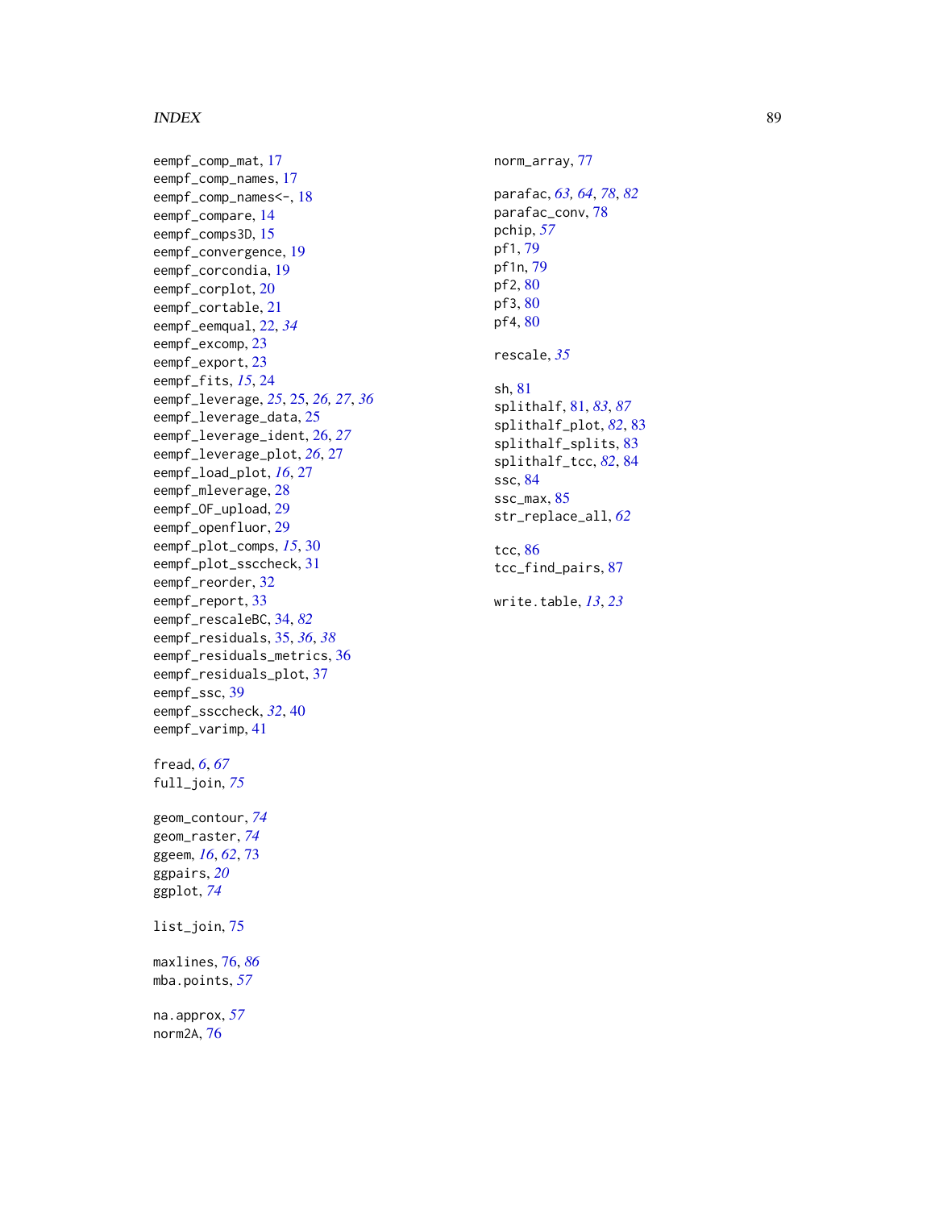eempf_comp_mat, 17
eempf_comp_names, 17
eempf_comp_names<-, 18
eempf_compare, 14
eempf_comps3D, 15
eempf_convergence, 19
eempf_corcondia, 19
eempf_corplot, 20
eempf_cortable, 21
eempf_eemqual, 22, *34*
eempf_excomp, 23
eempf_export, 23
eempf_fits, *15*, 24
eempf_leverage, *25*, 25, *26, 27*, *36*
eempf_leverage_data, 25
eempf_leverage_ident, 26, *27*
eempf_leverage_plot, *26*, 27
eempf_load_plot, *16*, 27
eempf_mleverage, 28
eempf_OF_upload, 29
eempf_openfluor, 29
eempf_plot_comps, *15*, 30
eempf_plot_ssccheck, 31
eempf_reorder, 32
eempf_report, 33
eempf_rescaleBC, 34, *82*
eempf_residuals, 35, *36*, *38*
eempf_residuals_metrics, 36
eempf_residuals_plot, 37
eempf_ssc, 39
eempf_ssccheck, *32*, 40
eempf_varimp, 41

fread, *6*, *67*
full_join, *75*

geom_contour, *74*
geom_raster, *74*
ggeem, *16*, *62*, 73
ggpairs, *20*
ggplot, *74*

list_join, 75

maxlines, 76, *86*
mba.points, *57*

na.approx, *57*
norm2A, 76
norm_array, 77

parafac, *63, 64*, *78*, *82*
parafac_conv, 78
pchip, *57*
pf1, 79
pf1n, 79
pf2, 80
pf3, 80
pf4, 80

rescale, *35*

sh, 81
splithalf, 81, *83*, *87*
splithalf_plot, *82*, 83
splithalf_splits, 83
splithalf_tcc, *82*, 84
ssc, 84
ssc_max, 85
str_replace_all, *62*

tcc, 86
tcc_find_pairs, 87

write.table, *13*, *23*